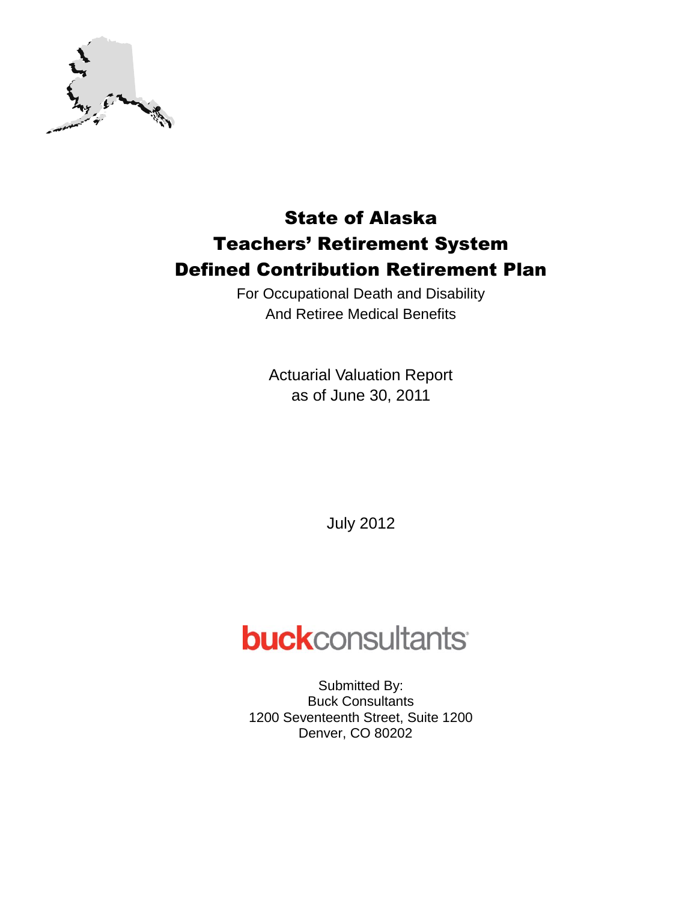# State of Alaska
# Teachers' Retirement System
# Defined Contribution Retirement Plan

For Occupational Death and Disability
And Retiree Medical Benefits

Actuarial Valuation Report
as of June 30, 2011

July 2012

**buck**consultants

Submitted By:
Buck Consultants
1200 Seventeenth Street, Suite 1200
Denver, CO 80202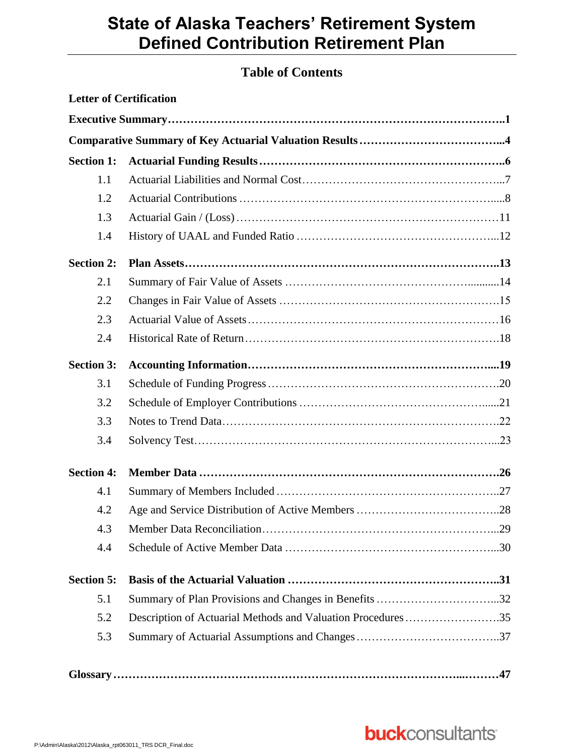# State of Alaska Teachers' Retirement System Defined Contribution Retirement Plan

## Table of Contents

**Letter of Certification**

**Executive Summary ..... 1**

**Comparative Summary of Key Actuarial Valuation Results ..... 4**

| | | |
|---|---|---|
| **Section 1:** | **Actuarial Funding Results** | **6** |
| 1.1 | Actuarial Liabilities and Normal Cost | 7 |
| 1.2 | Actuarial Contributions | 8 |
| 1.3 | Actuarial Gain / (Loss) | 11 |
| 1.4 | History of UAAL and Funded Ratio | 12 |
| **Section 2:** | **Plan Assets** | **13** |
| 2.1 | Summary of Fair Value of Assets | 14 |
| 2.2 | Changes in Fair Value of Assets | 15 |
| 2.3 | Actuarial Value of Assets | 16 |
| 2.4 | Historical Rate of Return | 18 |
| **Section 3:** | **Accounting Information** | **19** |
| 3.1 | Schedule of Funding Progress | 20 |
| 3.2 | Schedule of Employer Contributions | 21 |
| 3.3 | Notes to Trend Data | 22 |
| 3.4 | Solvency Test | 23 |
| **Section 4:** | **Member Data** | **26** |
| 4.1 | Summary of Members Included | 27 |
| 4.2 | Age and Service Distribution of Active Members | 28 |
| 4.3 | Member Data Reconciliation | 29 |
| 4.4 | Schedule of Active Member Data | 30 |
| **Section 5:** | **Basis of the Actuarial Valuation** | **31** |
| 5.1 | Summary of Plan Provisions and Changes in Benefits | 32 |
| 5.2 | Description of Actuarial Methods and Valuation Procedures | 35 |
| 5.3 | Summary of Actuarial Assumptions and Changes | 37 |

**Glossary ..... 47**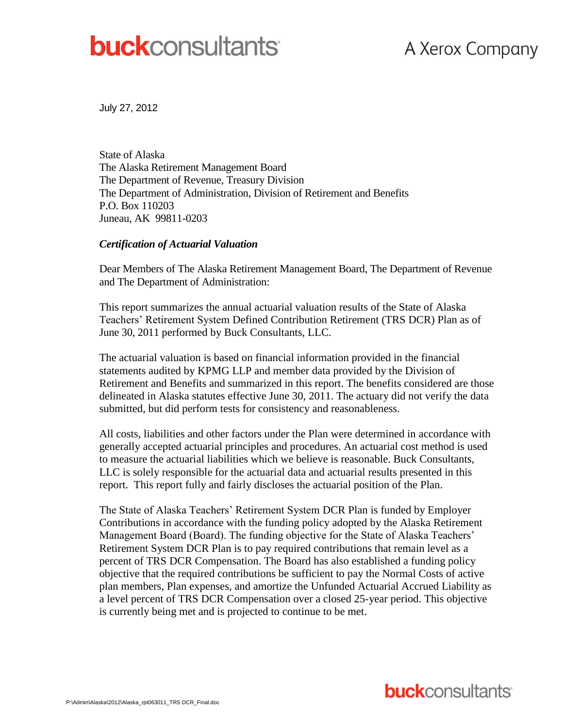July 27, 2012

State of Alaska
The Alaska Retirement Management Board
The Department of Revenue, Treasury Division
The Department of Administration, Division of Retirement and Benefits
P.O. Box 110203
Juneau, AK 99811-0203

***Certification of Actuarial Valuation***

Dear Members of The Alaska Retirement Management Board, The Department of Revenue and The Department of Administration:

This report summarizes the annual actuarial valuation results of the State of Alaska Teachers' Retirement System Defined Contribution Retirement (TRS DCR) Plan as of June 30, 2011 performed by Buck Consultants, LLC.

The actuarial valuation is based on financial information provided in the financial statements audited by KPMG LLP and member data provided by the Division of Retirement and Benefits and summarized in this report. The benefits considered are those delineated in Alaska statutes effective June 30, 2011. The actuary did not verify the data submitted, but did perform tests for consistency and reasonableness.

All costs, liabilities and other factors under the Plan were determined in accordance with generally accepted actuarial principles and procedures. An actuarial cost method is used to measure the actuarial liabilities which we believe is reasonable. Buck Consultants, LLC is solely responsible for the actuarial data and actuarial results presented in this report. This report fully and fairly discloses the actuarial position of the Plan.

The State of Alaska Teachers' Retirement System DCR Plan is funded by Employer Contributions in accordance with the funding policy adopted by the Alaska Retirement Management Board (Board). The funding objective for the State of Alaska Teachers' Retirement System DCR Plan is to pay required contributions that remain level as a percent of TRS DCR Compensation. The Board has also established a funding policy objective that the required contributions be sufficient to pay the Normal Costs of active plan members, Plan expenses, and amortize the Unfunded Actuarial Accrued Liability as a level percent of TRS DCR Compensation over a closed 25-year period. This objective is currently being met and is projected to continue to be met.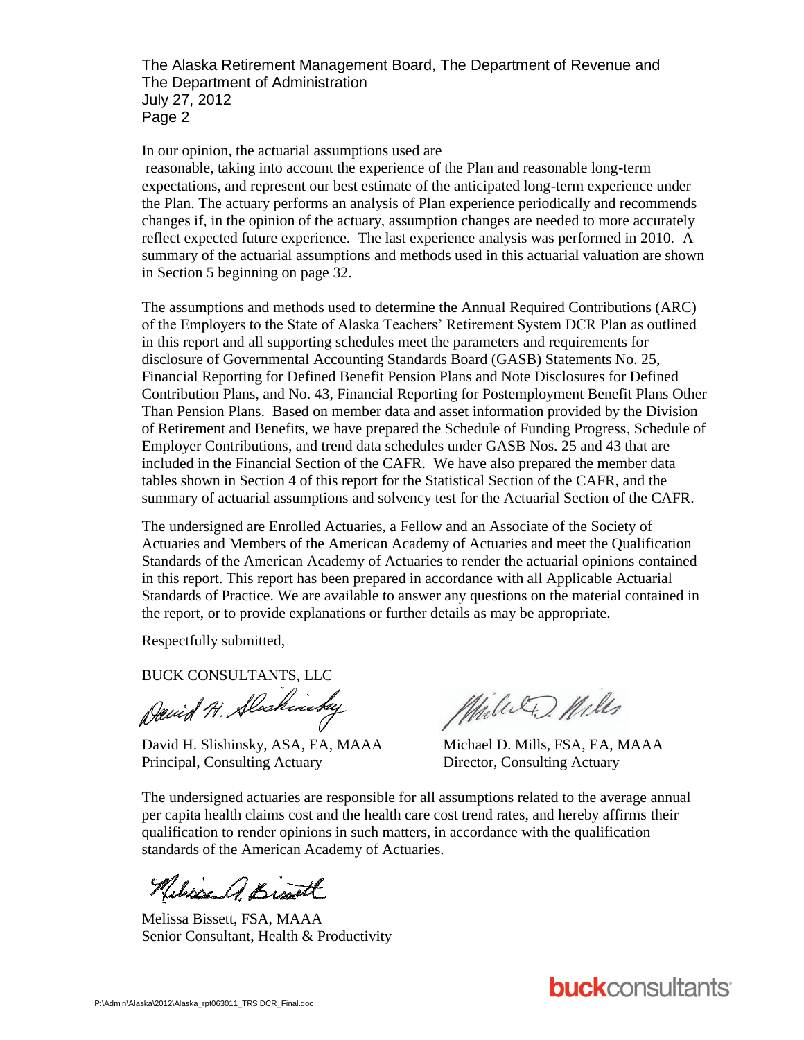In our opinion, the actuarial assumptions used are reasonable, taking into account the experience of the Plan and reasonable long-term expectations, and represent our best estimate of the anticipated long-term experience under the Plan. The actuary performs an analysis of Plan experience periodically and recommends changes if, in the opinion of the actuary, assumption changes are needed to more accurately reflect expected future experience. The last experience analysis was performed in 2010. A summary of the actuarial assumptions and methods used in this actuarial valuation are shown in Section 5 beginning on page 32.

The assumptions and methods used to determine the Annual Required Contributions (ARC) of the Employers to the State of Alaska Teachers' Retirement System DCR Plan as outlined in this report and all supporting schedules meet the parameters and requirements for disclosure of Governmental Accounting Standards Board (GASB) Statements No. 25, Financial Reporting for Defined Benefit Pension Plans and Note Disclosures for Defined Contribution Plans, and No. 43, Financial Reporting for Postemployment Benefit Plans Other Than Pension Plans. Based on member data and asset information provided by the Division of Retirement and Benefits, we have prepared the Schedule of Funding Progress, Schedule of Employer Contributions, and trend data schedules under GASB Nos. 25 and 43 that are included in the Financial Section of the CAFR. We have also prepared the member data tables shown in Section 4 of this report for the Statistical Section of the CAFR, and the summary of actuarial assumptions and solvency test for the Actuarial Section of the CAFR.

The undersigned are Enrolled Actuaries, a Fellow and an Associate of the Society of Actuaries and Members of the American Academy of Actuaries and meet the Qualification Standards of the American Academy of Actuaries to render the actuarial opinions contained in this report. This report has been prepared in accordance with all Applicable Actuarial Standards of Practice. We are available to answer any questions on the material contained in the report, or to provide explanations or further details as may be appropriate.

Respectfully submitted,

BUCK CONSULTANTS, LLC

David H. Slishinsky, ASA, EA, MAAA
Principal, Consulting Actuary

Michael D. Mills, FSA, EA, MAAA
Director, Consulting Actuary

The undersigned actuaries are responsible for all assumptions related to the average annual per capita health claims cost and the health care cost trend rates, and hereby affirms their qualification to render opinions in such matters, in accordance with the qualification standards of the American Academy of Actuaries.

Melissa Bissett, FSA, MAAA
Senior Consultant, Health & Productivity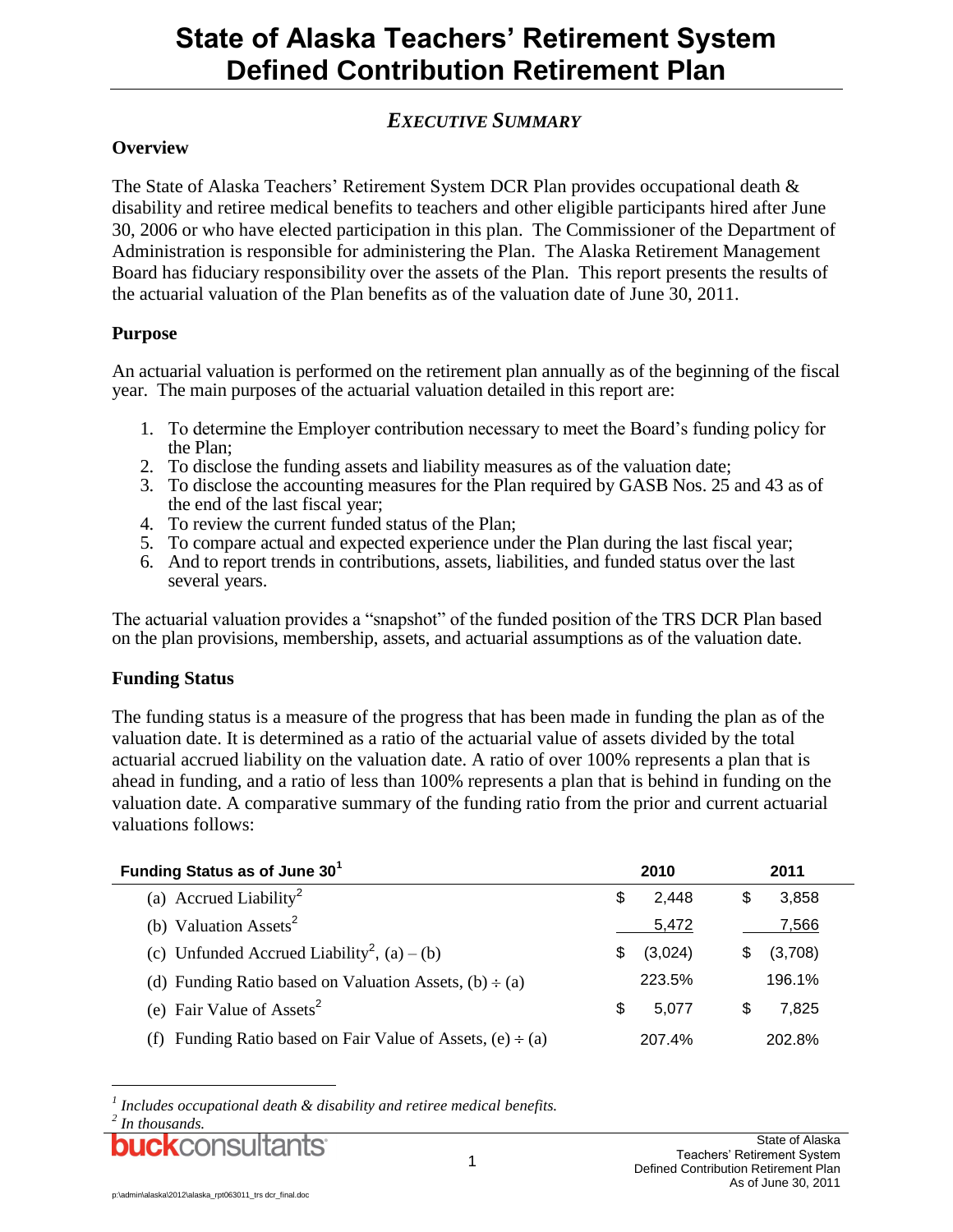# State of Alaska Teachers' Retirement System Defined Contribution Retirement Plan

## *EXECUTIVE SUMMARY*

### Overview

The State of Alaska Teachers' Retirement System DCR Plan provides occupational death & disability and retiree medical benefits to teachers and other eligible participants hired after June 30, 2006 or who have elected participation in this plan. The Commissioner of the Department of Administration is responsible for administering the Plan. The Alaska Retirement Management Board has fiduciary responsibility over the assets of the Plan. This report presents the results of the actuarial valuation of the Plan benefits as of the valuation date of June 30, 2011.

### Purpose

An actuarial valuation is performed on the retirement plan annually as of the beginning of the fiscal year. The main purposes of the actuarial valuation detailed in this report are:

1. To determine the Employer contribution necessary to meet the Board's funding policy for the Plan;
2. To disclose the funding assets and liability measures as of the valuation date;
3. To disclose the accounting measures for the Plan required by GASB Nos. 25 and 43 as of the end of the last fiscal year;
4. To review the current funded status of the Plan;
5. To compare actual and expected experience under the Plan during the last fiscal year;
6. And to report trends in contributions, assets, liabilities, and funded status over the last several years.

The actuarial valuation provides a "snapshot" of the funded position of the TRS DCR Plan based on the plan provisions, membership, assets, and actuarial assumptions as of the valuation date.

### Funding Status

The funding status is a measure of the progress that has been made in funding the plan as of the valuation date. It is determined as a ratio of the actuarial value of assets divided by the total actuarial accrued liability on the valuation date. A ratio of over 100% represents a plan that is ahead in funding, and a ratio of less than 100% represents a plan that is behind in funding on the valuation date. A comparative summary of the funding ratio from the prior and current actuarial valuations follows:

| Funding Status as of June 30[1] | 2010 | 2011 |
|---|---|---|
| (a) Accrued Liability[2] | $ 2,448 | $ 3,858 |
| (b) Valuation Assets[2] | 5,472 | 7,566 |
| (c) Unfunded Accrued Liability[2], (a) – (b) | $ (3,024) | $ (3,708) |
| (d) Funding Ratio based on Valuation Assets, (b) ÷ (a) | 223.5% | 196.1% |
| (e) Fair Value of Assets[2] | $ 5,077 | $ 7,825 |
| (f) Funding Ratio based on Fair Value of Assets, (e) ÷ (a) | 207.4% | 202.8% |

[1] *Includes occupational death & disability and retiree medical benefits.*

[2] *In thousands.*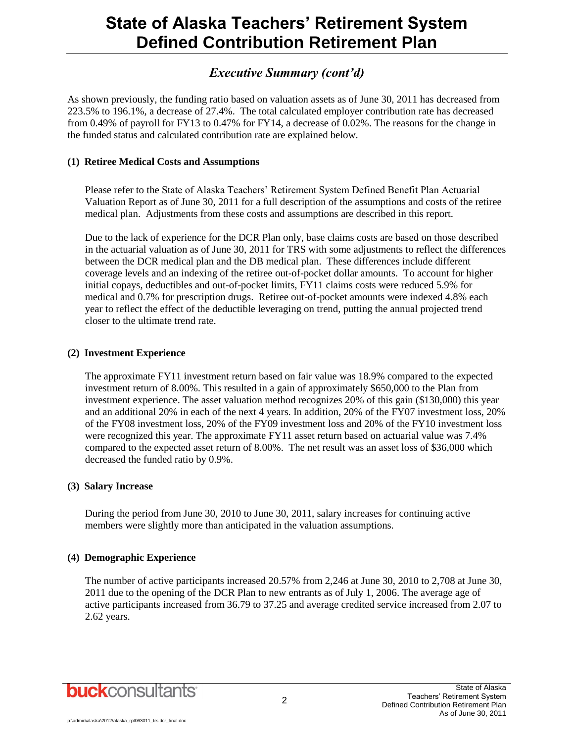## *Executive Summary (cont'd)*

As shown previously, the funding ratio based on valuation assets as of June 30, 2011 has decreased from 223.5% to 196.1%, a decrease of 27.4%. The total calculated employer contribution rate has decreased from 0.49% of payroll for FY13 to 0.47% for FY14, a decrease of 0.02%. The reasons for the change in the funded status and calculated contribution rate are explained below.

**(1) Retiree Medical Costs and Assumptions**

Please refer to the State of Alaska Teachers' Retirement System Defined Benefit Plan Actuarial Valuation Report as of June 30, 2011 for a full description of the assumptions and costs of the retiree medical plan. Adjustments from these costs and assumptions are described in this report.

Due to the lack of experience for the DCR Plan only, base claims costs are based on those described in the actuarial valuation as of June 30, 2011 for TRS with some adjustments to reflect the differences between the DCR medical plan and the DB medical plan. These differences include different coverage levels and an indexing of the retiree out-of-pocket dollar amounts. To account for higher initial copays, deductibles and out-of-pocket limits, FY11 claims costs were reduced 5.9% for medical and 0.7% for prescription drugs. Retiree out-of-pocket amounts were indexed 4.8% each year to reflect the effect of the deductible leveraging on trend, putting the annual projected trend closer to the ultimate trend rate.

**(2) Investment Experience**

The approximate FY11 investment return based on fair value was 18.9% compared to the expected investment return of 8.00%. This resulted in a gain of approximately $650,000 to the Plan from investment experience. The asset valuation method recognizes 20% of this gain ($130,000) this year and an additional 20% in each of the next 4 years. In addition, 20% of the FY07 investment loss, 20% of the FY08 investment loss, 20% of the FY09 investment loss and 20% of the FY10 investment loss were recognized this year. The approximate FY11 asset return based on actuarial value was 7.4% compared to the expected asset return of 8.00%. The net result was an asset loss of $36,000 which decreased the funded ratio by 0.9%.

**(3) Salary Increase**

During the period from June 30, 2010 to June 30, 2011, salary increases for continuing active members were slightly more than anticipated in the valuation assumptions.

**(4) Demographic Experience**

The number of active participants increased 20.57% from 2,246 at June 30, 2010 to 2,708 at June 30, 2011 due to the opening of the DCR Plan to new entrants as of July 1, 2006. The average age of active participants increased from 36.79 to 37.25 and average credited service increased from 2.07 to 2.62 years.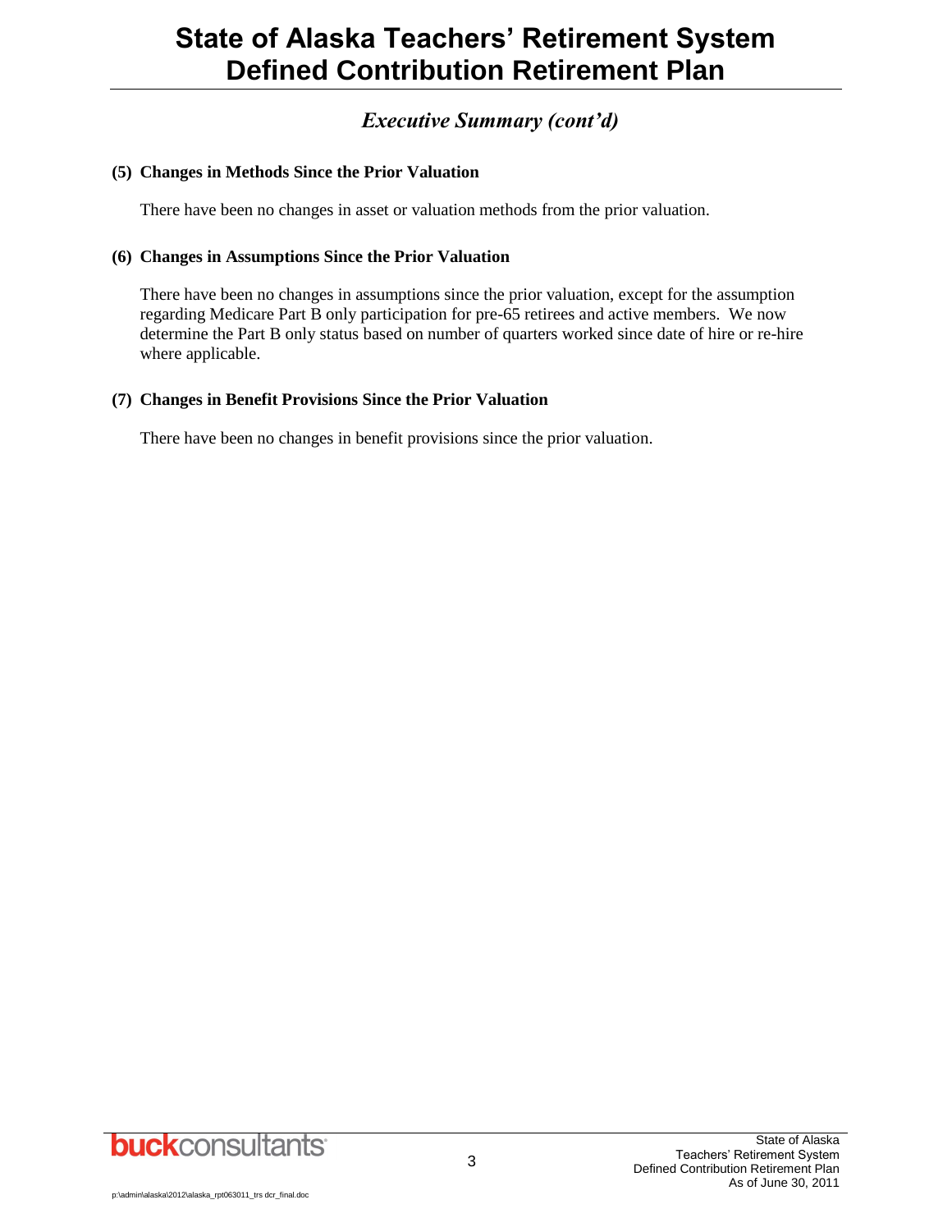## *Executive Summary (cont'd)*

**(5) Changes in Methods Since the Prior Valuation**

There have been no changes in asset or valuation methods from the prior valuation.

**(6) Changes in Assumptions Since the Prior Valuation**

There have been no changes in assumptions since the prior valuation, except for the assumption regarding Medicare Part B only participation for pre-65 retirees and active members. We now determine the Part B only status based on number of quarters worked since date of hire or re-hire where applicable.

**(7) Changes in Benefit Provisions Since the Prior Valuation**

There have been no changes in benefit provisions since the prior valuation.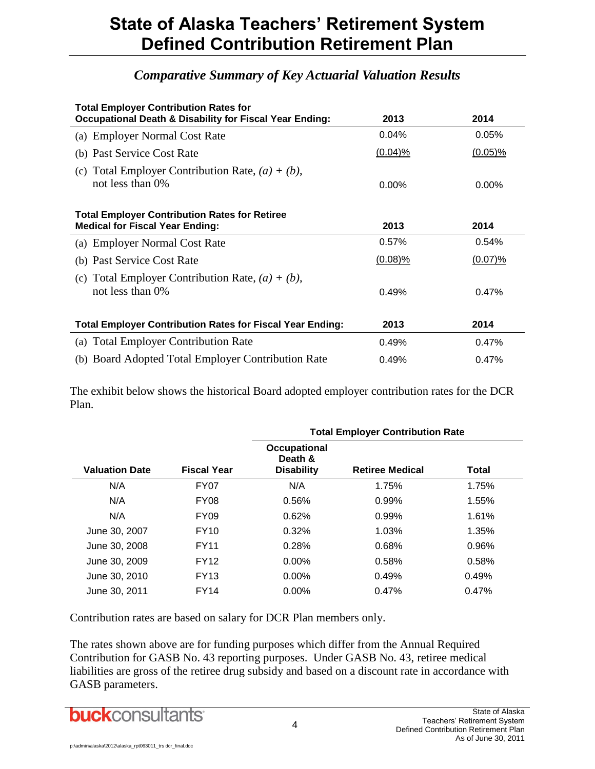# State of Alaska Teachers' Retirement System Defined Contribution Retirement Plan

## *Comparative Summary of Key Actuarial Valuation Results*

| Total Employer Contribution Rates for Occupational Death & Disability for Fiscal Year Ending: | 2013 | 2014 |
|---|---|---|
| (a) Employer Normal Cost Rate | 0.04% | 0.05% |
| (b) Past Service Cost Rate | (0.04)% | (0.05)% |
| (c) Total Employer Contribution Rate, *(a) + (b)*, not less than 0% | 0.00% | 0.00% |

| Total Employer Contribution Rates for Retiree Medical for Fiscal Year Ending: | 2013 | 2014 |
|---|---|---|
| (a) Employer Normal Cost Rate | 0.57% | 0.54% |
| (b) Past Service Cost Rate | (0.08)% | (0.07)% |
| (c) Total Employer Contribution Rate, *(a) + (b)*, not less than 0% | 0.49% | 0.47% |

| Total Employer Contribution Rates for Fiscal Year Ending: | 2013 | 2014 |
|---|---|---|
| (a) Total Employer Contribution Rate | 0.49% | 0.47% |
| (b) Board Adopted Total Employer Contribution Rate | 0.49% | 0.47% |

The exhibit below shows the historical Board adopted employer contribution rates for the DCR Plan.

| | | Total Employer Contribution Rate | | |
|---|---|---|---|---|
| Valuation Date | Fiscal Year | Occupational Death & Disability | Retiree Medical | Total |
| N/A | FY07 | N/A | 1.75% | 1.75% |
| N/A | FY08 | 0.56% | 0.99% | 1.55% |
| N/A | FY09 | 0.62% | 0.99% | 1.61% |
| June 30, 2007 | FY10 | 0.32% | 1.03% | 1.35% |
| June 30, 2008 | FY11 | 0.28% | 0.68% | 0.96% |
| June 30, 2009 | FY12 | 0.00% | 0.58% | 0.58% |
| June 30, 2010 | FY13 | 0.00% | 0.49% | 0.49% |
| June 30, 2011 | FY14 | 0.00% | 0.47% | 0.47% |

Contribution rates are based on salary for DCR Plan members only.

The rates shown above are for funding purposes which differ from the Annual Required Contribution for GASB No. 43 reporting purposes. Under GASB No. 43, retiree medical liabilities are gross of the retiree drug subsidy and based on a discount rate in accordance with GASB parameters.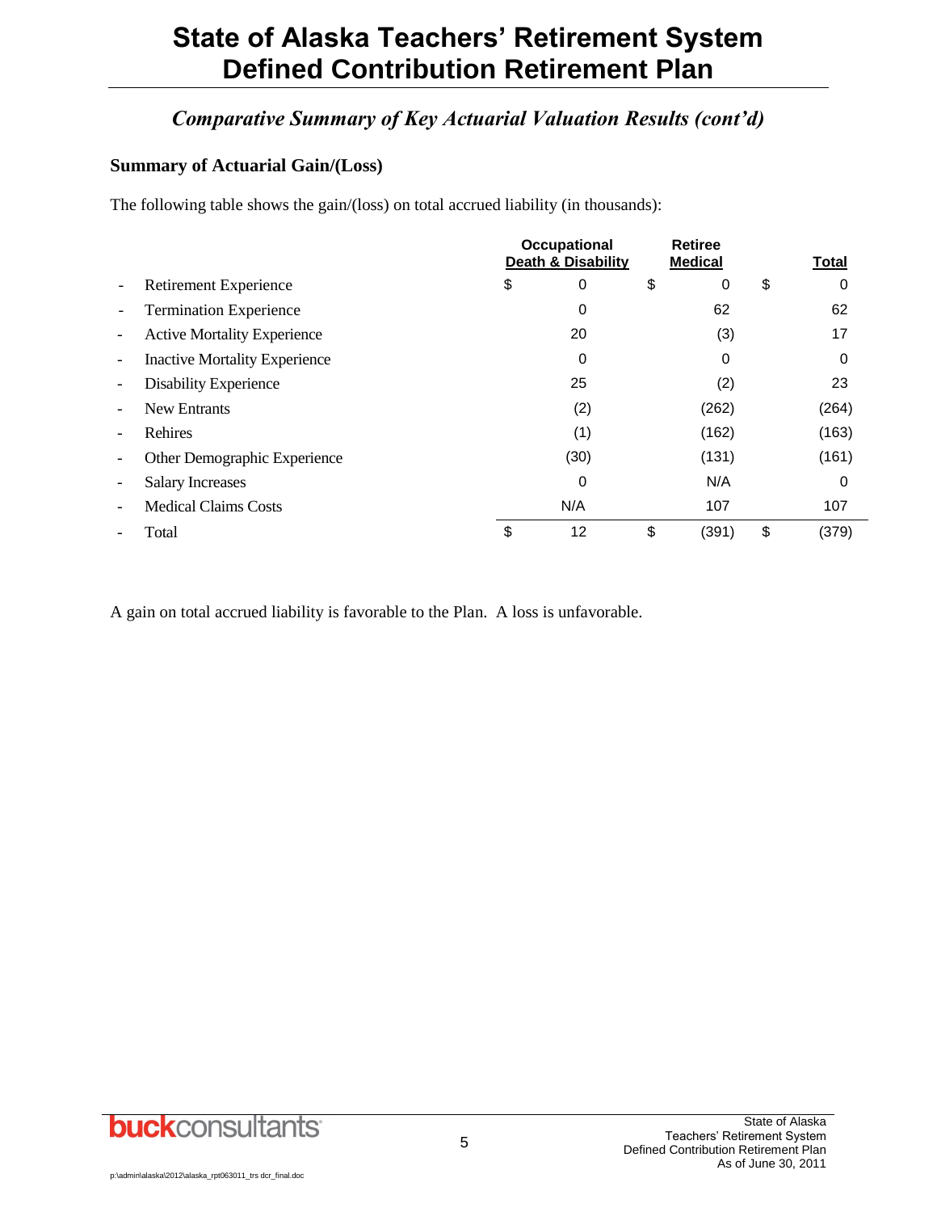# State of Alaska Teachers' Retirement System Defined Contribution Retirement Plan

## *Comparative Summary of Key Actuarial Valuation Results (cont'd)*

### Summary of Actuarial Gain/(Loss)

The following table shows the gain/(loss) on total accrued liability (in thousands):

| | Occupational Death & Disability | Retiree Medical | Total |
|---|---|---|---|
| - Retirement Experience | $ 0 | $ 0 | $ 0 |
| - Termination Experience | 0 | 62 | 62 |
| - Active Mortality Experience | 20 | (3) | 17 |
| - Inactive Mortality Experience | 0 | 0 | 0 |
| - Disability Experience | 25 | (2) | 23 |
| - New Entrants | (2) | (262) | (264) |
| - Rehires | (1) | (162) | (163) |
| - Other Demographic Experience | (30) | (131) | (161) |
| - Salary Increases | 0 | N/A | 0 |
| - Medical Claims Costs | N/A | 107 | 107 |
| - Total | $ 12 | $ (391) | $ (379) |

A gain on total accrued liability is favorable to the Plan. A loss is unfavorable.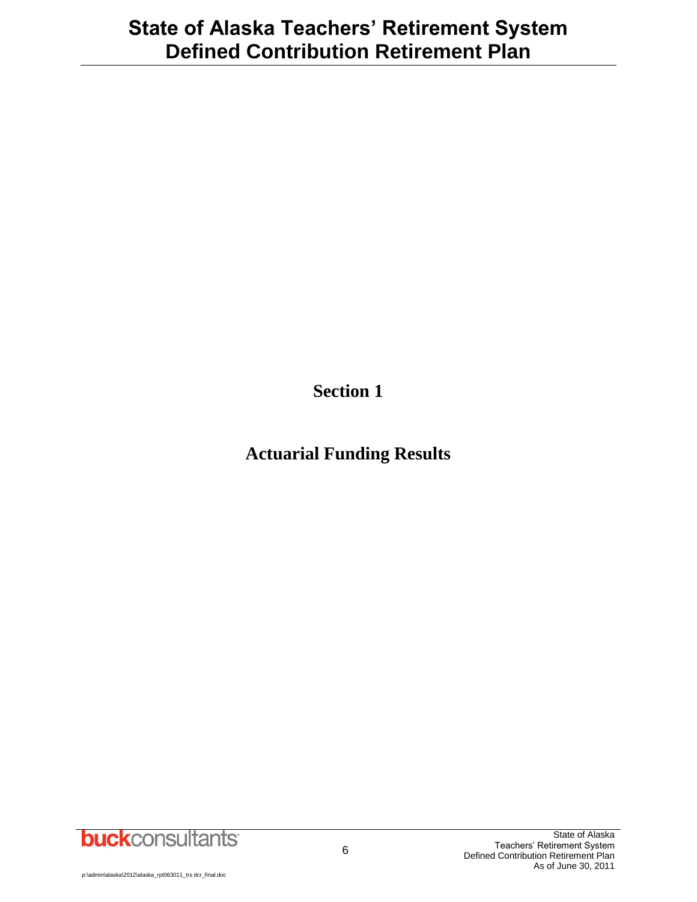# Section 1

## Actuarial Funding Results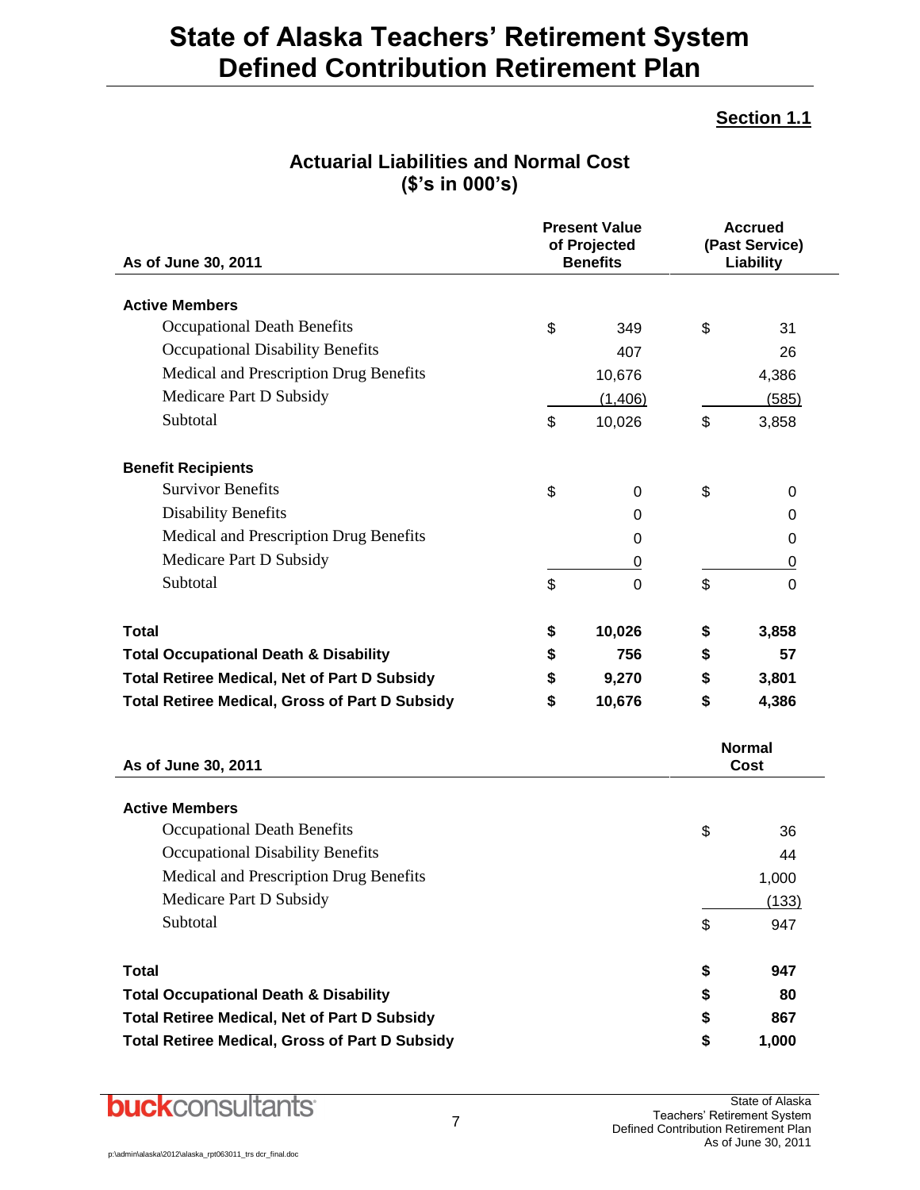# State of Alaska Teachers' Retirement System Defined Contribution Retirement Plan

**Section 1.1**

## Actuarial Liabilities and Normal Cost
## ($'s in 000's)

| As of June 30, 2011 | Present Value of Projected Benefits | Accrued (Past Service) Liability |
|---|---|---|
| **Active Members** | | |
| Occupational Death Benefits | $ 349 | $ 31 |
| Occupational Disability Benefits | 407 | 26 |
| Medical and Prescription Drug Benefits | 10,676 | 4,386 |
| Medicare Part D Subsidy | (1,406) | (585) |
| Subtotal | $ 10,026 | $ 3,858 |
| **Benefit Recipients** | | |
| Survivor Benefits | $ 0 | $ 0 |
| Disability Benefits | 0 | 0 |
| Medical and Prescription Drug Benefits | 0 | 0 |
| Medicare Part D Subsidy | 0 | 0 |
| Subtotal | $ 0 | $ 0 |
| **Total** | **$ 10,026** | **$ 3,858** |
| **Total Occupational Death & Disability** | **$ 756** | **$ 57** |
| **Total Retiree Medical, Net of Part D Subsidy** | **$ 9,270** | **$ 3,801** |
| **Total Retiree Medical, Gross of Part D Subsidy** | **$ 10,676** | **$ 4,386** |

| As of June 30, 2011 | Normal Cost |
|---|---|
| **Active Members** | |
| Occupational Death Benefits | $ 36 |
| Occupational Disability Benefits | 44 |
| Medical and Prescription Drug Benefits | 1,000 |
| Medicare Part D Subsidy | (133) |
| Subtotal | $ 947 |
| **Total** | **$ 947** |
| **Total Occupational Death & Disability** | **$ 80** |
| **Total Retiree Medical, Net of Part D Subsidy** | **$ 867** |
| **Total Retiree Medical, Gross of Part D Subsidy** | **$ 1,000** |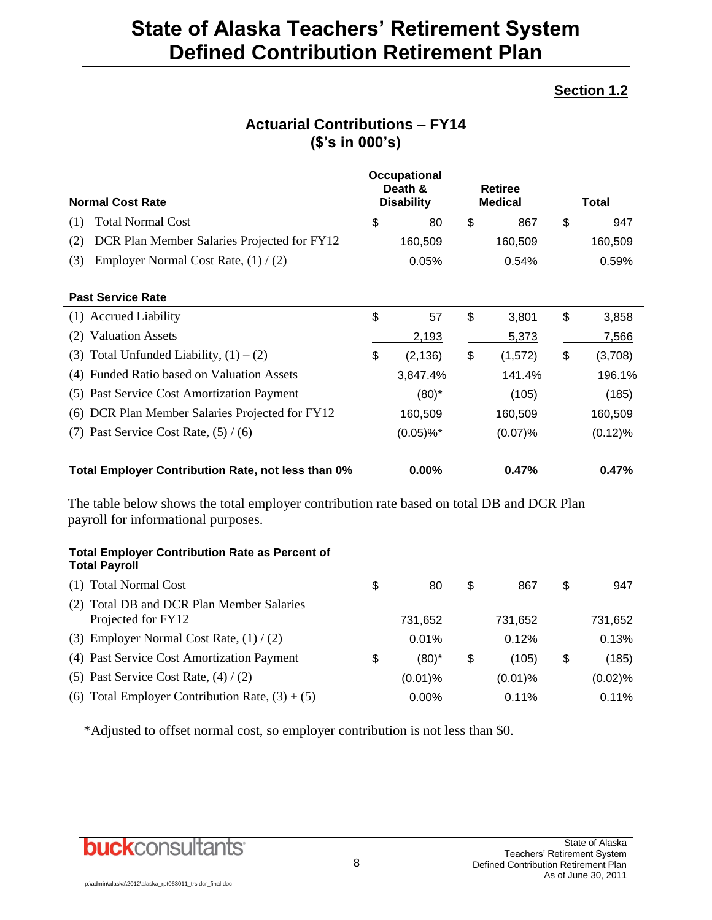# State of Alaska Teachers' Retirement System Defined Contribution Retirement Plan

**Section 1.2**

## Actuarial Contributions – FY14 ($'s in 000's)

| **Normal Cost Rate** | **Occupational Death & Disability** | **Retiree Medical** | **Total** |
|---|---|---|---|
| (1) Total Normal Cost | $ 80 | $ 867 | $ 947 |
| (2) DCR Plan Member Salaries Projected for FY12 | 160,509 | 160,509 | 160,509 |
| (3) Employer Normal Cost Rate, (1) / (2) | 0.05% | 0.54% | 0.59% |
| **Past Service Rate** | | | |
| (1) Accrued Liability | $ 57 | $ 3,801 | $ 3,858 |
| (2) Valuation Assets | 2,193 | 5,373 | 7,566 |
| (3) Total Unfunded Liability, (1) – (2) | $ (2,136) | $ (1,572) | $ (3,708) |
| (4) Funded Ratio based on Valuation Assets | 3,847.4% | 141.4% | 196.1% |
| (5) Past Service Cost Amortization Payment | (80)* | (105) | (185) |
| (6) DCR Plan Member Salaries Projected for FY12 | 160,509 | 160,509 | 160,509 |
| (7) Past Service Cost Rate, (5) / (6) | (0.05)%* | (0.07)% | (0.12)% |
| **Total Employer Contribution Rate, not less than 0%** | **0.00%** | **0.47%** | **0.47%** |

The table below shows the total employer contribution rate based on total DB and DCR Plan payroll for informational purposes.

| **Total Employer Contribution Rate as Percent of Total Payroll** | | | |
|---|---|---|---|
| (1) Total Normal Cost | $ 80 | $ 867 | $ 947 |
| (2) Total DB and DCR Plan Member Salaries Projected for FY12 | 731,652 | 731,652 | 731,652 |
| (3) Employer Normal Cost Rate, (1) / (2) | 0.01% | 0.12% | 0.13% |
| (4) Past Service Cost Amortization Payment | $ (80)* | $ (105) | $ (185) |
| (5) Past Service Cost Rate, (4) / (2) | (0.01)% | (0.01)% | (0.02)% |
| (6) Total Employer Contribution Rate, (3) + (5) | 0.00% | 0.11% | 0.11% |

*Adjusted to offset normal cost, so employer contribution is not less than $0.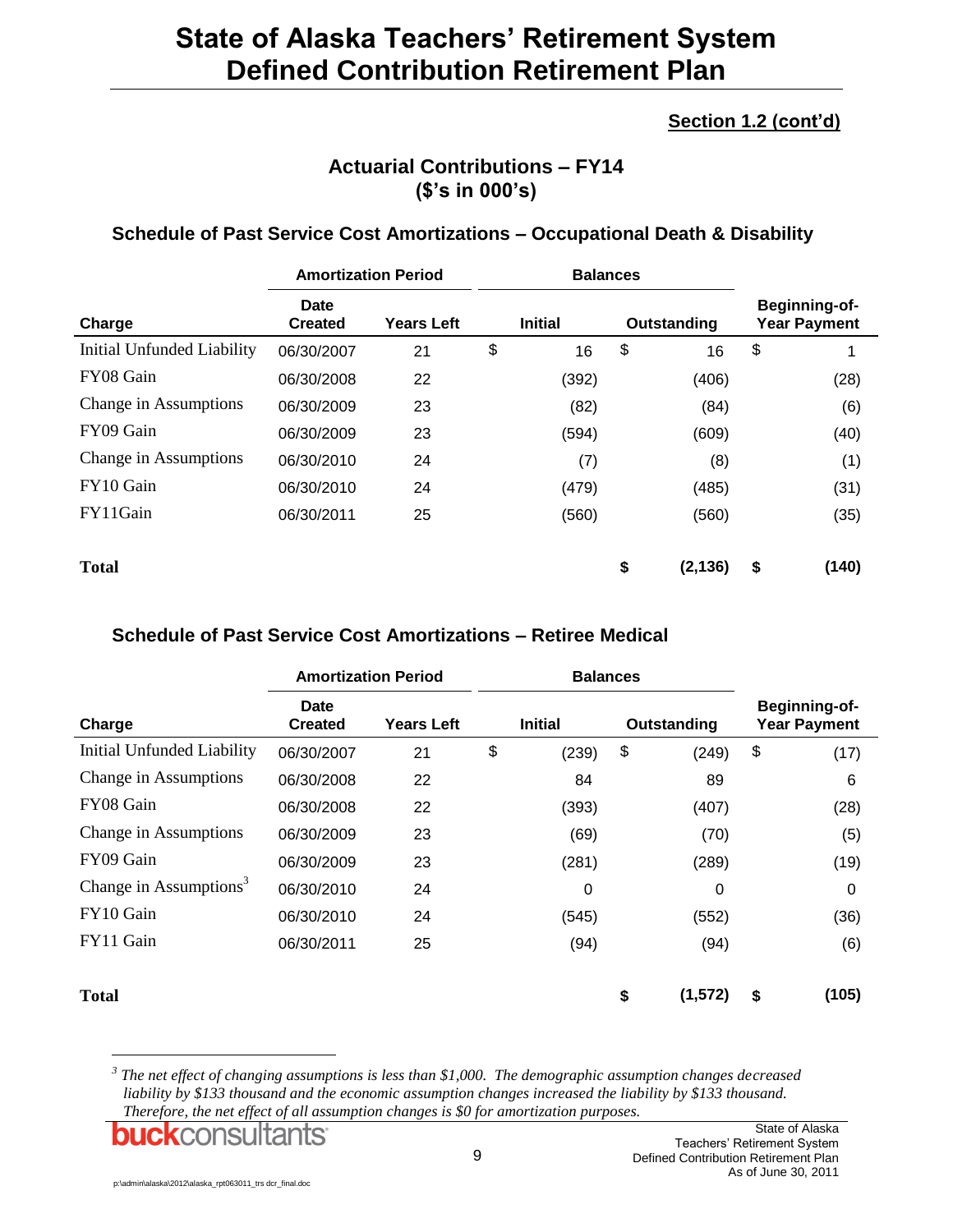## Section 1.2 (cont'd)

### Actuarial Contributions – FY14
### ($'s in 000's)

#### Schedule of Past Service Cost Amortizations – Occupational Death & Disability

| Charge | Amortization Period | | Balances | | Beginning-of-Year Payment |
|---|---|---|---|---|---|
| | Date Created | Years Left | Initial | Outstanding | |
| Initial Unfunded Liability | 06/30/2007 | 21 | $ 16 | $ 16 | $ 1 |
| FY08 Gain | 06/30/2008 | 22 | (392) | (406) | (28) |
| Change in Assumptions | 06/30/2009 | 23 | (82) | (84) | (6) |
| FY09 Gain | 06/30/2009 | 23 | (594) | (609) | (40) |
| Change in Assumptions | 06/30/2010 | 24 | (7) | (8) | (1) |
| FY10 Gain | 06/30/2010 | 24 | (479) | (485) | (31) |
| FY11Gain | 06/30/2011 | 25 | (560) | (560) | (35) |
| **Total** | | | | **$ (2,136)** | **$ (140)** |

#### Schedule of Past Service Cost Amortizations – Retiree Medical

| Charge | Amortization Period | | Balances | | Beginning-of-Year Payment |
|---|---|---|---|---|---|
| | Date Created | Years Left | Initial | Outstanding | |
| Initial Unfunded Liability | 06/30/2007 | 21 | $ (239) | $ (249) | $ (17) |
| Change in Assumptions | 06/30/2008 | 22 | 84 | 89 | 6 |
| FY08 Gain | 06/30/2008 | 22 | (393) | (407) | (28) |
| Change in Assumptions | 06/30/2009 | 23 | (69) | (70) | (5) |
| FY09 Gain | 06/30/2009 | 23 | (281) | (289) | (19) |
| Change in Assumptions[3] | 06/30/2010 | 24 | 0 | 0 | 0 |
| FY10 Gain | 06/30/2010 | 24 | (545) | (552) | (36) |
| FY11 Gain | 06/30/2011 | 25 | (94) | (94) | (6) |
| **Total** | | | | **$ (1,572)** | **$ (105)** |

[3] *The net effect of changing assumptions is less than $1,000. The demographic assumption changes decreased liability by $133 thousand and the economic assumption changes increased the liability by $133 thousand. Therefore, the net effect of all assumption changes is $0 for amortization purposes.*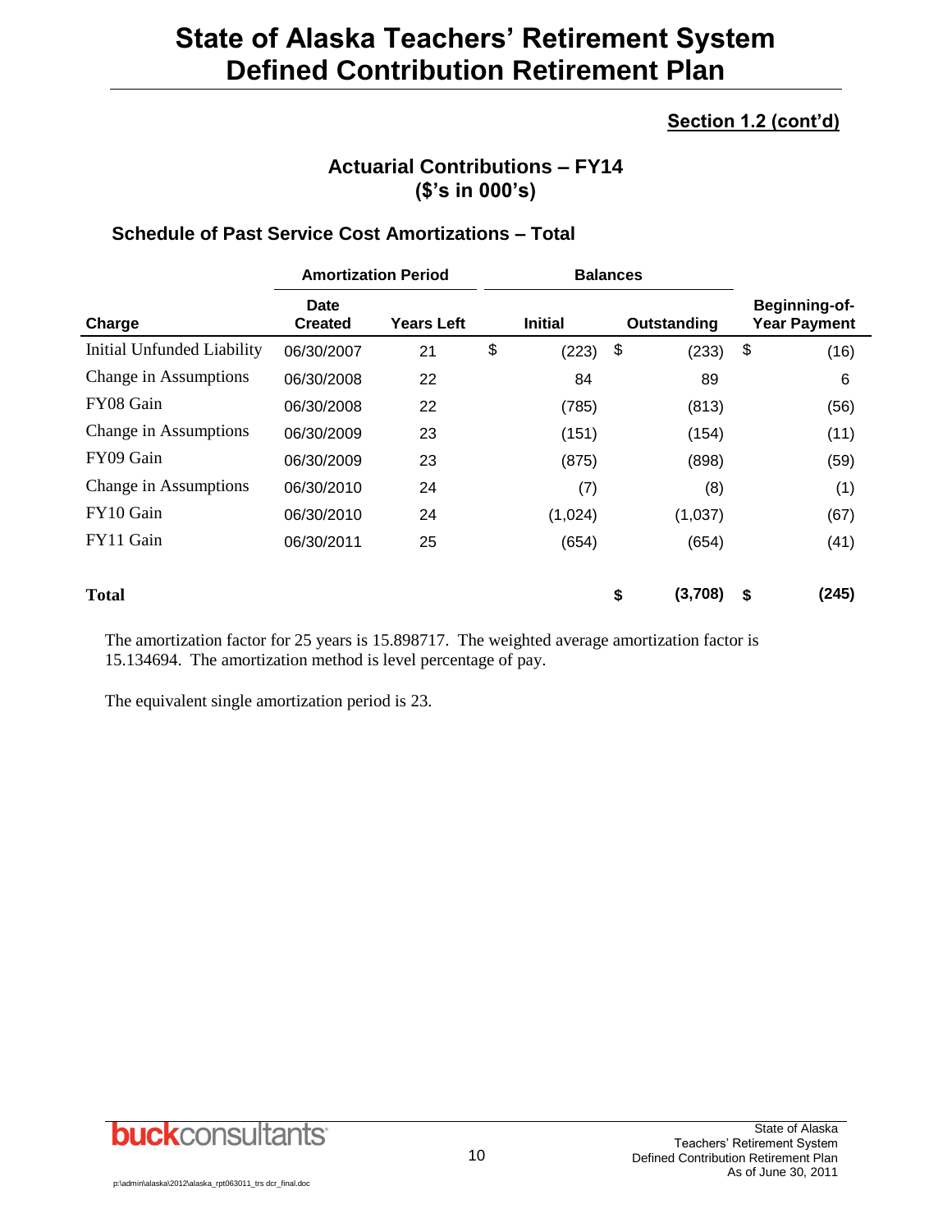**Section 1.2 (cont'd)**

## Actuarial Contributions – FY14
## ($'s in 000's)

### Schedule of Past Service Cost Amortizations – Total

| | Amortization Period | | Balances | | |
|---|---|---|---|---|---|
| **Charge** | **Date Created** | **Years Left** | **Initial** | **Outstanding** | **Beginning-of-Year Payment** |
| Initial Unfunded Liability | 06/30/2007 | 21 | $ (223) | $ (233) | $ (16) |
| Change in Assumptions | 06/30/2008 | 22 | 84 | 89 | 6 |
| FY08 Gain | 06/30/2008 | 22 | (785) | (813) | (56) |
| Change in Assumptions | 06/30/2009 | 23 | (151) | (154) | (11) |
| FY09 Gain | 06/30/2009 | 23 | (875) | (898) | (59) |
| Change in Assumptions | 06/30/2010 | 24 | (7) | (8) | (1) |
| FY10 Gain | 06/30/2010 | 24 | (1,024) | (1,037) | (67) |
| FY11 Gain | 06/30/2011 | 25 | (654) | (654) | (41) |
| **Total** | | | | **$ (3,708)** | **$ (245)** |

The amortization factor for 25 years is 15.898717. The weighted average amortization factor is 15.134694. The amortization method is level percentage of pay.

The equivalent single amortization period is 23.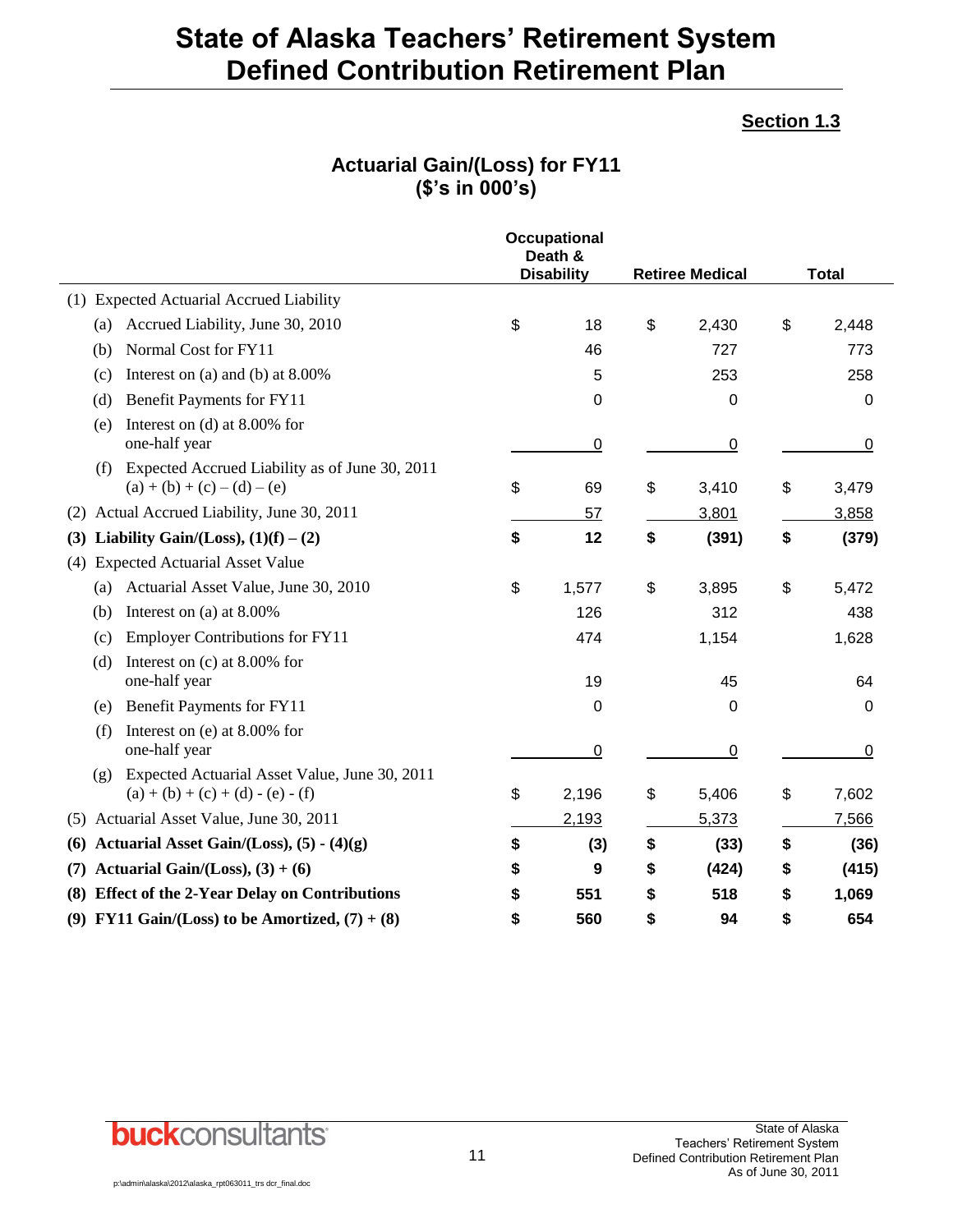# State of Alaska Teachers' Retirement System
# Defined Contribution Retirement Plan

**Section 1.3**

## Actuarial Gain/(Loss) for FY11
## ($'s in 000's)

| | Occupational Death & Disability | Retiree Medical | Total |
|---|---|---|---|
| (1) Expected Actuarial Accrued Liability | | | |
| (a) Accrued Liability, June 30, 2010 | $ 18 | $ 2,430 | $ 2,448 |
| (b) Normal Cost for FY11 | 46 | 727 | 773 |
| (c) Interest on (a) and (b) at 8.00% | 5 | 253 | 258 |
| (d) Benefit Payments for FY11 | 0 | 0 | 0 |
| (e) Interest on (d) at 8.00% for one-half year | 0 | 0 | 0 |
| (f) Expected Accrued Liability as of June 30, 2011 (a) + (b) + (c) – (d) – (e) | $ 69 | $ 3,410 | $ 3,479 |
| (2) Actual Accrued Liability, June 30, 2011 | 57 | 3,801 | 3,858 |
| **(3) Liability Gain/(Loss), (1)(f) – (2)** | **$ 12** | **$ (391)** | **$ (379)** |
| (4) Expected Actuarial Asset Value | | | |
| (a) Actuarial Asset Value, June 30, 2010 | $ 1,577 | $ 3,895 | $ 5,472 |
| (b) Interest on (a) at 8.00% | 126 | 312 | 438 |
| (c) Employer Contributions for FY11 | 474 | 1,154 | 1,628 |
| (d) Interest on (c) at 8.00% for one-half year | 19 | 45 | 64 |
| (e) Benefit Payments for FY11 | 0 | 0 | 0 |
| (f) Interest on (e) at 8.00% for one-half year | 0 | 0 | 0 |
| (g) Expected Actuarial Asset Value, June 30, 2011 (a) + (b) + (c) + (d) - (e) - (f) | $ 2,196 | $ 5,406 | $ 7,602 |
| (5) Actuarial Asset Value, June 30, 2011 | 2,193 | 5,373 | 7,566 |
| **(6) Actuarial Asset Gain/(Loss), (5) - (4)(g)** | **$ (3)** | **$ (33)** | **$ (36)** |
| **(7) Actuarial Gain/(Loss), (3) + (6)** | **$ 9** | **$ (424)** | **$ (415)** |
| **(8) Effect of the 2-Year Delay on Contributions** | **$ 551** | **$ 518** | **$ 1,069** |
| **(9) FY11 Gain/(Loss) to be Amortized, (7) + (8)** | **$ 560** | **$ 94** | **$ 654** |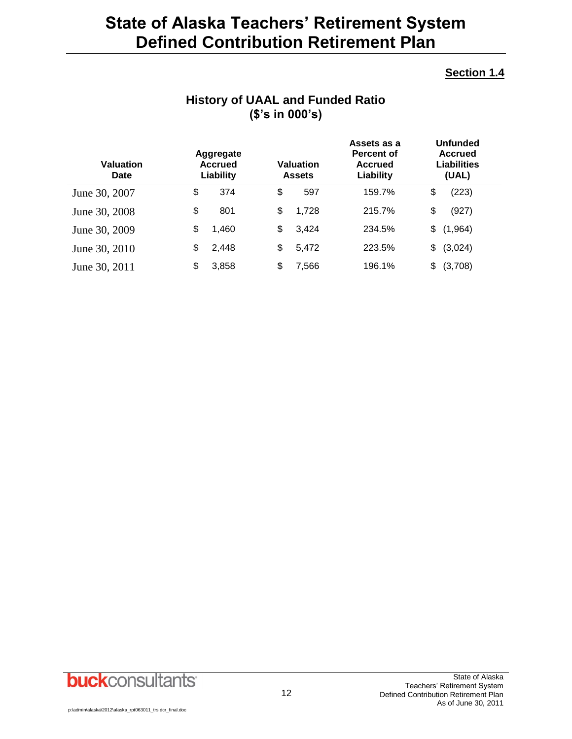## Section 1.4

### History of UAAL and Funded Ratio
### ($'s in 000's)

| Valuation Date | Aggregate Accrued Liability | Valuation Assets | Assets as a Percent of Accrued Liability | Unfunded Accrued Liabilities (UAL) |
|---|---|---|---|---|
| June 30, 2007 | $ 374 | $ 597 | 159.7% | $ (223) |
| June 30, 2008 | $ 801 | $ 1,728 | 215.7% | $ (927) |
| June 30, 2009 | $ 1,460 | $ 3,424 | 234.5% | $ (1,964) |
| June 30, 2010 | $ 2,448 | $ 5,472 | 223.5% | $ (3,024) |
| June 30, 2011 | $ 3,858 | $ 7,566 | 196.1% | $ (3,708) |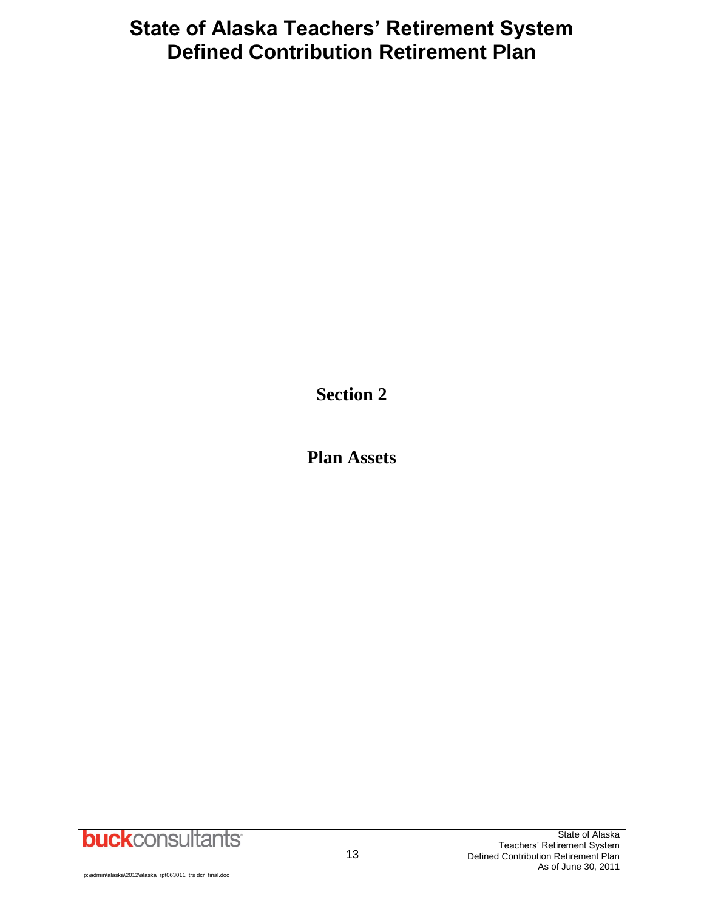# Section 2

# Plan Assets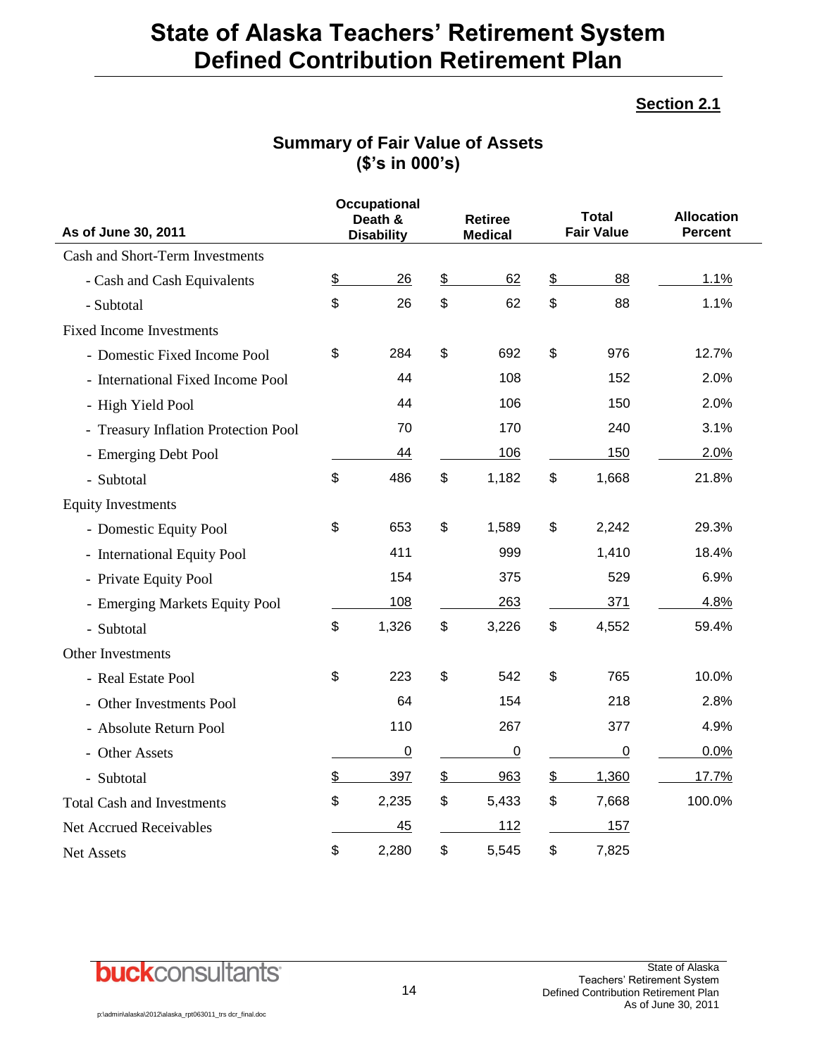# State of Alaska Teachers' Retirement System Defined Contribution Retirement Plan

**Section 2.1**

## Summary of Fair Value of Assets
## ($'s in 000's)

| As of June 30, 2011 | Occupational Death & Disability | Retiree Medical | Total Fair Value | Allocation Percent |
|---|---|---|---|---|
| Cash and Short-Term Investments | | | | |
| - Cash and Cash Equivalents | $ 26 | $ 62 | $ 88 | 1.1% |
| - Subtotal | $ 26 | $ 62 | $ 88 | 1.1% |
| Fixed Income Investments | | | | |
| - Domestic Fixed Income Pool | $ 284 | $ 692 | $ 976 | 12.7% |
| - International Fixed Income Pool | 44 | 108 | 152 | 2.0% |
| - High Yield Pool | 44 | 106 | 150 | 2.0% |
| - Treasury Inflation Protection Pool | 70 | 170 | 240 | 3.1% |
| - Emerging Debt Pool | 44 | 106 | 150 | 2.0% |
| - Subtotal | $ 486 | $ 1,182 | $ 1,668 | 21.8% |
| Equity Investments | | | | |
| - Domestic Equity Pool | $ 653 | $ 1,589 | $ 2,242 | 29.3% |
| - International Equity Pool | 411 | 999 | 1,410 | 18.4% |
| - Private Equity Pool | 154 | 375 | 529 | 6.9% |
| - Emerging Markets Equity Pool | 108 | 263 | 371 | 4.8% |
| - Subtotal | $ 1,326 | $ 3,226 | $ 4,552 | 59.4% |
| Other Investments | | | | |
| - Real Estate Pool | $ 223 | $ 542 | $ 765 | 10.0% |
| - Other Investments Pool | 64 | 154 | 218 | 2.8% |
| - Absolute Return Pool | 110 | 267 | 377 | 4.9% |
| - Other Assets | 0 | 0 | 0 | 0.0% |
| - Subtotal | $ 397 | $ 963 | $ 1,360 | 17.7% |
| Total Cash and Investments | $ 2,235 | $ 5,433 | $ 7,668 | 100.0% |
| Net Accrued Receivables | 45 | 112 | 157 | |
| Net Assets | $ 2,280 | $ 5,545 | $ 7,825 | |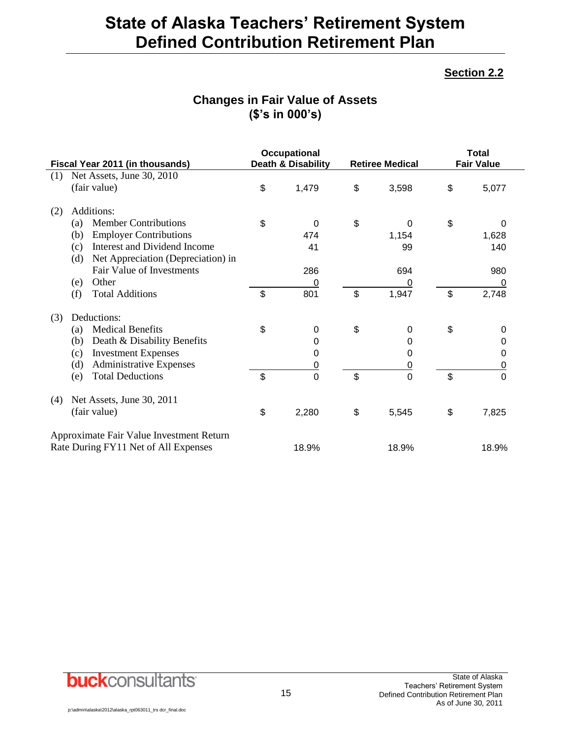# State of Alaska Teachers' Retirement System Defined Contribution Retirement Plan

**Section 2.2**

## Changes in Fair Value of Assets ($'s in 000's)

| Fiscal Year 2011 (in thousands) | Occupational Death & Disability | Retiree Medical | Total Fair Value |
|---|---|---|---|
| (1) Net Assets, June 30, 2010 (fair value) | $ 1,479 | $ 3,598 | $ 5,077 |
| (2) Additions: | | | |
| (a) Member Contributions | $ 0 | $ 0 | $ 0 |
| (b) Employer Contributions | 474 | 1,154 | 1,628 |
| (c) Interest and Dividend Income | 41 | 99 | 140 |
| (d) Net Appreciation (Depreciation) in Fair Value of Investments | 286 | 694 | 980 |
| (e) Other | 0 | 0 | 0 |
| (f) Total Additions | $ 801 | $ 1,947 | $ 2,748 |
| (3) Deductions: | | | |
| (a) Medical Benefits | $ 0 | $ 0 | $ 0 |
| (b) Death & Disability Benefits | 0 | 0 | 0 |
| (c) Investment Expenses | 0 | 0 | 0 |
| (d) Administrative Expenses | 0 | 0 | 0 |
| (e) Total Deductions | $ 0 | $ 0 | $ 0 |
| (4) Net Assets, June 30, 2011 (fair value) | $ 2,280 | $ 5,545 | $ 7,825 |
| Approximate Fair Value Investment Return Rate During FY11 Net of All Expenses | 18.9% | 18.9% | 18.9% |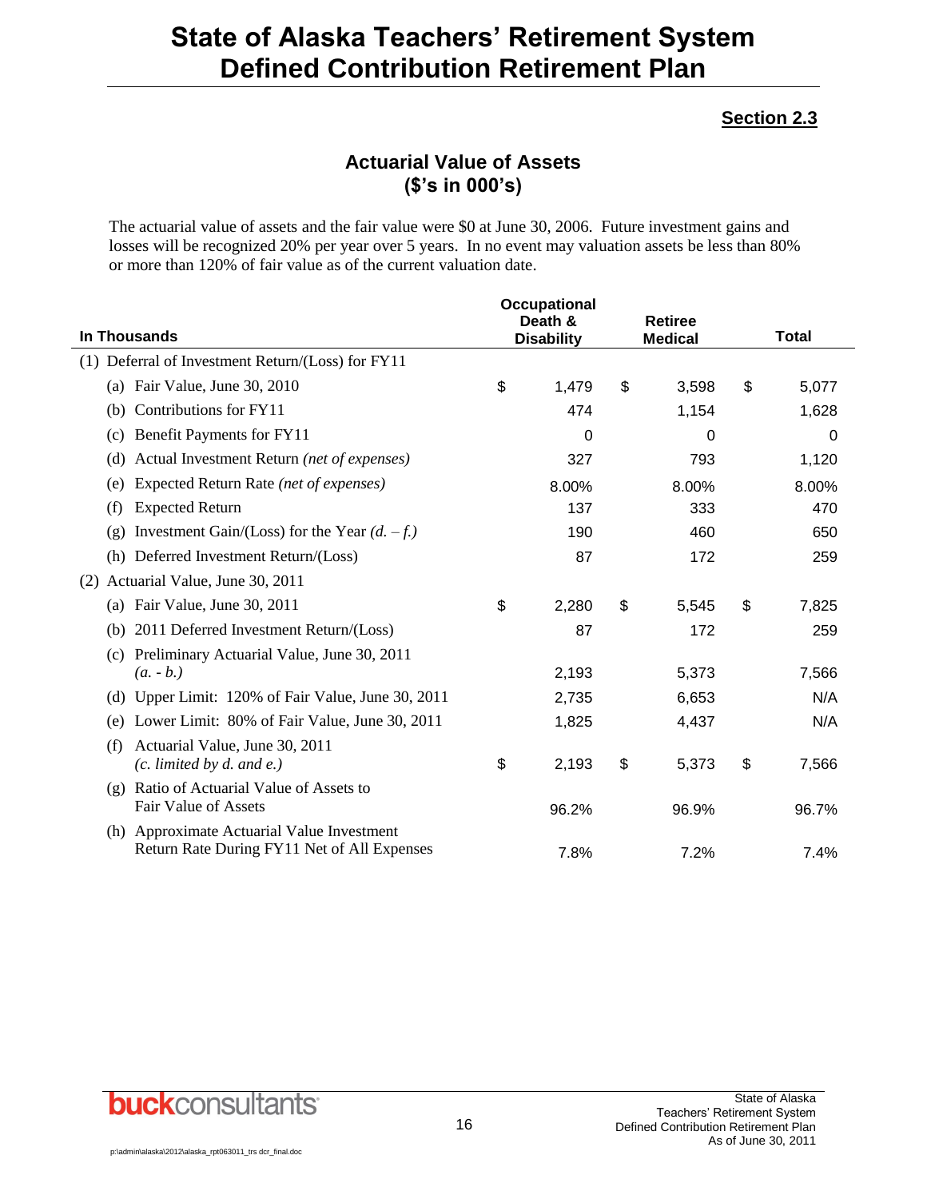# State of Alaska Teachers' Retirement System Defined Contribution Retirement Plan

**Section 2.3**

## Actuarial Value of Assets
## ($'s in 000's)

The actuarial value of assets and the fair value were $0 at June 30, 2006. Future investment gains and losses will be recognized 20% per year over 5 years. In no event may valuation assets be less than 80% or more than 120% of fair value as of the current valuation date.

| In Thousands | Occupational Death & Disability | Retiree Medical | Total |
|---|---|---|---|
| (1) Deferral of Investment Return/(Loss) for FY11 | | | |
| (a) Fair Value, June 30, 2010 | $ 1,479 | $ 3,598 | $ 5,077 |
| (b) Contributions for FY11 | 474 | 1,154 | 1,628 |
| (c) Benefit Payments for FY11 | 0 | 0 | 0 |
| (d) Actual Investment Return *(net of expenses)* | 327 | 793 | 1,120 |
| (e) Expected Return Rate *(net of expenses)* | 8.00% | 8.00% | 8.00% |
| (f) Expected Return | 137 | 333 | 470 |
| (g) Investment Gain/(Loss) for the Year *(d. – f.)* | 190 | 460 | 650 |
| (h) Deferred Investment Return/(Loss) | 87 | 172 | 259 |
| (2) Actuarial Value, June 30, 2011 | | | |
| (a) Fair Value, June 30, 2011 | $ 2,280 | $ 5,545 | $ 7,825 |
| (b) 2011 Deferred Investment Return/(Loss) | 87 | 172 | 259 |
| (c) Preliminary Actuarial Value, June 30, 2011 *(a. - b.)* | 2,193 | 5,373 | 7,566 |
| (d) Upper Limit: 120% of Fair Value, June 30, 2011 | 2,735 | 6,653 | N/A |
| (e) Lower Limit: 80% of Fair Value, June 30, 2011 | 1,825 | 4,437 | N/A |
| (f) Actuarial Value, June 30, 2011 *(c. limited by d. and e.)* | $ 2,193 | $ 5,373 | $ 7,566 |
| (g) Ratio of Actuarial Value of Assets to Fair Value of Assets | 96.2% | 96.9% | 96.7% |
| (h) Approximate Actuarial Value Investment Return Rate During FY11 Net of All Expenses | 7.8% | 7.2% | 7.4% |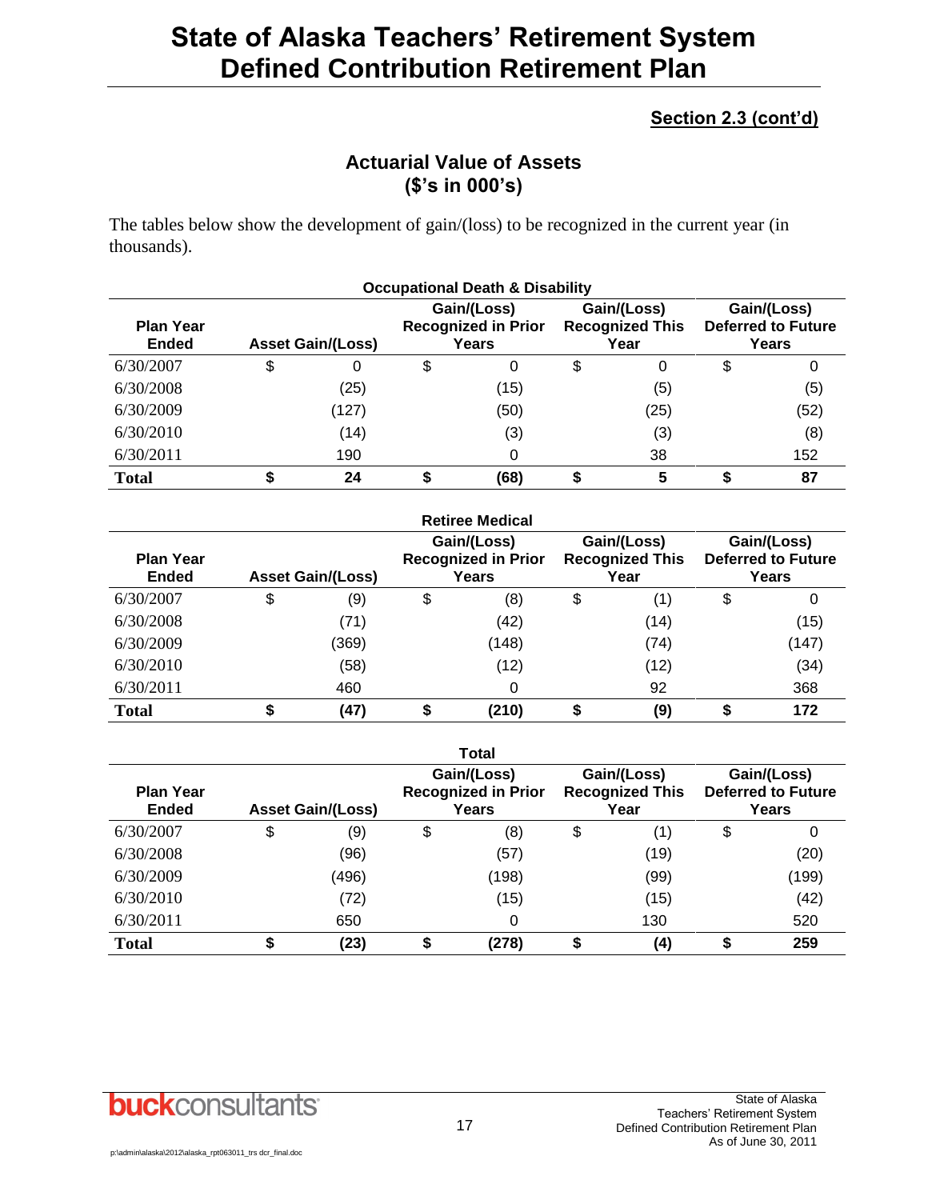## Section 2.3 (cont'd)

### Actuarial Value of Assets
### ($'s in 000's)

The tables below show the development of gain/(loss) to be recognized in the current year (in thousands).

**Occupational Death & Disability**

| Plan Year Ended | Asset Gain/(Loss) | Gain/(Loss) Recognized in Prior Years | Gain/(Loss) Recognized This Year | Gain/(Loss) Deferred to Future Years |
|---|---|---|---|---|
| 6/30/2007 | $ 0 | $ 0 | $ 0 | $ 0 |
| 6/30/2008 | (25) | (15) | (5) | (5) |
| 6/30/2009 | (127) | (50) | (25) | (52) |
| 6/30/2010 | (14) | (3) | (3) | (8) |
| 6/30/2011 | 190 | 0 | 38 | 152 |
| **Total** | **$ 24** | **$ (68)** | **$ 5** | **$ 87** |

**Retiree Medical**

| Plan Year Ended | Asset Gain/(Loss) | Gain/(Loss) Recognized in Prior Years | Gain/(Loss) Recognized This Year | Gain/(Loss) Deferred to Future Years |
|---|---|---|---|---|
| 6/30/2007 | $ (9) | $ (8) | $ (1) | $ 0 |
| 6/30/2008 | (71) | (42) | (14) | (15) |
| 6/30/2009 | (369) | (148) | (74) | (147) |
| 6/30/2010 | (58) | (12) | (12) | (34) |
| 6/30/2011 | 460 | 0 | 92 | 368 |
| **Total** | **$ (47)** | **$ (210)** | **$ (9)** | **$ 172** |

**Total**

| Plan Year Ended | Asset Gain/(Loss) | Gain/(Loss) Recognized in Prior Years | Gain/(Loss) Recognized This Year | Gain/(Loss) Deferred to Future Years |
|---|---|---|---|---|
| 6/30/2007 | $ (9) | $ (8) | $ (1) | $ 0 |
| 6/30/2008 | (96) | (57) | (19) | (20) |
| 6/30/2009 | (496) | (198) | (99) | (199) |
| 6/30/2010 | (72) | (15) | (15) | (42) |
| 6/30/2011 | 650 | 0 | 130 | 520 |
| **Total** | **$ (23)** | **$ (278)** | **$ (4)** | **$ 259** |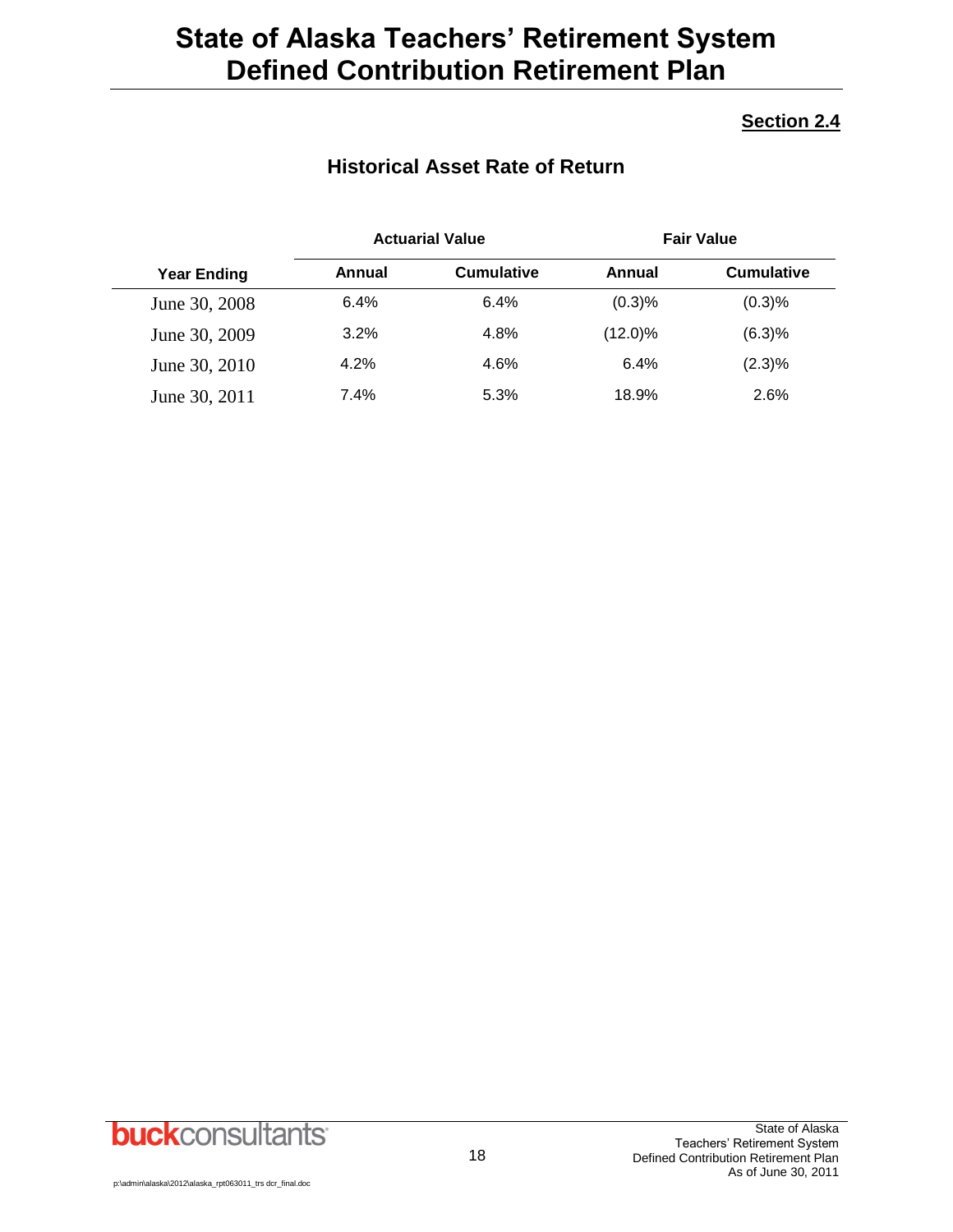# State of Alaska Teachers' Retirement System Defined Contribution Retirement Plan

**Section 2.4**

## Historical Asset Rate of Return

| Year Ending | Actuarial Value | | Fair Value | |
|---|---|---|---|---|
| | Annual | Cumulative | Annual | Cumulative |
| June 30, 2008 | 6.4% | 6.4% | (0.3)% | (0.3)% |
| June 30, 2009 | 3.2% | 4.8% | (12.0)% | (6.3)% |
| June 30, 2010 | 4.2% | 4.6% | 6.4% | (2.3)% |
| June 30, 2011 | 7.4% | 5.3% | 18.9% | 2.6% |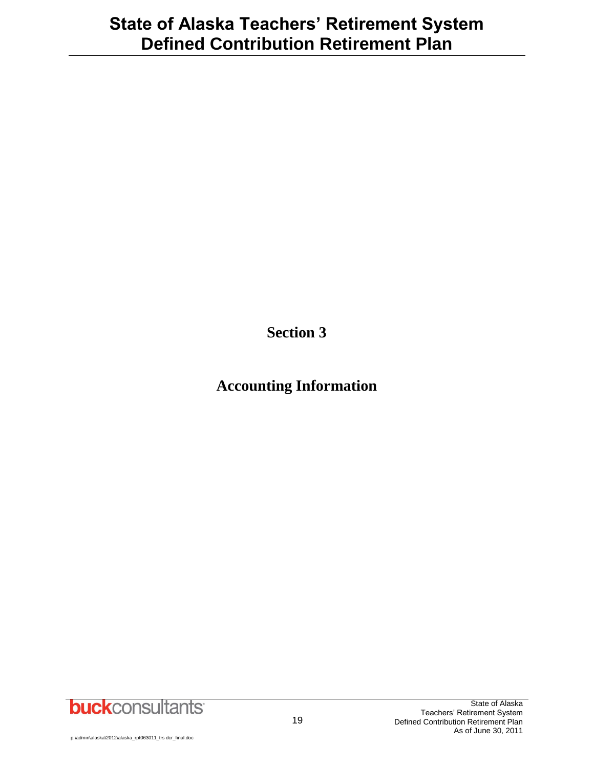# Section 3

## Accounting Information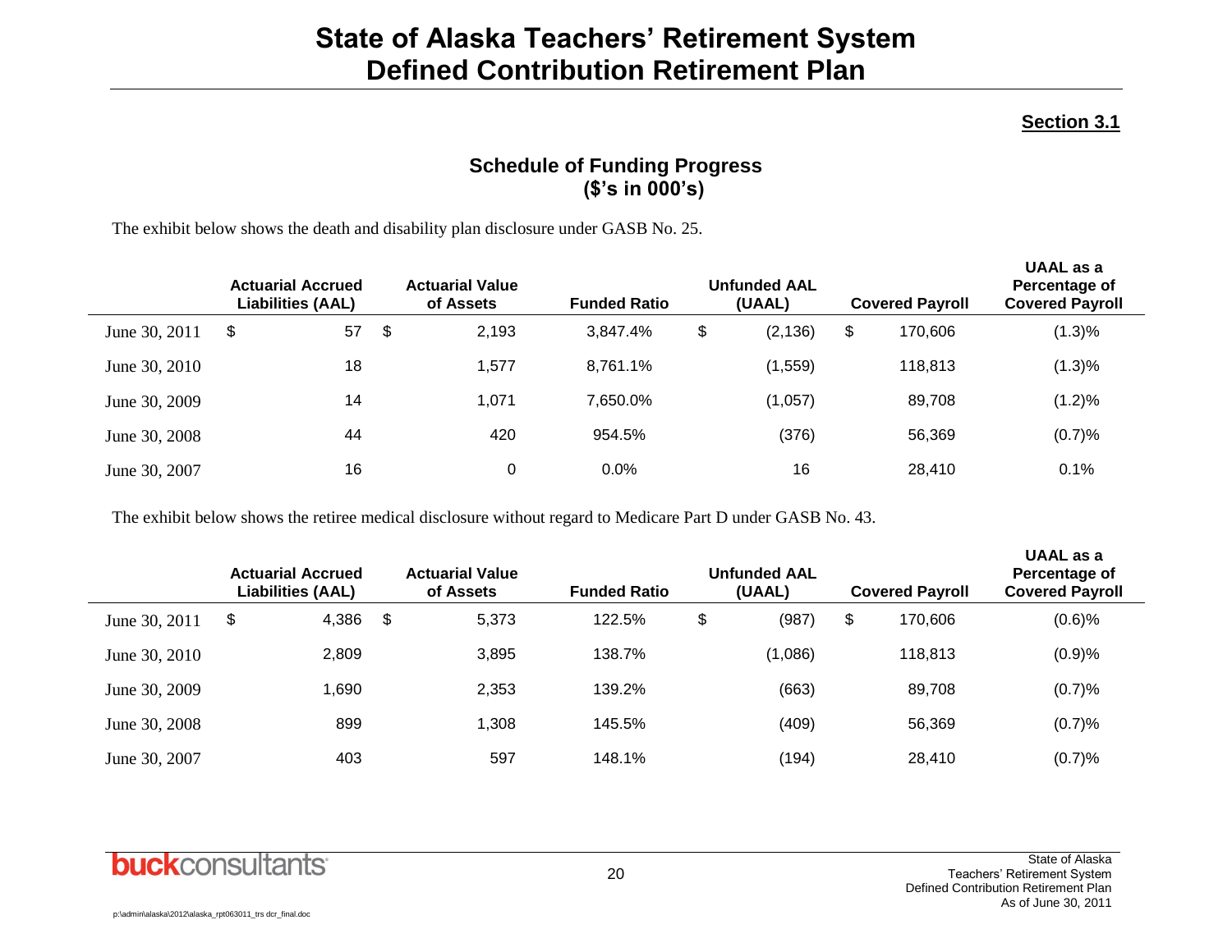# State of Alaska Teachers' Retirement System
# Defined Contribution Retirement Plan

**Section 3.1**

## Schedule of Funding Progress
## ($'s in 000's)

The exhibit below shows the death and disability plan disclosure under GASB No. 25.

| | Actuarial Accrued Liabilities (AAL) | Actuarial Value of Assets | Funded Ratio | Unfunded AAL (UAAL) | Covered Payroll | UAAL as a Percentage of Covered Payroll |
|---|---|---|---|---|---|---|
| June 30, 2011 | $ 57 | $ 2,193 | 3,847.4% | $ (2,136) | $ 170,606 | (1.3)% |
| June 30, 2010 | 18 | 1,577 | 8,761.1% | (1,559) | 118,813 | (1.3)% |
| June 30, 2009 | 14 | 1,071 | 7,650.0% | (1,057) | 89,708 | (1.2)% |
| June 30, 2008 | 44 | 420 | 954.5% | (376) | 56,369 | (0.7)% |
| June 30, 2007 | 16 | 0 | 0.0% | 16 | 28,410 | 0.1% |

The exhibit below shows the retiree medical disclosure without regard to Medicare Part D under GASB No. 43.

| | Actuarial Accrued Liabilities (AAL) | Actuarial Value of Assets | Funded Ratio | Unfunded AAL (UAAL) | Covered Payroll | UAAL as a Percentage of Covered Payroll |
|---|---|---|---|---|---|---|
| June 30, 2011 | $ 4,386 | $ 5,373 | 122.5% | $ (987) | $ 170,606 | (0.6)% |
| June 30, 2010 | 2,809 | 3,895 | 138.7% | (1,086) | 118,813 | (0.9)% |
| June 30, 2009 | 1,690 | 2,353 | 139.2% | (663) | 89,708 | (0.7)% |
| June 30, 2008 | 899 | 1,308 | 145.5% | (409) | 56,369 | (0.7)% |
| June 30, 2007 | 403 | 597 | 148.1% | (194) | 28,410 | (0.7)% |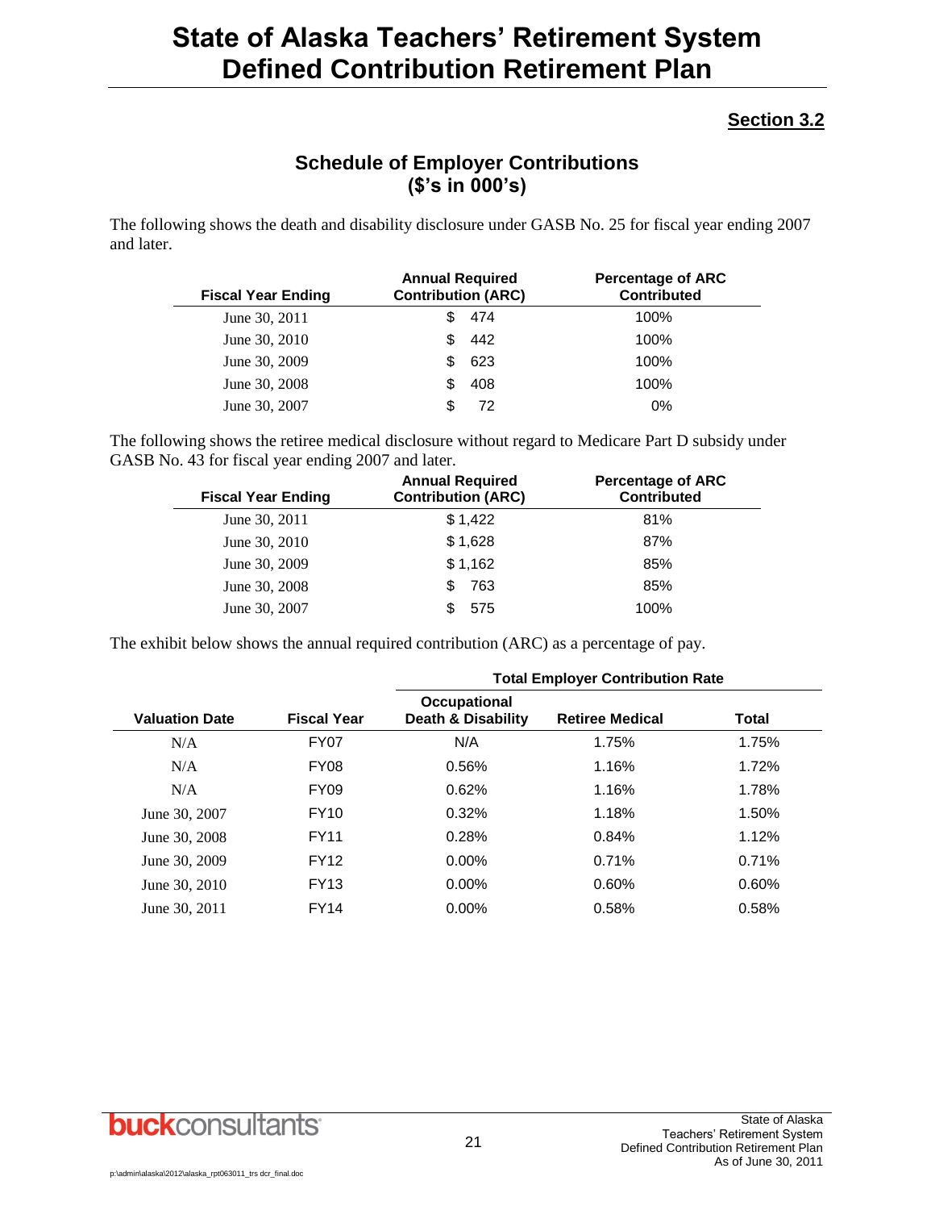## Section 3.2

### Schedule of Employer Contributions ($'s in 000's)

The following shows the death and disability disclosure under GASB No. 25 for fiscal year ending 2007 and later.

| Fiscal Year Ending | Annual Required Contribution (ARC) | Percentage of ARC Contributed |
|---|---|---|
| June 30, 2011 | $ 474 | 100% |
| June 30, 2010 | $ 442 | 100% |
| June 30, 2009 | $ 623 | 100% |
| June 30, 2008 | $ 408 | 100% |
| June 30, 2007 | $ 72 | 0% |

The following shows the retiree medical disclosure without regard to Medicare Part D subsidy under GASB No. 43 for fiscal year ending 2007 and later.

| Fiscal Year Ending | Annual Required Contribution (ARC) | Percentage of ARC Contributed |
|---|---|---|
| June 30, 2011 | $ 1,422 | 81% |
| June 30, 2010 | $ 1,628 | 87% |
| June 30, 2009 | $ 1,162 | 85% |
| June 30, 2008 | $ 763 | 85% |
| June 30, 2007 | $ 575 | 100% |

The exhibit below shows the annual required contribution (ARC) as a percentage of pay.

| | | Total Employer Contribution Rate | | |
|---|---|---|---|---|
| Valuation Date | Fiscal Year | Occupational Death & Disability | Retiree Medical | Total |
| N/A | FY07 | N/A | 1.75% | 1.75% |
| N/A | FY08 | 0.56% | 1.16% | 1.72% |
| N/A | FY09 | 0.62% | 1.16% | 1.78% |
| June 30, 2007 | FY10 | 0.32% | 1.18% | 1.50% |
| June 30, 2008 | FY11 | 0.28% | 0.84% | 1.12% |
| June 30, 2009 | FY12 | 0.00% | 0.71% | 0.71% |
| June 30, 2010 | FY13 | 0.00% | 0.60% | 0.60% |
| June 30, 2011 | FY14 | 0.00% | 0.58% | 0.58% |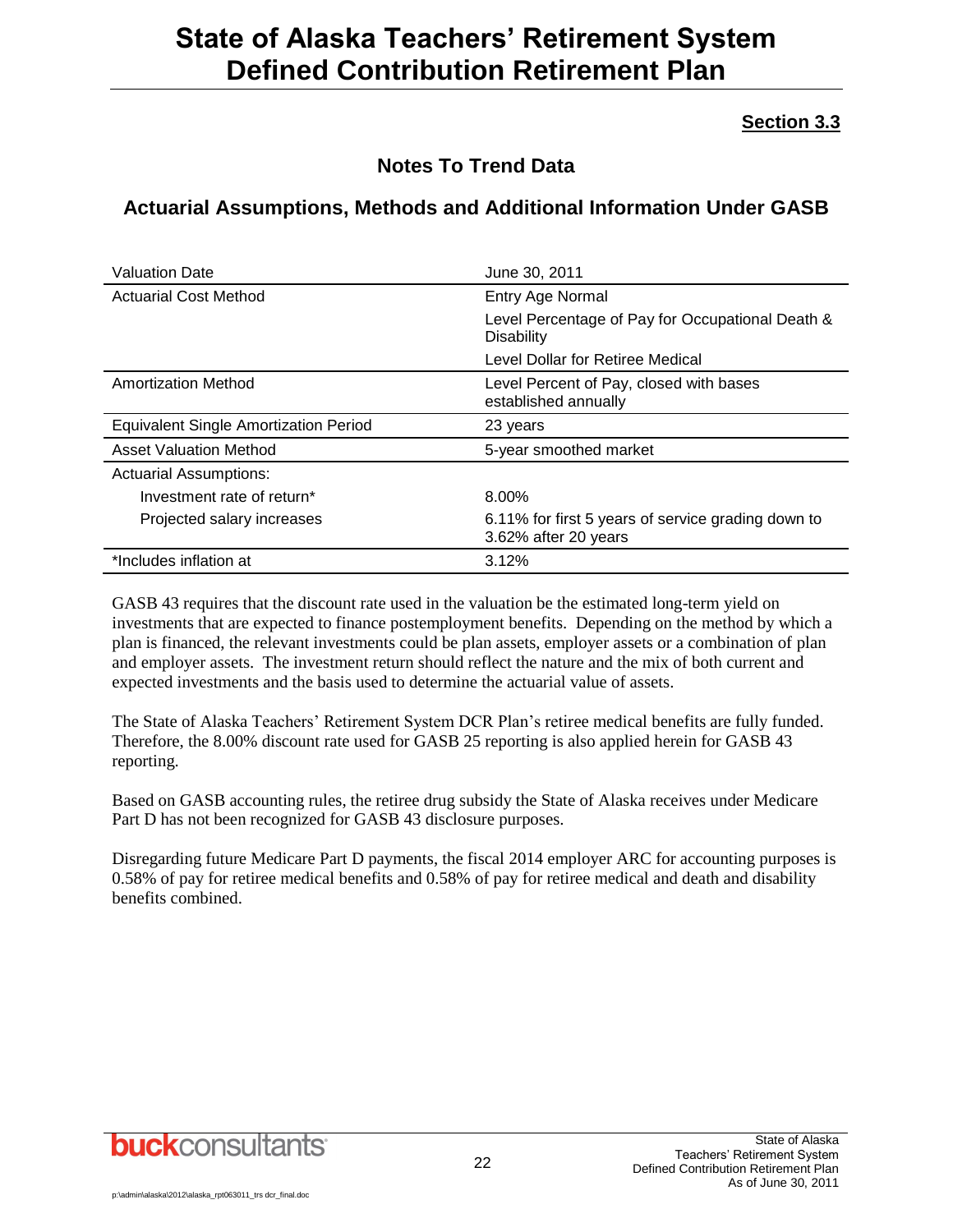# State of Alaska Teachers' Retirement System Defined Contribution Retirement Plan

**Section 3.3**

## Notes To Trend Data

## Actuarial Assumptions, Methods and Additional Information Under GASB

| Valuation Date | June 30, 2011 |
|---|---|
| Actuarial Cost Method | Entry Age Normal |
| | Level Percentage of Pay for Occupational Death & Disability |
| | Level Dollar for Retiree Medical |
| Amortization Method | Level Percent of Pay, closed with bases established annually |
| Equivalent Single Amortization Period | 23 years |
| Asset Valuation Method | 5-year smoothed market |
| Actuarial Assumptions: | |
| Investment rate of return* | 8.00% |
| Projected salary increases | 6.11% for first 5 years of service grading down to 3.62% after 20 years |
| *Includes inflation at | 3.12% |

GASB 43 requires that the discount rate used in the valuation be the estimated long-term yield on investments that are expected to finance postemployment benefits. Depending on the method by which a plan is financed, the relevant investments could be plan assets, employer assets or a combination of plan and employer assets. The investment return should reflect the nature and the mix of both current and expected investments and the basis used to determine the actuarial value of assets.

The State of Alaska Teachers' Retirement System DCR Plan's retiree medical benefits are fully funded. Therefore, the 8.00% discount rate used for GASB 25 reporting is also applied herein for GASB 43 reporting.

Based on GASB accounting rules, the retiree drug subsidy the State of Alaska receives under Medicare Part D has not been recognized for GASB 43 disclosure purposes.

Disregarding future Medicare Part D payments, the fiscal 2014 employer ARC for accounting purposes is 0.58% of pay for retiree medical benefits and 0.58% of pay for retiree medical and death and disability benefits combined.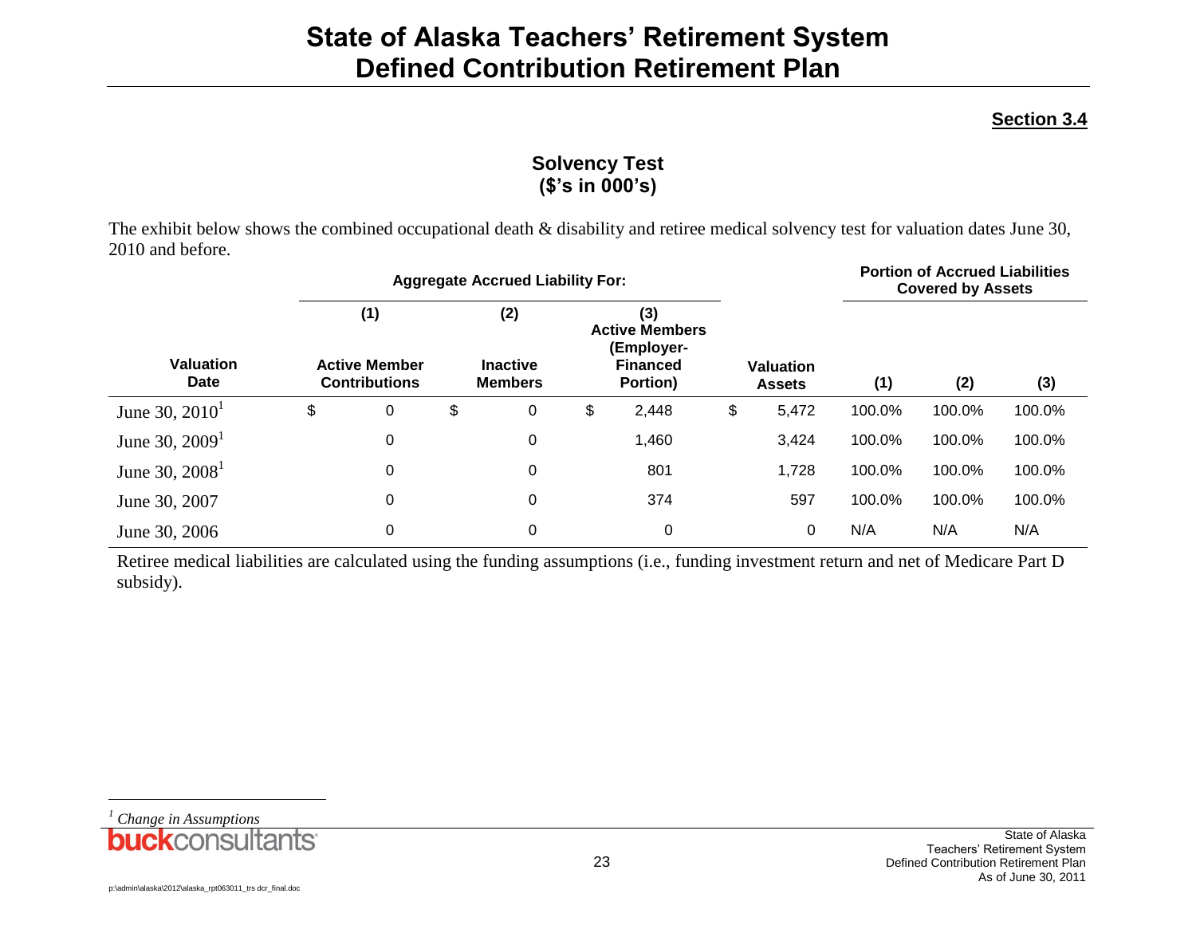# State of Alaska Teachers' Retirement System
# Defined Contribution Retirement Plan

**Section 3.4**

## Solvency Test
## ($'s in 000's)

The exhibit below shows the combined occupational death & disability and retiree medical solvency test for valuation dates June 30, 2010 and before.

| | Aggregate Accrued Liability For: | | | | Portion of Accrued Liabilities Covered by Assets | | |
|---|---|---|---|---|---|---|---|
| **Valuation Date** | **(1) Active Member Contributions** | **(2) Inactive Members** | **(3) Active Members (Employer-Financed Portion)** | **Valuation Assets** | **(1)** | **(2)** | **(3)** |
| June 30, 2010[1] | $ 0 | $ 0 | $ 2,448 | $ 5,472 | 100.0% | 100.0% | 100.0% |
| June 30, 2009[1] | 0 | 0 | 1,460 | 3,424 | 100.0% | 100.0% | 100.0% |
| June 30, 2008[1] | 0 | 0 | 801 | 1,728 | 100.0% | 100.0% | 100.0% |
| June 30, 2007 | 0 | 0 | 374 | 597 | 100.0% | 100.0% | 100.0% |
| June 30, 2006 | 0 | 0 | 0 | 0 | N/A | N/A | N/A |

Retiree medical liabilities are calculated using the funding assumptions (i.e., funding investment return and net of Medicare Part D subsidy).

[1] *Change in Assumptions*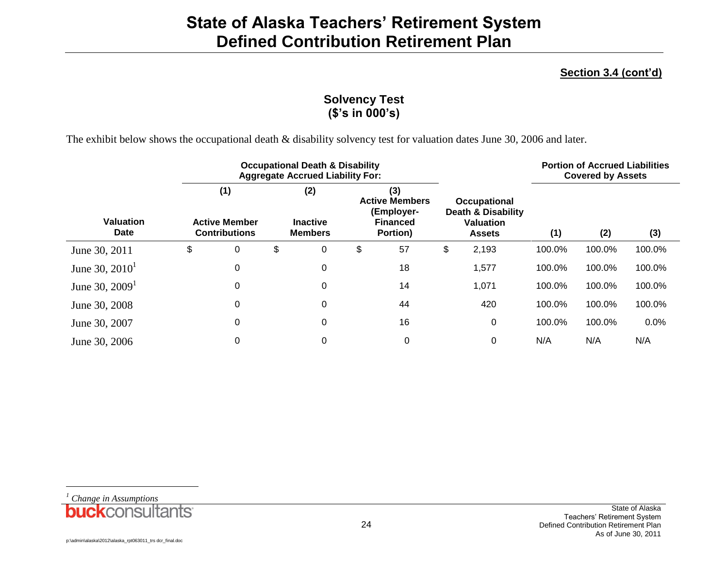# State of Alaska Teachers' Retirement System
# Defined Contribution Retirement Plan

**Section 3.4 (cont'd)**

## Solvency Test
## ($'s in 000's)

The exhibit below shows the occupational death & disability solvency test for valuation dates June 30, 2006 and later.

| | Occupational Death & Disability Aggregate Accrued Liability For: | | | | Portion of Accrued Liabilities Covered by Assets | | |
|---|---|---|---|---|---|---|---|
| **Valuation Date** | **(1) Active Member Contributions** | **(2) Inactive Members** | **(3) Active Members (Employer-Financed Portion)** | **Occupational Death & Disability Valuation Assets** | **(1)** | **(2)** | **(3)** |
| June 30, 2011 | $ 0 | $ 0 | $ 57 | $ 2,193 | 100.0% | 100.0% | 100.0% |
| June 30, 2010[1] | 0 | 0 | 18 | 1,577 | 100.0% | 100.0% | 100.0% |
| June 30, 2009[1] | 0 | 0 | 14 | 1,071 | 100.0% | 100.0% | 100.0% |
| June 30, 2008 | 0 | 0 | 44 | 420 | 100.0% | 100.0% | 100.0% |
| June 30, 2007 | 0 | 0 | 16 | 0 | 100.0% | 100.0% | 0.0% |
| June 30, 2006 | 0 | 0 | 0 | 0 | N/A | N/A | N/A |

[1] *Change in Assumptions*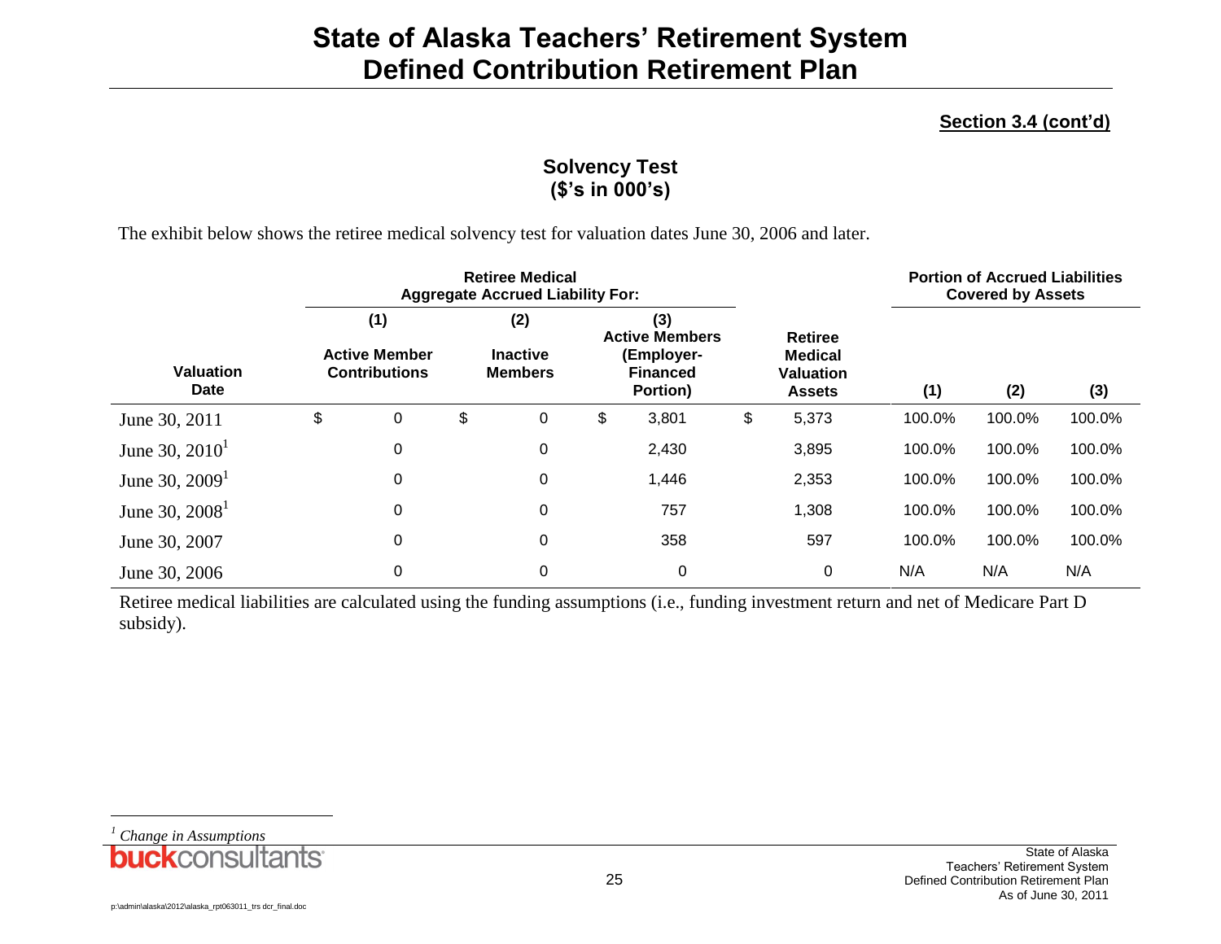# State of Alaska Teachers' Retirement System
# Defined Contribution Retirement Plan

**Section 3.4 (cont'd)**

## Solvency Test
## ($'s in 000's)

The exhibit below shows the retiree medical solvency test for valuation dates June 30, 2006 and later.

| | Retiree Medical Aggregate Accrued Liability For: | | | | Portion of Accrued Liabilities Covered by Assets | | |
|---|---|---|---|---|---|---|---|
| **Valuation Date** | **(1) Active Member Contributions** | **(2) Inactive Members** | **(3) Active Members (Employer-Financed Portion)** | **Retiree Medical Valuation Assets** | **(1)** | **(2)** | **(3)** |
| June 30, 2011 | $ 0 | $ 0 | $ 3,801 | $ 5,373 | 100.0% | 100.0% | 100.0% |
| June 30, 2010[1] | 0 | 0 | 2,430 | 3,895 | 100.0% | 100.0% | 100.0% |
| June 30, 2009[1] | 0 | 0 | 1,446 | 2,353 | 100.0% | 100.0% | 100.0% |
| June 30, 2008[1] | 0 | 0 | 757 | 1,308 | 100.0% | 100.0% | 100.0% |
| June 30, 2007 | 0 | 0 | 358 | 597 | 100.0% | 100.0% | 100.0% |
| June 30, 2006 | 0 | 0 | 0 | 0 | N/A | N/A | N/A |

Retiree medical liabilities are calculated using the funding assumptions (i.e., funding investment return and net of Medicare Part D subsidy).

---

[1] *Change in Assumptions*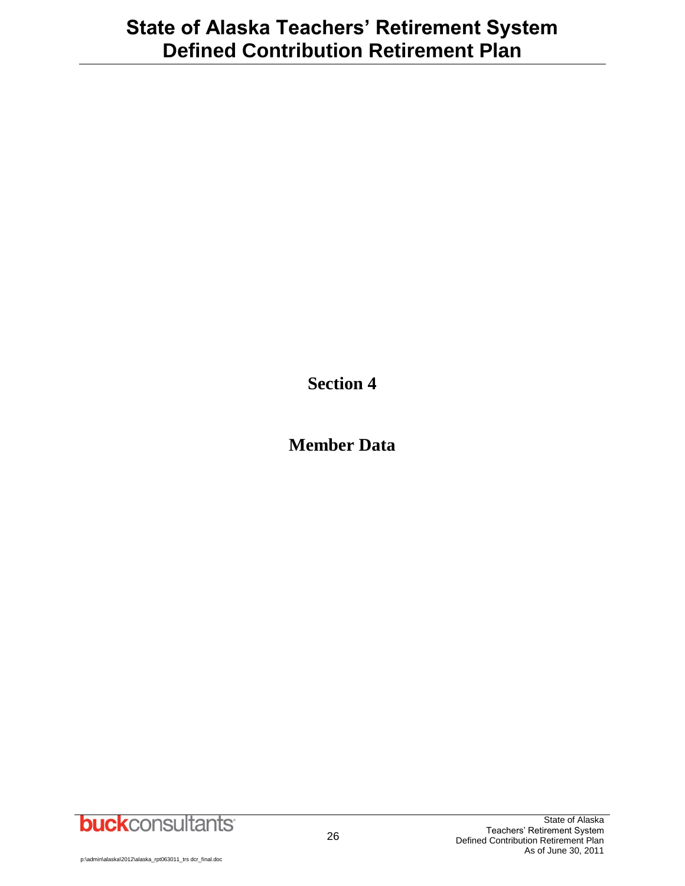# Section 4

# Member Data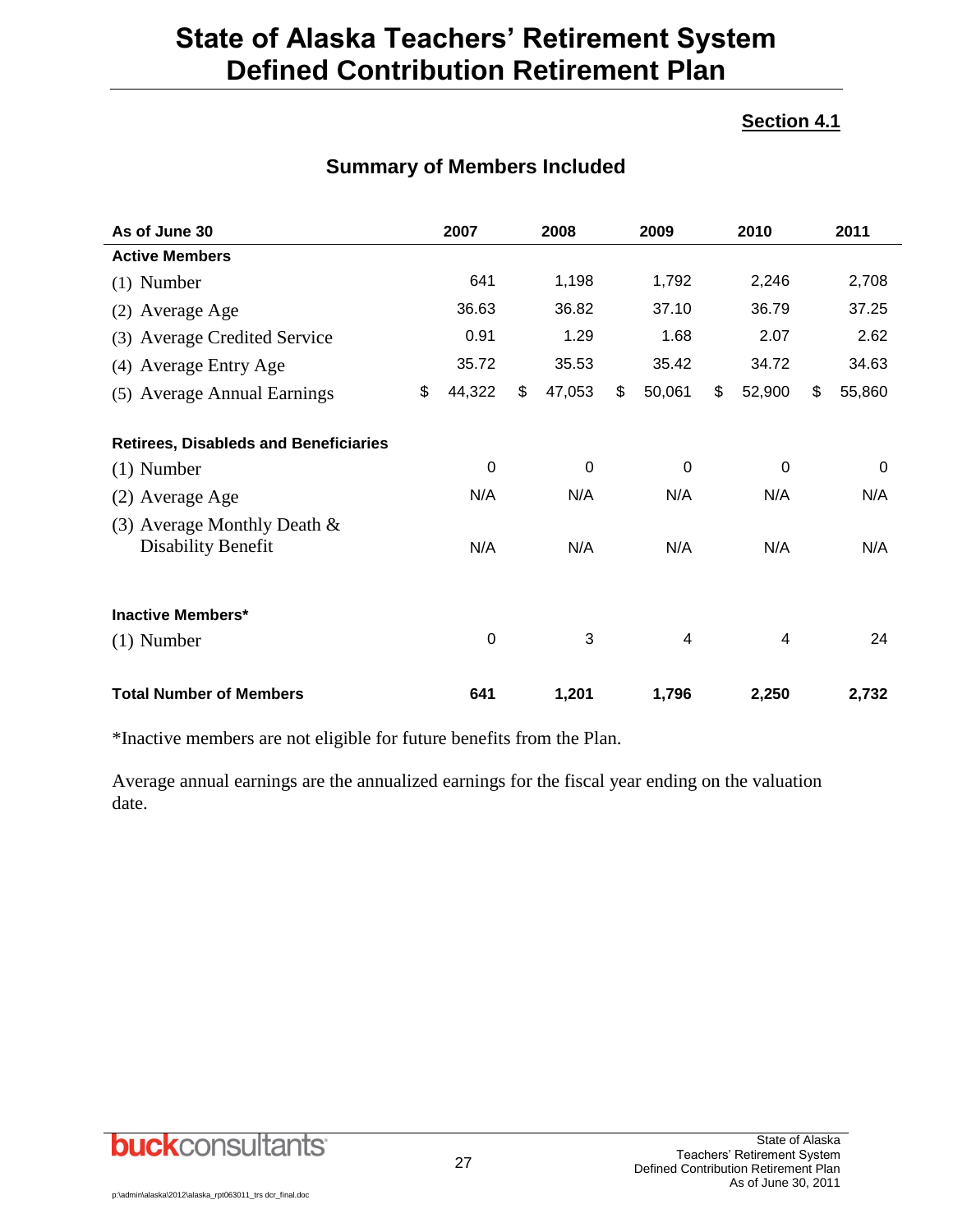# State of Alaska Teachers' Retirement System Defined Contribution Retirement Plan

**Section 4.1**

## Summary of Members Included

| As of June 30 | 2007 | 2008 | 2009 | 2010 | 2011 |
|---|---|---|---|---|---|
| **Active Members** | | | | | |
| (1) Number | 641 | 1,198 | 1,792 | 2,246 | 2,708 |
| (2) Average Age | 36.63 | 36.82 | 37.10 | 36.79 | 37.25 |
| (3) Average Credited Service | 0.91 | 1.29 | 1.68 | 2.07 | 2.62 |
| (4) Average Entry Age | 35.72 | 35.53 | 35.42 | 34.72 | 34.63 |
| (5) Average Annual Earnings | $ 44,322 | $ 47,053 | $ 50,061 | $ 52,900 | $ 55,860 |
| **Retirees, Disableds and Beneficiaries** | | | | | |
| (1) Number | 0 | 0 | 0 | 0 | 0 |
| (2) Average Age | N/A | N/A | N/A | N/A | N/A |
| (3) Average Monthly Death & Disability Benefit | N/A | N/A | N/A | N/A | N/A |
| **Inactive Members*** | | | | | |
| (1) Number | 0 | 3 | 4 | 4 | 24 |
| **Total Number of Members** | **641** | **1,201** | **1,796** | **2,250** | **2,732** |

*Inactive members are not eligible for future benefits from the Plan.

Average annual earnings are the annualized earnings for the fiscal year ending on the valuation date.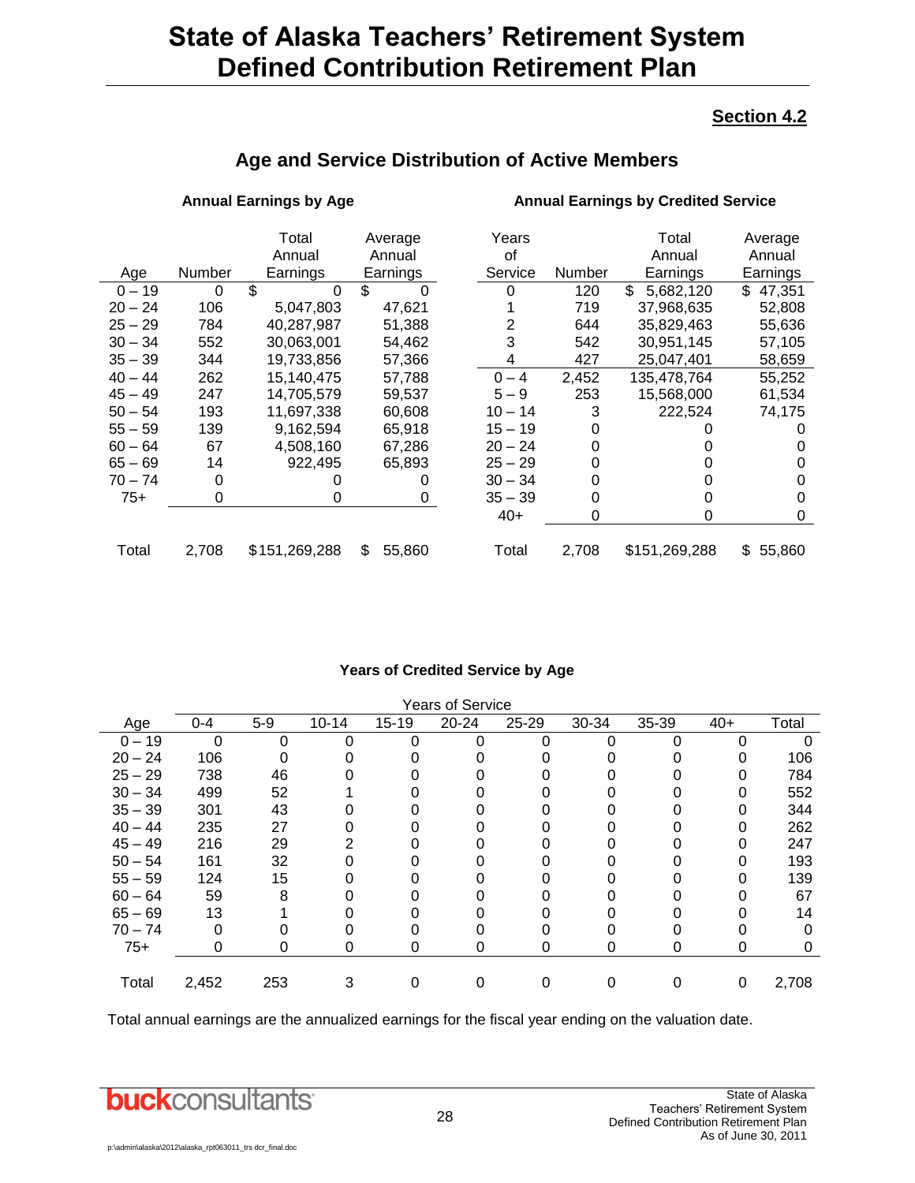# State of Alaska Teachers' Retirement System Defined Contribution Retirement Plan

**Section 4.2**

## Age and Service Distribution of Active Members

### Annual Earnings by Age

| Age | Number | Total Annual Earnings | Average Annual Earnings |
|---|---|---|---|
| 0 – 19 | 0 | $ 0 | $ 0 |
| 20 – 24 | 106 | 5,047,803 | 47,621 |
| 25 – 29 | 784 | 40,287,987 | 51,388 |
| 30 – 34 | 552 | 30,063,001 | 54,462 |
| 35 – 39 | 344 | 19,733,856 | 57,366 |
| 40 – 44 | 262 | 15,140,475 | 57,788 |
| 45 – 49 | 247 | 14,705,579 | 59,537 |
| 50 – 54 | 193 | 11,697,338 | 60,608 |
| 55 – 59 | 139 | 9,162,594 | 65,918 |
| 60 – 64 | 67 | 4,508,160 | 67,286 |
| 65 – 69 | 14 | 922,495 | 65,893 |
| 70 – 74 | 0 | 0 | 0 |
| 75+ | 0 | 0 | 0 |
| Total | 2,708 | $151,269,288 | $ 55,860 |

### Annual Earnings by Credited Service

| Years of Service | Number | Total Annual Earnings | Average Annual Earnings |
|---|---|---|---|
| 0 | 120 | $ 5,682,120 | $ 47,351 |
| 1 | 719 | 37,968,635 | 52,808 |
| 2 | 644 | 35,829,463 | 55,636 |
| 3 | 542 | 30,951,145 | 57,105 |
| 4 | 427 | 25,047,401 | 58,659 |
| 0 – 4 | 2,452 | 135,478,764 | 55,252 |
| 5 – 9 | 253 | 15,568,000 | 61,534 |
| 10 – 14 | 3 | 222,524 | 74,175 |
| 15 – 19 | 0 | 0 | 0 |
| 20 – 24 | 0 | 0 | 0 |
| 25 – 29 | 0 | 0 | 0 |
| 30 – 34 | 0 | 0 | 0 |
| 35 – 39 | 0 | 0 | 0 |
| 40+ | 0 | 0 | 0 |
| Total | 2,708 | $151,269,288 | $ 55,860 |

### Years of Credited Service by Age

| | Years of Service | | | | | | | | | |
|---|---|---|---|---|---|---|---|---|---|---|
| Age | 0-4 | 5-9 | 10-14 | 15-19 | 20-24 | 25-29 | 30-34 | 35-39 | 40+ | Total |
| 0 – 19 | 0 | 0 | 0 | 0 | 0 | 0 | 0 | 0 | 0 | 0 |
| 20 – 24 | 106 | 0 | 0 | 0 | 0 | 0 | 0 | 0 | 0 | 106 |
| 25 – 29 | 738 | 46 | 0 | 0 | 0 | 0 | 0 | 0 | 0 | 784 |
| 30 – 34 | 499 | 52 | 1 | 0 | 0 | 0 | 0 | 0 | 0 | 552 |
| 35 – 39 | 301 | 43 | 0 | 0 | 0 | 0 | 0 | 0 | 0 | 344 |
| 40 – 44 | 235 | 27 | 0 | 0 | 0 | 0 | 0 | 0 | 0 | 262 |
| 45 – 49 | 216 | 29 | 2 | 0 | 0 | 0 | 0 | 0 | 0 | 247 |
| 50 – 54 | 161 | 32 | 0 | 0 | 0 | 0 | 0 | 0 | 0 | 193 |
| 55 – 59 | 124 | 15 | 0 | 0 | 0 | 0 | 0 | 0 | 0 | 139 |
| 60 – 64 | 59 | 8 | 0 | 0 | 0 | 0 | 0 | 0 | 0 | 67 |
| 65 – 69 | 13 | 1 | 0 | 0 | 0 | 0 | 0 | 0 | 0 | 14 |
| 70 – 74 | 0 | 0 | 0 | 0 | 0 | 0 | 0 | 0 | 0 | 0 |
| 75+ | 0 | 0 | 0 | 0 | 0 | 0 | 0 | 0 | 0 | 0 |
| Total | 2,452 | 253 | 3 | 0 | 0 | 0 | 0 | 0 | 0 | 2,708 |

Total annual earnings are the annualized earnings for the fiscal year ending on the valuation date.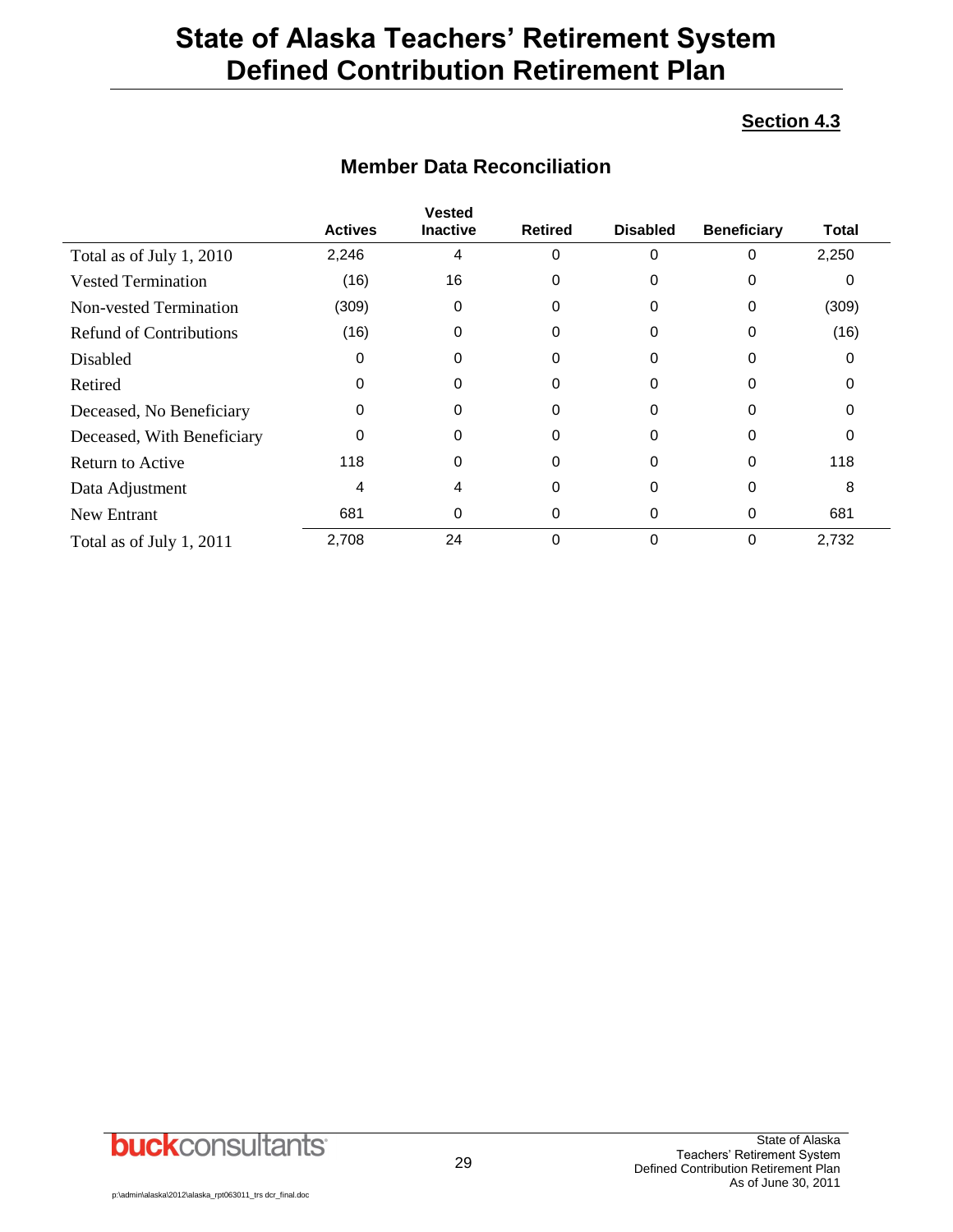# State of Alaska Teachers' Retirement System Defined Contribution Retirement Plan

**Section 4.3**

## Member Data Reconciliation

| | Actives | Vested Inactive | Retired | Disabled | Beneficiary | Total |
|---|---|---|---|---|---|---|
| Total as of July 1, 2010 | 2,246 | 4 | 0 | 0 | 0 | 2,250 |
| Vested Termination | (16) | 16 | 0 | 0 | 0 | 0 |
| Non-vested Termination | (309) | 0 | 0 | 0 | 0 | (309) |
| Refund of Contributions | (16) | 0 | 0 | 0 | 0 | (16) |
| Disabled | 0 | 0 | 0 | 0 | 0 | 0 |
| Retired | 0 | 0 | 0 | 0 | 0 | 0 |
| Deceased, No Beneficiary | 0 | 0 | 0 | 0 | 0 | 0 |
| Deceased, With Beneficiary | 0 | 0 | 0 | 0 | 0 | 0 |
| Return to Active | 118 | 0 | 0 | 0 | 0 | 118 |
| Data Adjustment | 4 | 4 | 0 | 0 | 0 | 8 |
| New Entrant | 681 | 0 | 0 | 0 | 0 | 681 |
| Total as of July 1, 2011 | 2,708 | 24 | 0 | 0 | 0 | 2,732 |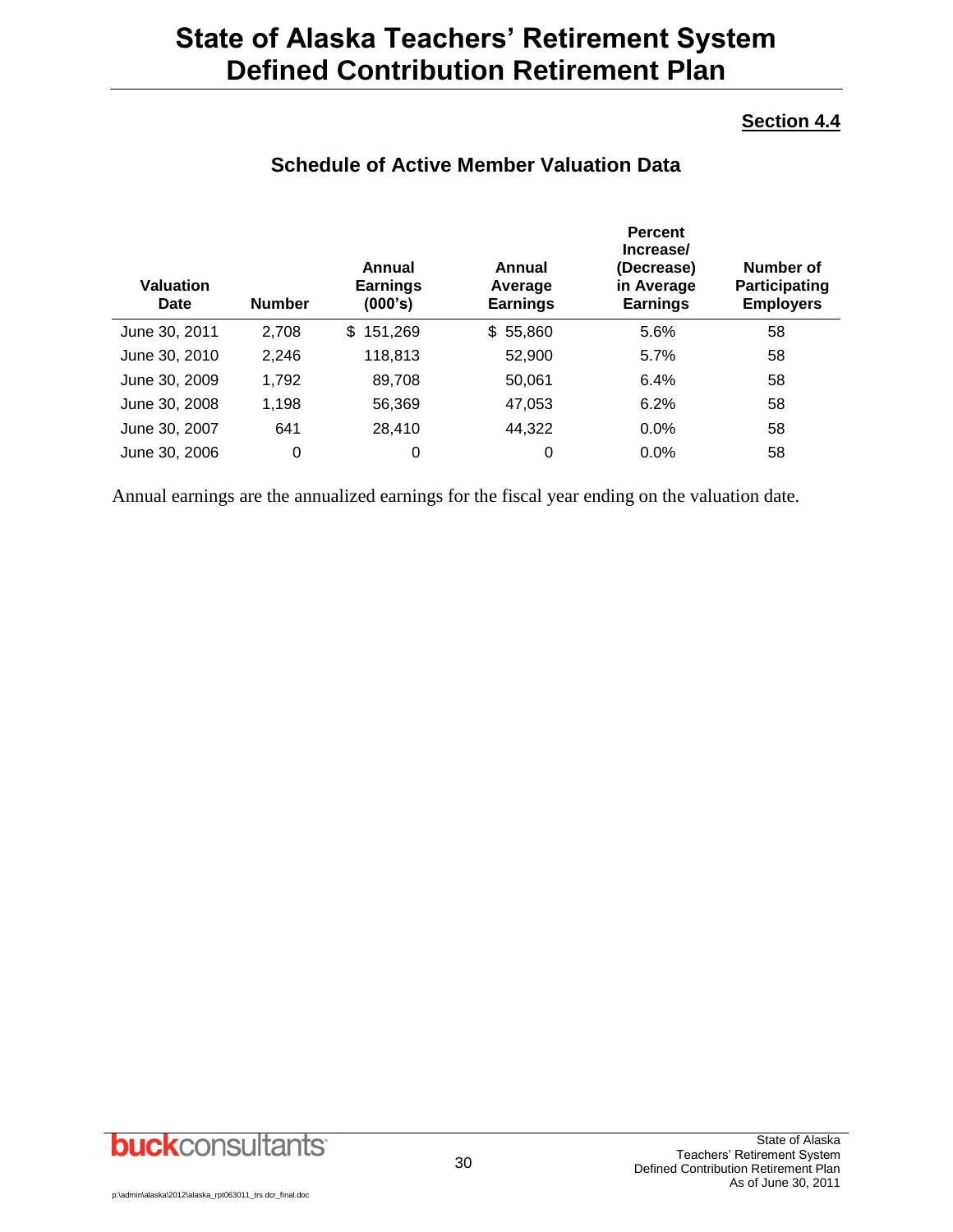# State of Alaska Teachers' Retirement System Defined Contribution Retirement Plan

**Section 4.4**

## Schedule of Active Member Valuation Data

| Valuation Date | Number | Annual Earnings (000's) | Annual Average Earnings | Percent Increase/ (Decrease) in Average Earnings | Number of Participating Employers |
|---|---|---|---|---|---|
| June 30, 2011 | 2,708 | $ 151,269 | $ 55,860 | 5.6% | 58 |
| June 30, 2010 | 2,246 | 118,813 | 52,900 | 5.7% | 58 |
| June 30, 2009 | 1,792 | 89,708 | 50,061 | 6.4% | 58 |
| June 30, 2008 | 1,198 | 56,369 | 47,053 | 6.2% | 58 |
| June 30, 2007 | 641 | 28,410 | 44,322 | 0.0% | 58 |
| June 30, 2006 | 0 | 0 | 0 | 0.0% | 58 |

Annual earnings are the annualized earnings for the fiscal year ending on the valuation date.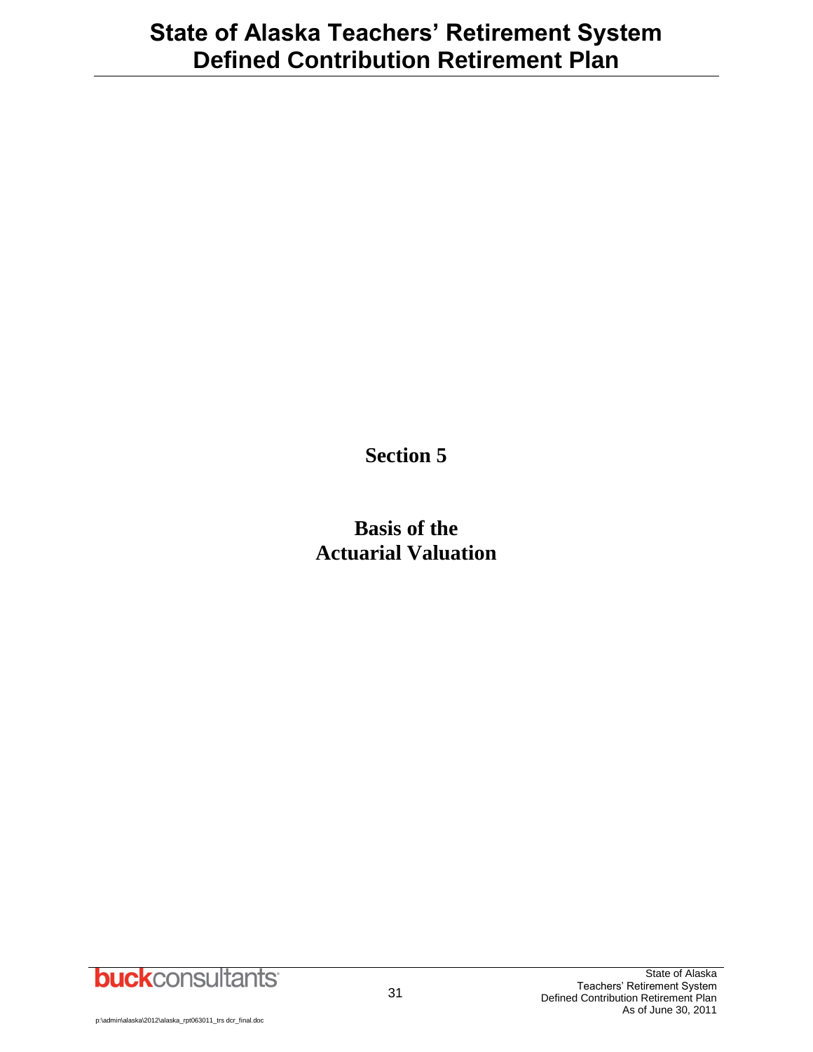# Section 5

## Basis of the Actuarial Valuation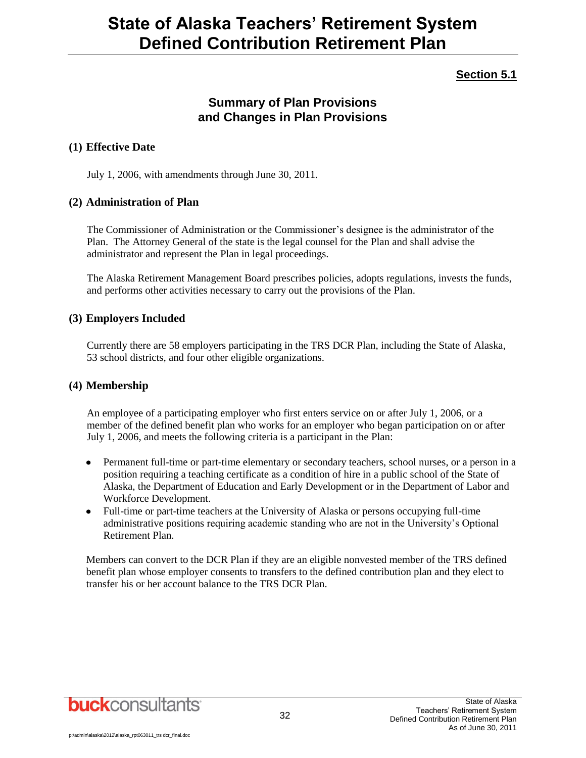**Section 5.1**

## Summary of Plan Provisions and Changes in Plan Provisions

### (1) Effective Date

July 1, 2006, with amendments through June 30, 2011.

### (2) Administration of Plan

The Commissioner of Administration or the Commissioner's designee is the administrator of the Plan. The Attorney General of the state is the legal counsel for the Plan and shall advise the administrator and represent the Plan in legal proceedings.

The Alaska Retirement Management Board prescribes policies, adopts regulations, invests the funds, and performs other activities necessary to carry out the provisions of the Plan.

### (3) Employers Included

Currently there are 58 employers participating in the TRS DCR Plan, including the State of Alaska, 53 school districts, and four other eligible organizations.

### (4) Membership

An employee of a participating employer who first enters service on or after July 1, 2006, or a member of the defined benefit plan who works for an employer who began participation on or after July 1, 2006, and meets the following criteria is a participant in the Plan:

- Permanent full-time or part-time elementary or secondary teachers, school nurses, or a person in a position requiring a teaching certificate as a condition of hire in a public school of the State of Alaska, the Department of Education and Early Development or in the Department of Labor and Workforce Development.
- Full-time or part-time teachers at the University of Alaska or persons occupying full-time administrative positions requiring academic standing who are not in the University's Optional Retirement Plan.

Members can convert to the DCR Plan if they are an eligible nonvested member of the TRS defined benefit plan whose employer consents to transfers to the defined contribution plan and they elect to transfer his or her account balance to the TRS DCR Plan.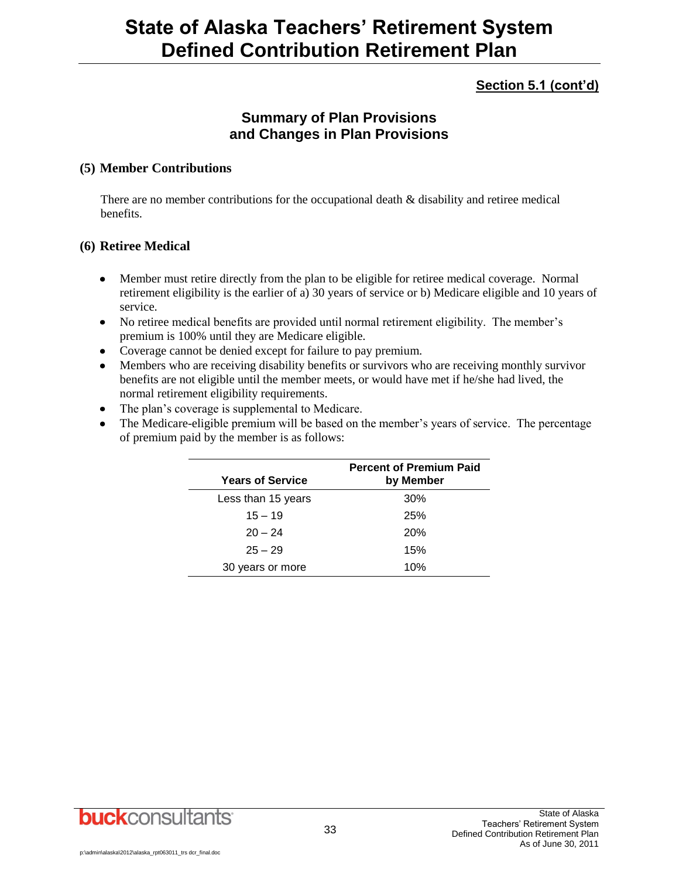## Section 5.1 (cont'd)

### Summary of Plan Provisions and Changes in Plan Provisions

**(5) Member Contributions**

There are no member contributions for the occupational death & disability and retiree medical benefits.

**(6) Retiree Medical**

- Member must retire directly from the plan to be eligible for retiree medical coverage. Normal retirement eligibility is the earlier of a) 30 years of service or b) Medicare eligible and 10 years of service.
- No retiree medical benefits are provided until normal retirement eligibility. The member's premium is 100% until they are Medicare eligible.
- Coverage cannot be denied except for failure to pay premium.
- Members who are receiving disability benefits or survivors who are receiving monthly survivor benefits are not eligible until the member meets, or would have met if he/she had lived, the normal retirement eligibility requirements.
- The plan's coverage is supplemental to Medicare.
- The Medicare-eligible premium will be based on the member's years of service. The percentage of premium paid by the member is as follows:

| Years of Service | Percent of Premium Paid by Member |
|---|---|
| Less than 15 years | 30% |
| 15 – 19 | 25% |
| 20 – 24 | 20% |
| 25 – 29 | 15% |
| 30 years or more | 10% |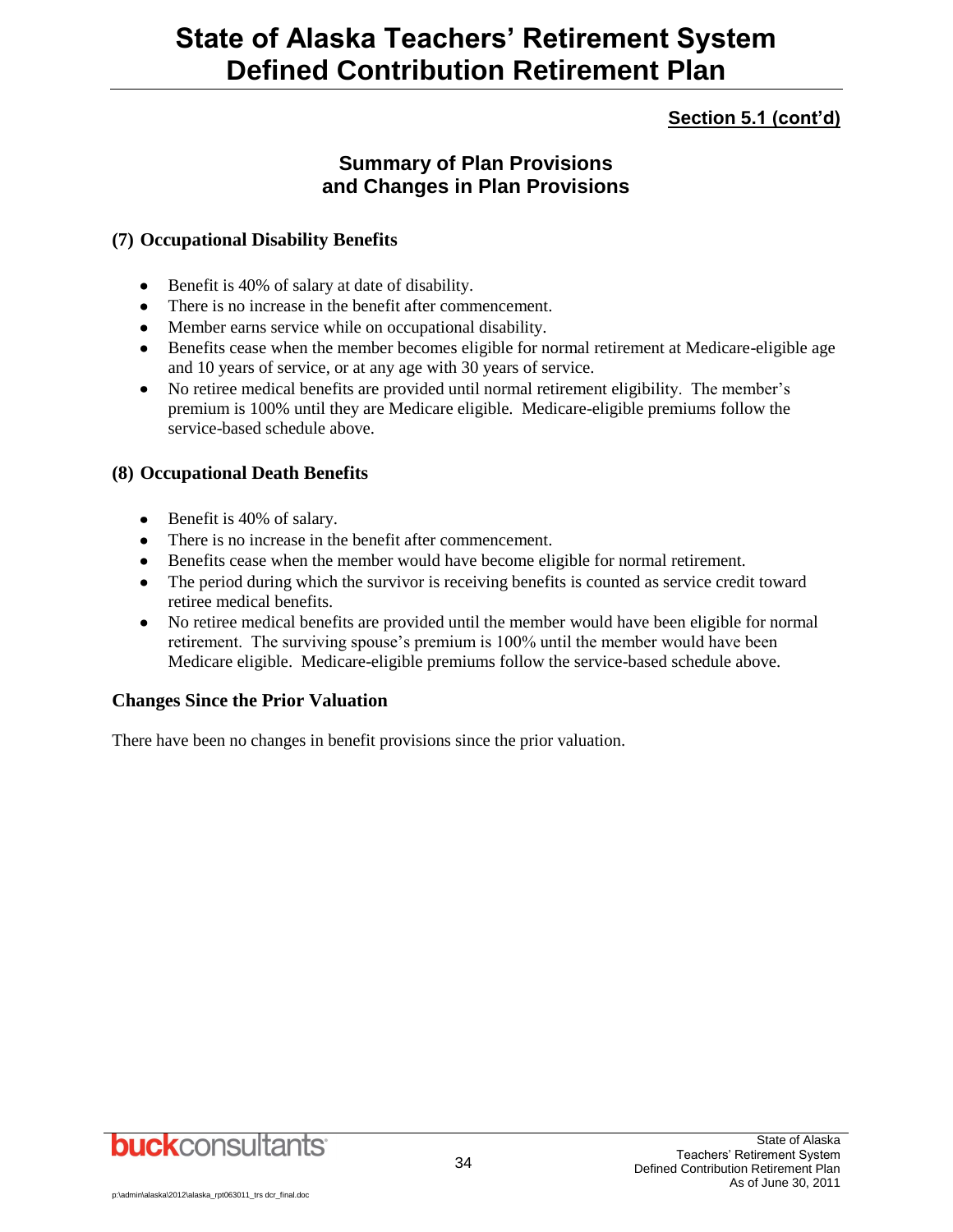**Section 5.1 (cont'd)**

## Summary of Plan Provisions and Changes in Plan Provisions

### (7) Occupational Disability Benefits

- Benefit is 40% of salary at date of disability.
- There is no increase in the benefit after commencement.
- Member earns service while on occupational disability.
- Benefits cease when the member becomes eligible for normal retirement at Medicare-eligible age and 10 years of service, or at any age with 30 years of service.
- No retiree medical benefits are provided until normal retirement eligibility. The member's premium is 100% until they are Medicare eligible. Medicare-eligible premiums follow the service-based schedule above.

### (8) Occupational Death Benefits

- Benefit is 40% of salary.
- There is no increase in the benefit after commencement.
- Benefits cease when the member would have become eligible for normal retirement.
- The period during which the survivor is receiving benefits is counted as service credit toward retiree medical benefits.
- No retiree medical benefits are provided until the member would have been eligible for normal retirement. The surviving spouse's premium is 100% until the member would have been Medicare eligible. Medicare-eligible premiums follow the service-based schedule above.

### Changes Since the Prior Valuation

There have been no changes in benefit provisions since the prior valuation.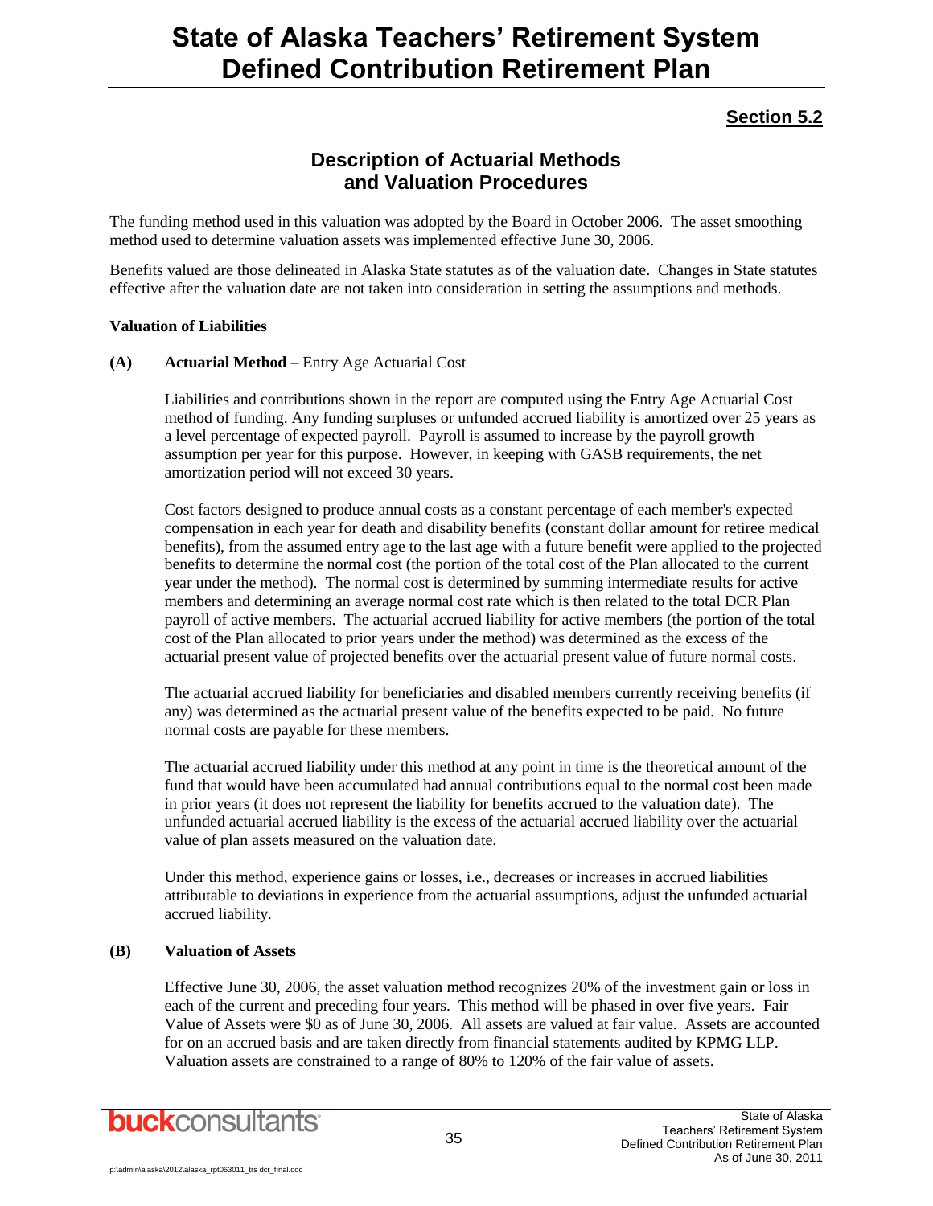# State of Alaska Teachers' Retirement System Defined Contribution Retirement Plan

**Section 5.2**

## Description of Actuarial Methods and Valuation Procedures

The funding method used in this valuation was adopted by the Board in October 2006. The asset smoothing method used to determine valuation assets was implemented effective June 30, 2006.

Benefits valued are those delineated in Alaska State statutes as of the valuation date. Changes in State statutes effective after the valuation date are not taken into consideration in setting the assumptions and methods.

**Valuation of Liabilities**

**(A) Actuarial Method** – Entry Age Actuarial Cost

Liabilities and contributions shown in the report are computed using the Entry Age Actuarial Cost method of funding. Any funding surpluses or unfunded accrued liability is amortized over 25 years as a level percentage of expected payroll. Payroll is assumed to increase by the payroll growth assumption per year for this purpose. However, in keeping with GASB requirements, the net amortization period will not exceed 30 years.

Cost factors designed to produce annual costs as a constant percentage of each member's expected compensation in each year for death and disability benefits (constant dollar amount for retiree medical benefits), from the assumed entry age to the last age with a future benefit were applied to the projected benefits to determine the normal cost (the portion of the total cost of the Plan allocated to the current year under the method). The normal cost is determined by summing intermediate results for active members and determining an average normal cost rate which is then related to the total DCR Plan payroll of active members. The actuarial accrued liability for active members (the portion of the total cost of the Plan allocated to prior years under the method) was determined as the excess of the actuarial present value of projected benefits over the actuarial present value of future normal costs.

The actuarial accrued liability for beneficiaries and disabled members currently receiving benefits (if any) was determined as the actuarial present value of the benefits expected to be paid. No future normal costs are payable for these members.

The actuarial accrued liability under this method at any point in time is the theoretical amount of the fund that would have been accumulated had annual contributions equal to the normal cost been made in prior years (it does not represent the liability for benefits accrued to the valuation date). The unfunded actuarial accrued liability is the excess of the actuarial accrued liability over the actuarial value of plan assets measured on the valuation date.

Under this method, experience gains or losses, i.e., decreases or increases in accrued liabilities attributable to deviations in experience from the actuarial assumptions, adjust the unfunded actuarial accrued liability.

**(B) Valuation of Assets**

Effective June 30, 2006, the asset valuation method recognizes 20% of the investment gain or loss in each of the current and preceding four years. This method will be phased in over five years. Fair Value of Assets were $0 as of June 30, 2006. All assets are valued at fair value. Assets are accounted for on an accrued basis and are taken directly from financial statements audited by KPMG LLP. Valuation assets are constrained to a range of 80% to 120% of the fair value of assets.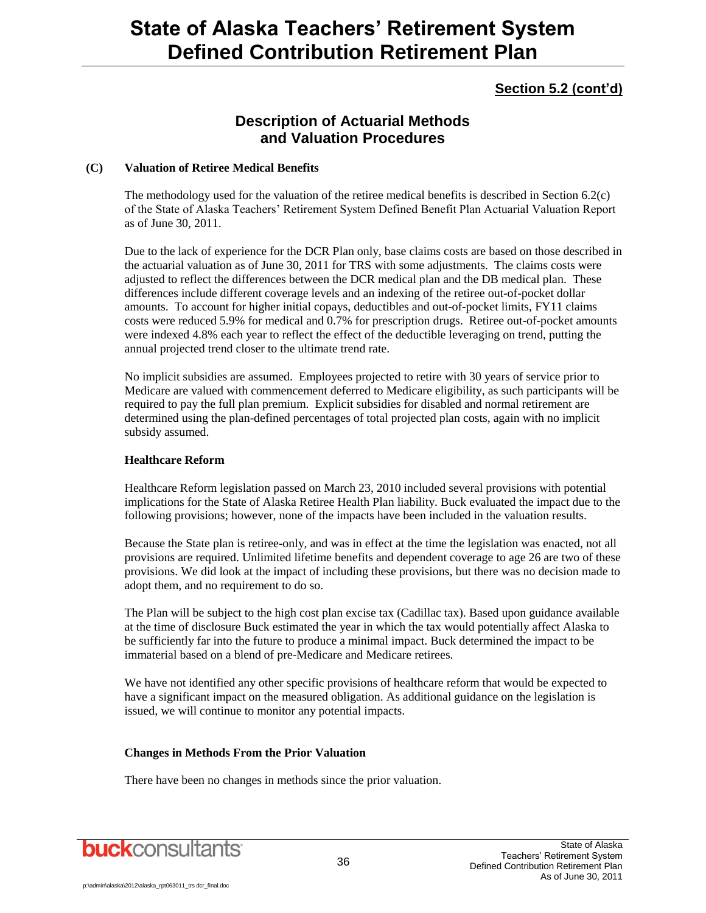## Section 5.2 (cont'd)

## Description of Actuarial Methods and Valuation Procedures

**(C) Valuation of Retiree Medical Benefits**

The methodology used for the valuation of the retiree medical benefits is described in Section 6.2(c) of the State of Alaska Teachers' Retirement System Defined Benefit Plan Actuarial Valuation Report as of June 30, 2011.

Due to the lack of experience for the DCR Plan only, base claims costs are based on those described in the actuarial valuation as of June 30, 2011 for TRS with some adjustments. The claims costs were adjusted to reflect the differences between the DCR medical plan and the DB medical plan. These differences include different coverage levels and an indexing of the retiree out-of-pocket dollar amounts. To account for higher initial copays, deductibles and out-of-pocket limits, FY11 claims costs were reduced 5.9% for medical and 0.7% for prescription drugs. Retiree out-of-pocket amounts were indexed 4.8% each year to reflect the effect of the deductible leveraging on trend, putting the annual projected trend closer to the ultimate trend rate.

No implicit subsidies are assumed. Employees projected to retire with 30 years of service prior to Medicare are valued with commencement deferred to Medicare eligibility, as such participants will be required to pay the full plan premium. Explicit subsidies for disabled and normal retirement are determined using the plan-defined percentages of total projected plan costs, again with no implicit subsidy assumed.

**Healthcare Reform**

Healthcare Reform legislation passed on March 23, 2010 included several provisions with potential implications for the State of Alaska Retiree Health Plan liability. Buck evaluated the impact due to the following provisions; however, none of the impacts have been included in the valuation results.

Because the State plan is retiree-only, and was in effect at the time the legislation was enacted, not all provisions are required. Unlimited lifetime benefits and dependent coverage to age 26 are two of these provisions. We did look at the impact of including these provisions, but there was no decision made to adopt them, and no requirement to do so.

The Plan will be subject to the high cost plan excise tax (Cadillac tax). Based upon guidance available at the time of disclosure Buck estimated the year in which the tax would potentially affect Alaska to be sufficiently far into the future to produce a minimal impact. Buck determined the impact to be immaterial based on a blend of pre-Medicare and Medicare retirees.

We have not identified any other specific provisions of healthcare reform that would be expected to have a significant impact on the measured obligation. As additional guidance on the legislation is issued, we will continue to monitor any potential impacts.

**Changes in Methods From the Prior Valuation**

There have been no changes in methods since the prior valuation.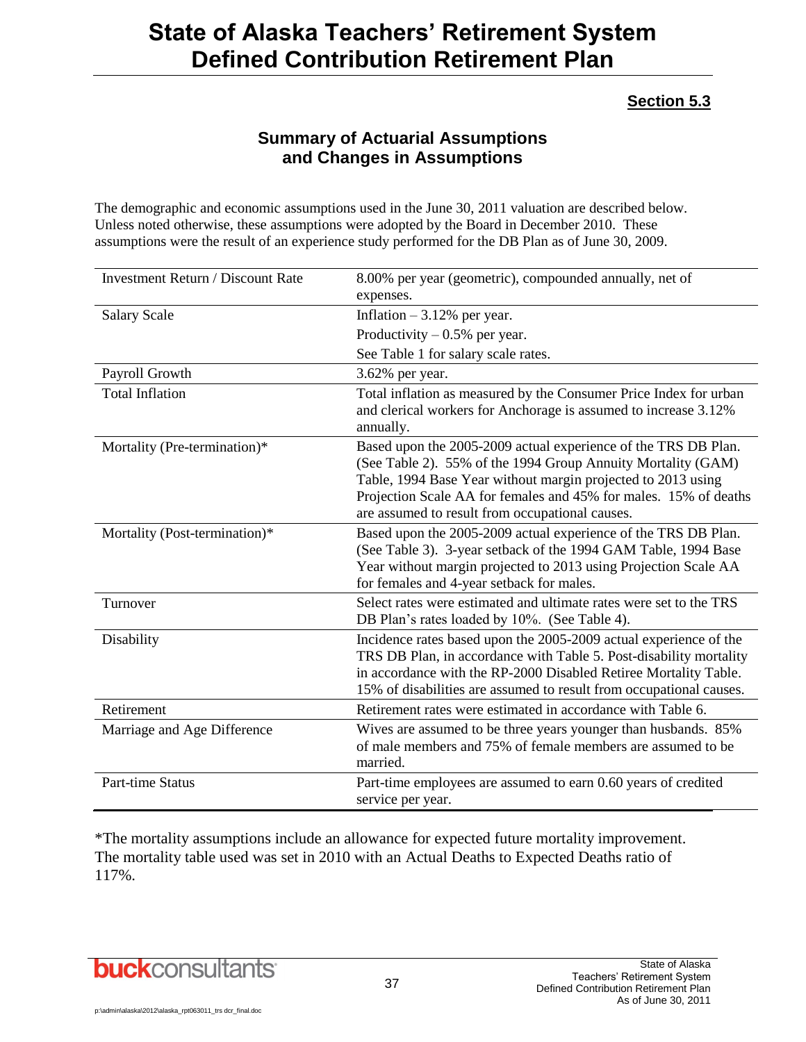# State of Alaska Teachers' Retirement System Defined Contribution Retirement Plan

**Section 5.3**

## Summary of Actuarial Assumptions and Changes in Assumptions

The demographic and economic assumptions used in the June 30, 2011 valuation are described below. Unless noted otherwise, these assumptions were adopted by the Board in December 2010. These assumptions were the result of an experience study performed for the DB Plan as of June 30, 2009.

| | |
|---|---|
| Investment Return / Discount Rate | 8.00% per year (geometric), compounded annually, net of expenses. |
| Salary Scale | Inflation – 3.12% per year.<br>Productivity – 0.5% per year.<br>See Table 1 for salary scale rates. |
| Payroll Growth | 3.62% per year. |
| Total Inflation | Total inflation as measured by the Consumer Price Index for urban and clerical workers for Anchorage is assumed to increase 3.12% annually. |
| Mortality (Pre-termination)* | Based upon the 2005-2009 actual experience of the TRS DB Plan. (See Table 2). 55% of the 1994 Group Annuity Mortality (GAM) Table, 1994 Base Year without margin projected to 2013 using Projection Scale AA for females and 45% for males. 15% of deaths are assumed to result from occupational causes. |
| Mortality (Post-termination)* | Based upon the 2005-2009 actual experience of the TRS DB Plan. (See Table 3). 3-year setback of the 1994 GAM Table, 1994 Base Year without margin projected to 2013 using Projection Scale AA for females and 4-year setback for males. |
| Turnover | Select rates were estimated and ultimate rates were set to the TRS DB Plan's rates loaded by 10%. (See Table 4). |
| Disability | Incidence rates based upon the 2005-2009 actual experience of the TRS DB Plan, in accordance with Table 5. Post-disability mortality in accordance with the RP-2000 Disabled Retiree Mortality Table. 15% of disabilities are assumed to result from occupational causes. |
| Retirement | Retirement rates were estimated in accordance with Table 6. |
| Marriage and Age Difference | Wives are assumed to be three years younger than husbands. 85% of male members and 75% of female members are assumed to be married. |
| Part-time Status | Part-time employees are assumed to earn 0.60 years of credited service per year. |

*The mortality assumptions include an allowance for expected future mortality improvement. The mortality table used was set in 2010 with an Actual Deaths to Expected Deaths ratio of 117%.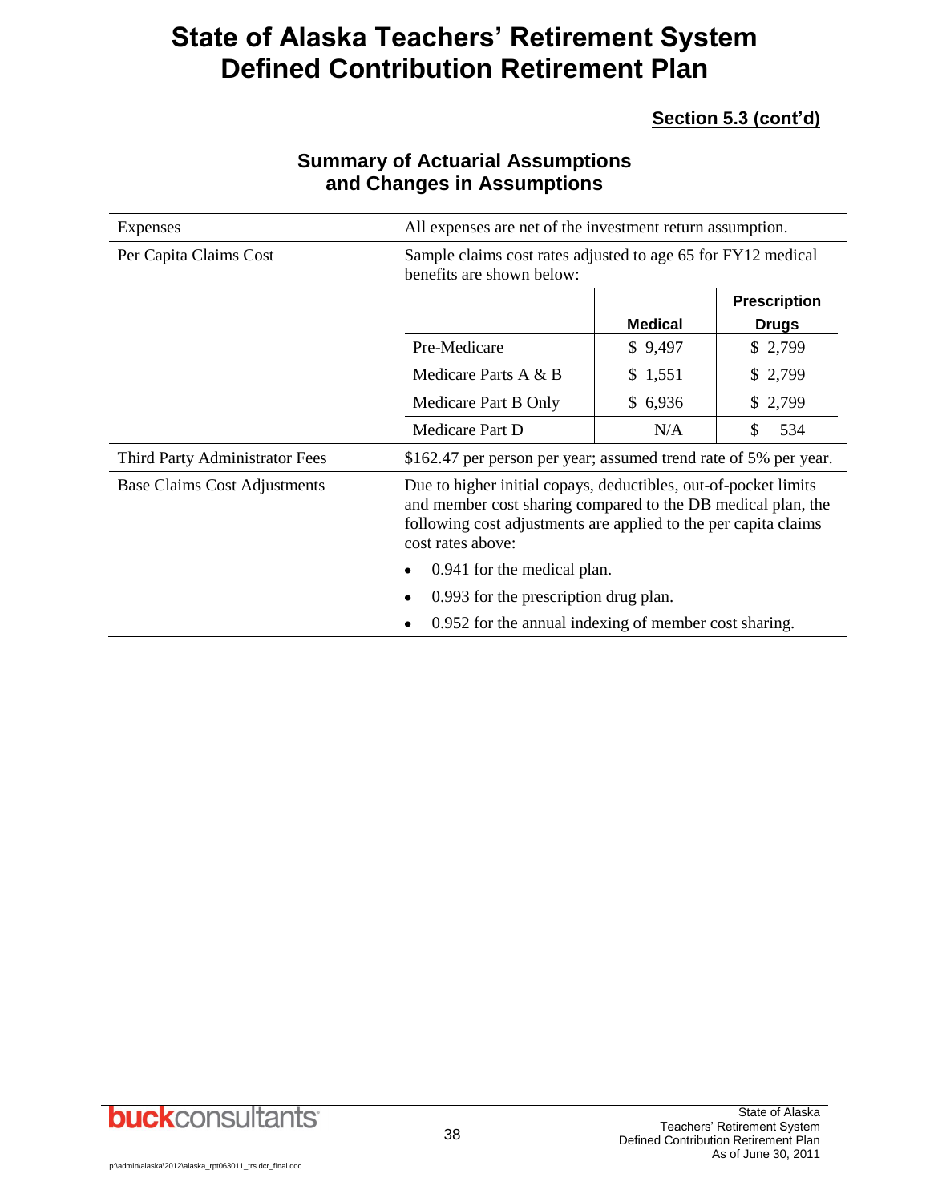# State of Alaska Teachers' Retirement System Defined Contribution Retirement Plan

**Section 5.3 (cont'd)**

## Summary of Actuarial Assumptions and Changes in Assumptions

| | |
|---|---|
| Expenses | All expenses are net of the investment return assumption. |
| Per Capita Claims Cost | Sample claims cost rates adjusted to age 65 for FY12 medical benefits are shown below: |

| | Medical | Prescription Drugs |
|---|---|---|
| Pre-Medicare | $ 9,497 | $ 2,799 |
| Medicare Parts A & B | $ 1,551 | $ 2,799 |
| Medicare Part B Only | $ 6,936 | $ 2,799 |
| Medicare Part D | N/A | $ 534 |

| | |
|---|---|
| Third Party Administrator Fees | $162.47 per person per year; assumed trend rate of 5% per year. |
| Base Claims Cost Adjustments | Due to higher initial copays, deductibles, out-of-pocket limits and member cost sharing compared to the DB medical plan, the following cost adjustments are applied to the per capita claims cost rates above: |

- 0.941 for the medical plan.
- 0.993 for the prescription drug plan.
- 0.952 for the annual indexing of member cost sharing.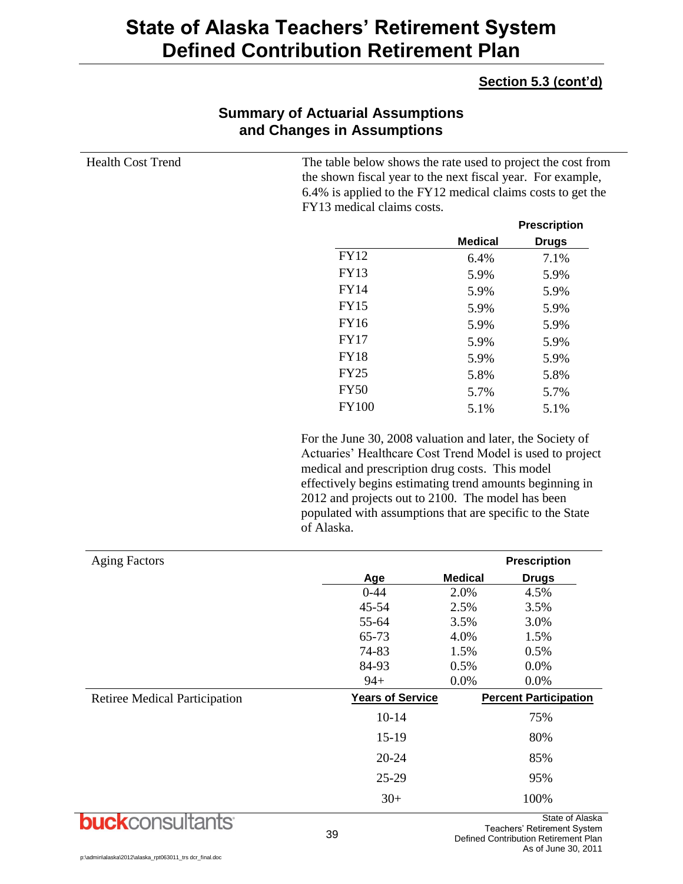# State of Alaska Teachers' Retirement System Defined Contribution Retirement Plan

**Section 5.3 (cont'd)**

## Summary of Actuarial Assumptions and Changes in Assumptions

**Health Cost Trend**

The table below shows the rate used to project the cost from the shown fiscal year to the next fiscal year. For example, 6.4% is applied to the FY12 medical claims costs to get the FY13 medical claims costs.

| | Medical | Prescription Drugs |
|---|---|---|
| FY12 | 6.4% | 7.1% |
| FY13 | 5.9% | 5.9% |
| FY14 | 5.9% | 5.9% |
| FY15 | 5.9% | 5.9% |
| FY16 | 5.9% | 5.9% |
| FY17 | 5.9% | 5.9% |
| FY18 | 5.9% | 5.9% |
| FY25 | 5.8% | 5.8% |
| FY50 | 5.7% | 5.7% |
| FY100 | 5.1% | 5.1% |

For the June 30, 2008 valuation and later, the Society of Actuaries' Healthcare Cost Trend Model is used to project medical and prescription drug costs. This model effectively begins estimating trend amounts beginning in 2012 and projects out to 2100. The model has been populated with assumptions that are specific to the State of Alaska.

**Aging Factors**

| Age | Medical | Prescription Drugs |
|---|---|---|
| 0-44 | 2.0% | 4.5% |
| 45-54 | 2.5% | 3.5% |
| 55-64 | 3.5% | 3.0% |
| 65-73 | 4.0% | 1.5% |
| 74-83 | 1.5% | 0.5% |
| 84-93 | 0.5% | 0.0% |
| 94+ | 0.0% | 0.0% |

**Retiree Medical Participation**

| Years of Service | Percent Participation |
|---|---|
| 10-14 | 75% |
| 15-19 | 80% |
| 20-24 | 85% |
| 25-29 | 95% |
| 30+ | 100% |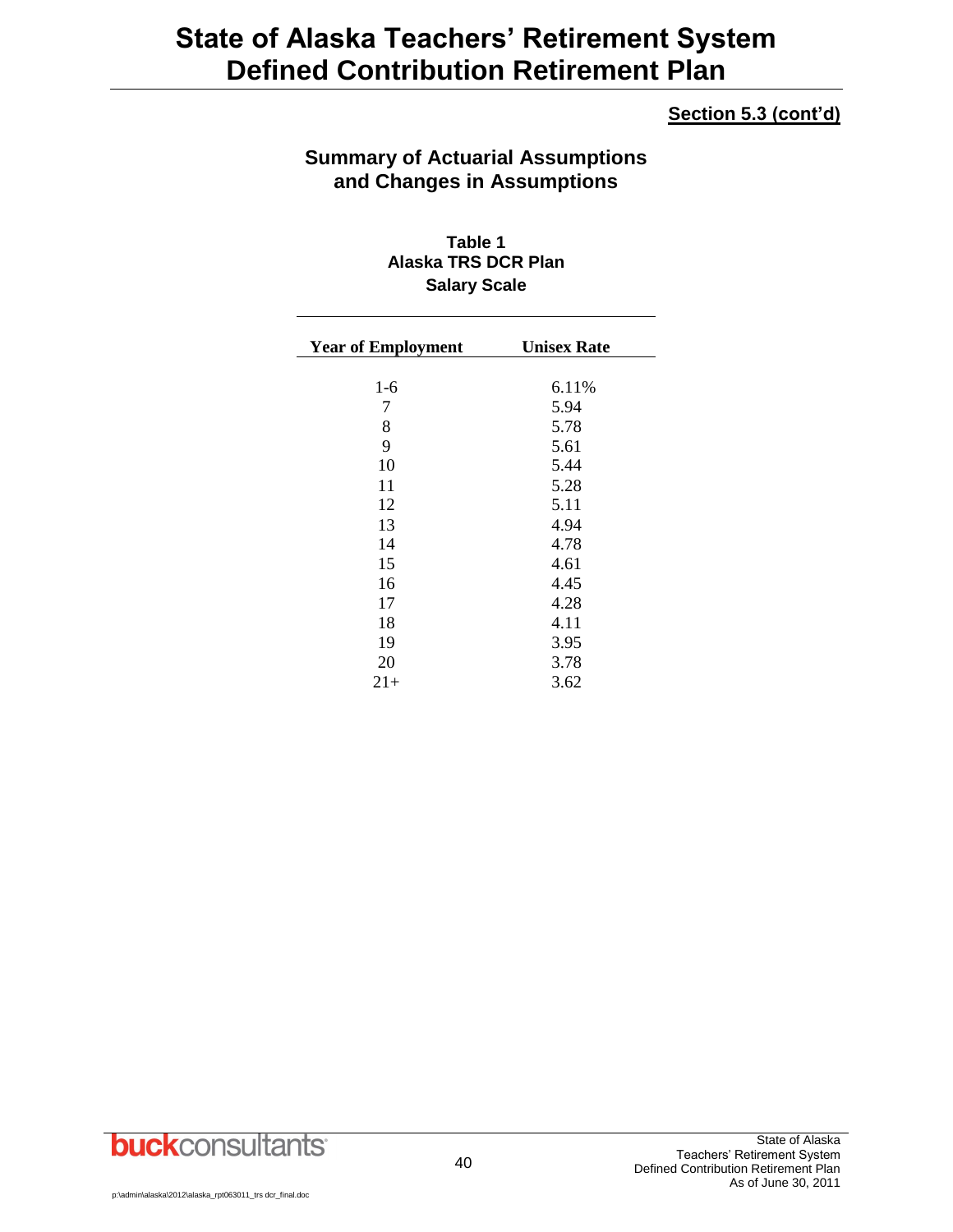**Section 5.3 (cont'd)**

## Summary of Actuarial Assumptions and Changes in Assumptions

**Table 1**
**Alaska TRS DCR Plan**
**Salary Scale**

| Year of Employment | Unisex Rate |
|---|---|
| 1-6 | 6.11% |
| 7 | 5.94 |
| 8 | 5.78 |
| 9 | 5.61 |
| 10 | 5.44 |
| 11 | 5.28 |
| 12 | 5.11 |
| 13 | 4.94 |
| 14 | 4.78 |
| 15 | 4.61 |
| 16 | 4.45 |
| 17 | 4.28 |
| 18 | 4.11 |
| 19 | 3.95 |
| 20 | 3.78 |
| 21+ | 3.62 |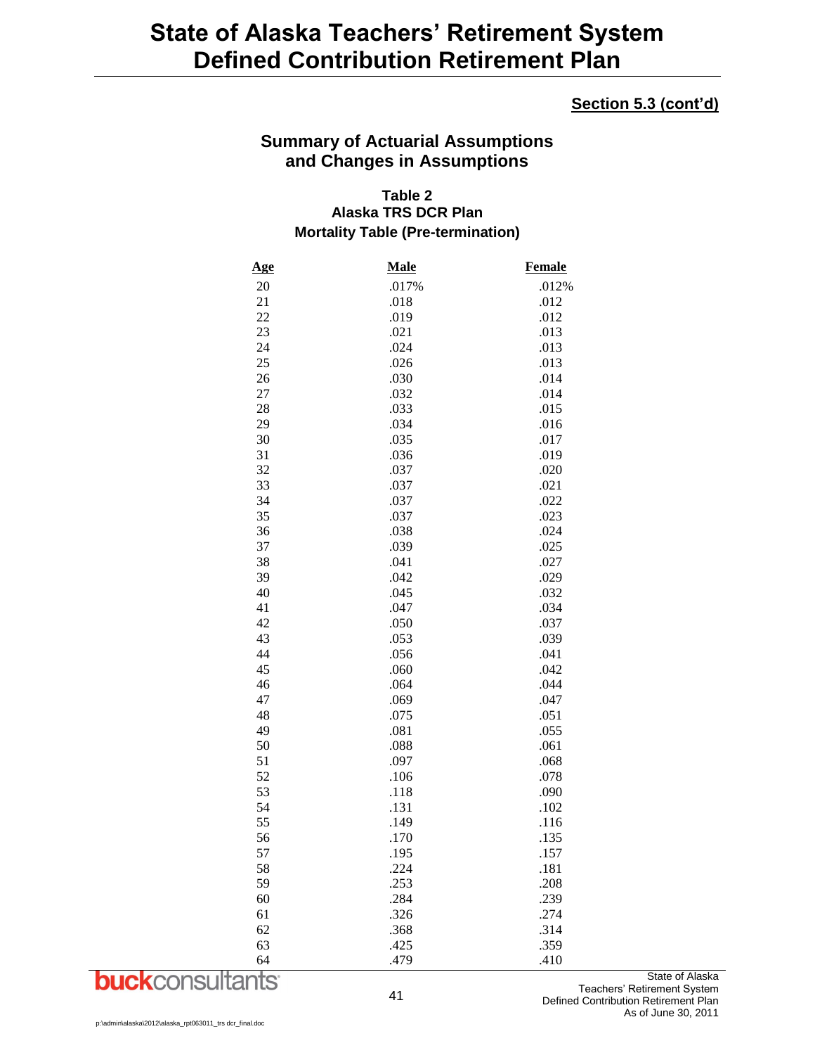# State of Alaska Teachers' Retirement System Defined Contribution Retirement Plan

**Section 5.3 (cont'd)**

## Summary of Actuarial Assumptions and Changes in Assumptions

### Table 2
### Alaska TRS DCR Plan
### Mortality Table (Pre-termination)

| Age | Male | Female |
|---|---|---|
| 20 | .017% | .012% |
| 21 | .018 | .012 |
| 22 | .019 | .012 |
| 23 | .021 | .013 |
| 24 | .024 | .013 |
| 25 | .026 | .013 |
| 26 | .030 | .014 |
| 27 | .032 | .014 |
| 28 | .033 | .015 |
| 29 | .034 | .016 |
| 30 | .035 | .017 |
| 31 | .036 | .019 |
| 32 | .037 | .020 |
| 33 | .037 | .021 |
| 34 | .037 | .022 |
| 35 | .037 | .023 |
| 36 | .038 | .024 |
| 37 | .039 | .025 |
| 38 | .041 | .027 |
| 39 | .042 | .029 |
| 40 | .045 | .032 |
| 41 | .047 | .034 |
| 42 | .050 | .037 |
| 43 | .053 | .039 |
| 44 | .056 | .041 |
| 45 | .060 | .042 |
| 46 | .064 | .044 |
| 47 | .069 | .047 |
| 48 | .075 | .051 |
| 49 | .081 | .055 |
| 50 | .088 | .061 |
| 51 | .097 | .068 |
| 52 | .106 | .078 |
| 53 | .118 | .090 |
| 54 | .131 | .102 |
| 55 | .149 | .116 |
| 56 | .170 | .135 |
| 57 | .195 | .157 |
| 58 | .224 | .181 |
| 59 | .253 | .208 |
| 60 | .284 | .239 |
| 61 | .326 | .274 |
| 62 | .368 | .314 |
| 63 | .425 | .359 |
| 64 | .479 | .410 |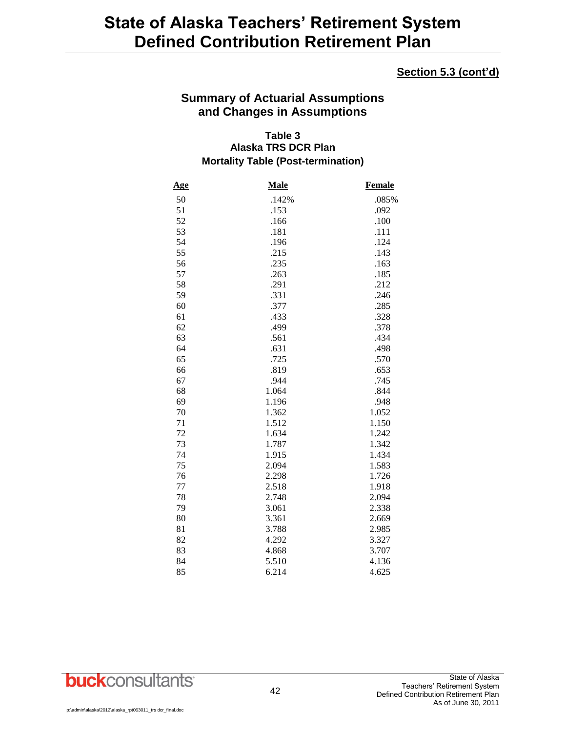# State of Alaska Teachers' Retirement System Defined Contribution Retirement Plan

**Section 5.3 (cont'd)**

## Summary of Actuarial Assumptions and Changes in Assumptions

### Table 3
### Alaska TRS DCR Plan
### Mortality Table (Post-termination)

| Age | Male | Female |
|---|---|---|
| 50 | .142% | .085% |
| 51 | .153 | .092 |
| 52 | .166 | .100 |
| 53 | .181 | .111 |
| 54 | .196 | .124 |
| 55 | .215 | .143 |
| 56 | .235 | .163 |
| 57 | .263 | .185 |
| 58 | .291 | .212 |
| 59 | .331 | .246 |
| 60 | .377 | .285 |
| 61 | .433 | .328 |
| 62 | .499 | .378 |
| 63 | .561 | .434 |
| 64 | .631 | .498 |
| 65 | .725 | .570 |
| 66 | .819 | .653 |
| 67 | .944 | .745 |
| 68 | 1.064 | .844 |
| 69 | 1.196 | .948 |
| 70 | 1.362 | 1.052 |
| 71 | 1.512 | 1.150 |
| 72 | 1.634 | 1.242 |
| 73 | 1.787 | 1.342 |
| 74 | 1.915 | 1.434 |
| 75 | 2.094 | 1.583 |
| 76 | 2.298 | 1.726 |
| 77 | 2.518 | 1.918 |
| 78 | 2.748 | 2.094 |
| 79 | 3.061 | 2.338 |
| 80 | 3.361 | 2.669 |
| 81 | 3.788 | 2.985 |
| 82 | 4.292 | 3.327 |
| 83 | 4.868 | 3.707 |
| 84 | 5.510 | 4.136 |
| 85 | 6.214 | 4.625 |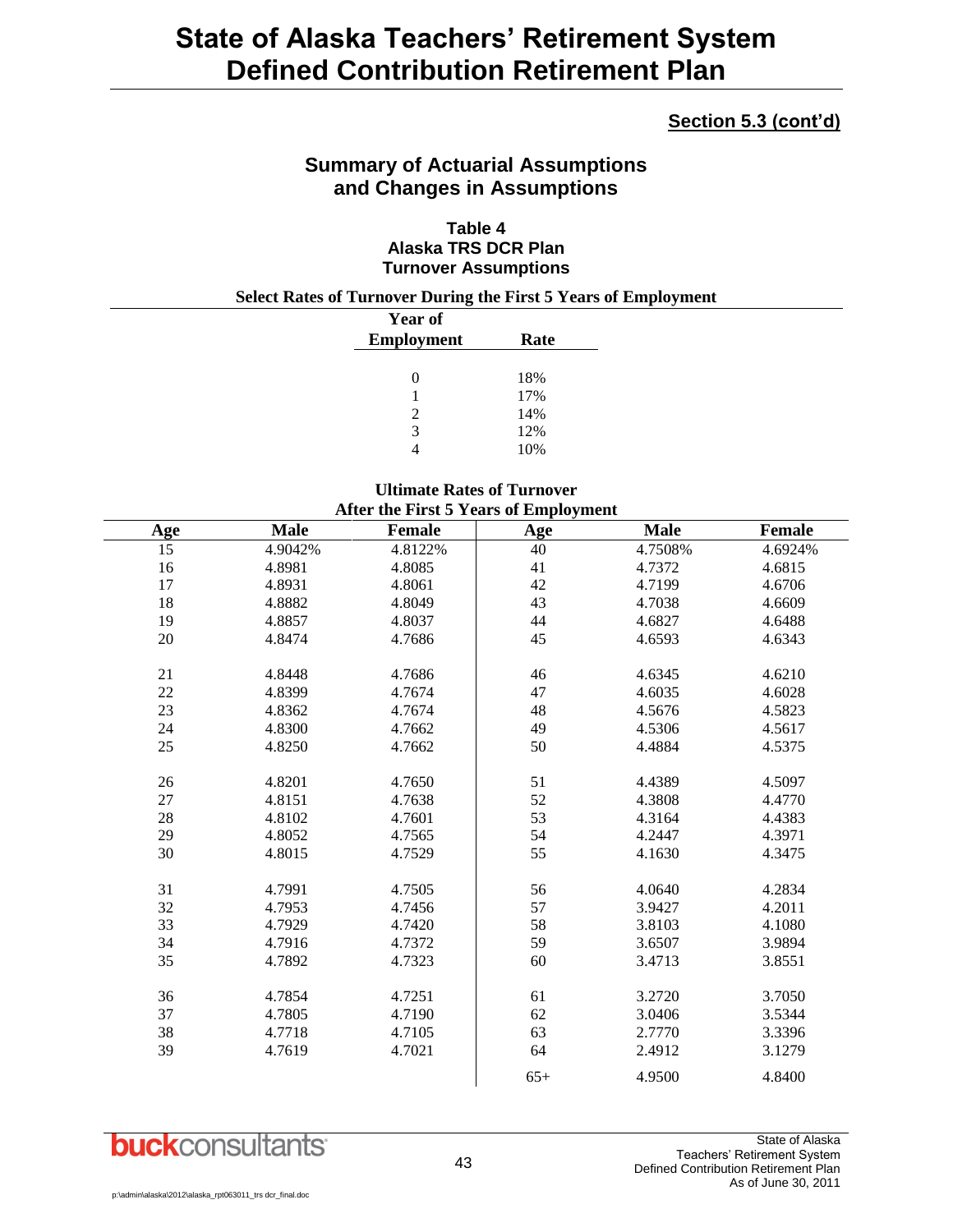**Section 5.3 (cont'd)**

## Summary of Actuarial Assumptions and Changes in Assumptions

### Table 4
### Alaska TRS DCR Plan
### Turnover Assumptions

**Select Rates of Turnover During the First 5 Years of Employment**

| Year of Employment | Rate |
|---|---|
| 0 | 18% |
| 1 | 17% |
| 2 | 14% |
| 3 | 12% |
| 4 | 10% |

**Ultimate Rates of Turnover After the First 5 Years of Employment**

| Age | Male | Female | Age | Male | Female |
|---|---|---|---|---|---|
| 15 | 4.9042% | 4.8122% | 40 | 4.7508% | 4.6924% |
| 16 | 4.8981 | 4.8085 | 41 | 4.7372 | 4.6815 |
| 17 | 4.8931 | 4.8061 | 42 | 4.7199 | 4.6706 |
| 18 | 4.8882 | 4.8049 | 43 | 4.7038 | 4.6609 |
| 19 | 4.8857 | 4.8037 | 44 | 4.6827 | 4.6488 |
| 20 | 4.8474 | 4.7686 | 45 | 4.6593 | 4.6343 |
| 21 | 4.8448 | 4.7686 | 46 | 4.6345 | 4.6210 |
| 22 | 4.8399 | 4.7674 | 47 | 4.6035 | 4.6028 |
| 23 | 4.8362 | 4.7674 | 48 | 4.5676 | 4.5823 |
| 24 | 4.8300 | 4.7662 | 49 | 4.5306 | 4.5617 |
| 25 | 4.8250 | 4.7662 | 50 | 4.4884 | 4.5375 |
| 26 | 4.8201 | 4.7650 | 51 | 4.4389 | 4.5097 |
| 27 | 4.8151 | 4.7638 | 52 | 4.3808 | 4.4770 |
| 28 | 4.8102 | 4.7601 | 53 | 4.3164 | 4.4383 |
| 29 | 4.8052 | 4.7565 | 54 | 4.2447 | 4.3971 |
| 30 | 4.8015 | 4.7529 | 55 | 4.1630 | 4.3475 |
| 31 | 4.7991 | 4.7505 | 56 | 4.0640 | 4.2834 |
| 32 | 4.7953 | 4.7456 | 57 | 3.9427 | 4.2011 |
| 33 | 4.7929 | 4.7420 | 58 | 3.8103 | 4.1080 |
| 34 | 4.7916 | 4.7372 | 59 | 3.6507 | 3.9894 |
| 35 | 4.7892 | 4.7323 | 60 | 3.4713 | 3.8551 |
| 36 | 4.7854 | 4.7251 | 61 | 3.2720 | 3.7050 |
| 37 | 4.7805 | 4.7190 | 62 | 3.0406 | 3.5344 |
| 38 | 4.7718 | 4.7105 | 63 | 2.7770 | 3.3396 |
| 39 | 4.7619 | 4.7021 | 64 | 2.4912 | 3.1279 |
| | | | 65+ | 4.9500 | 4.8400 |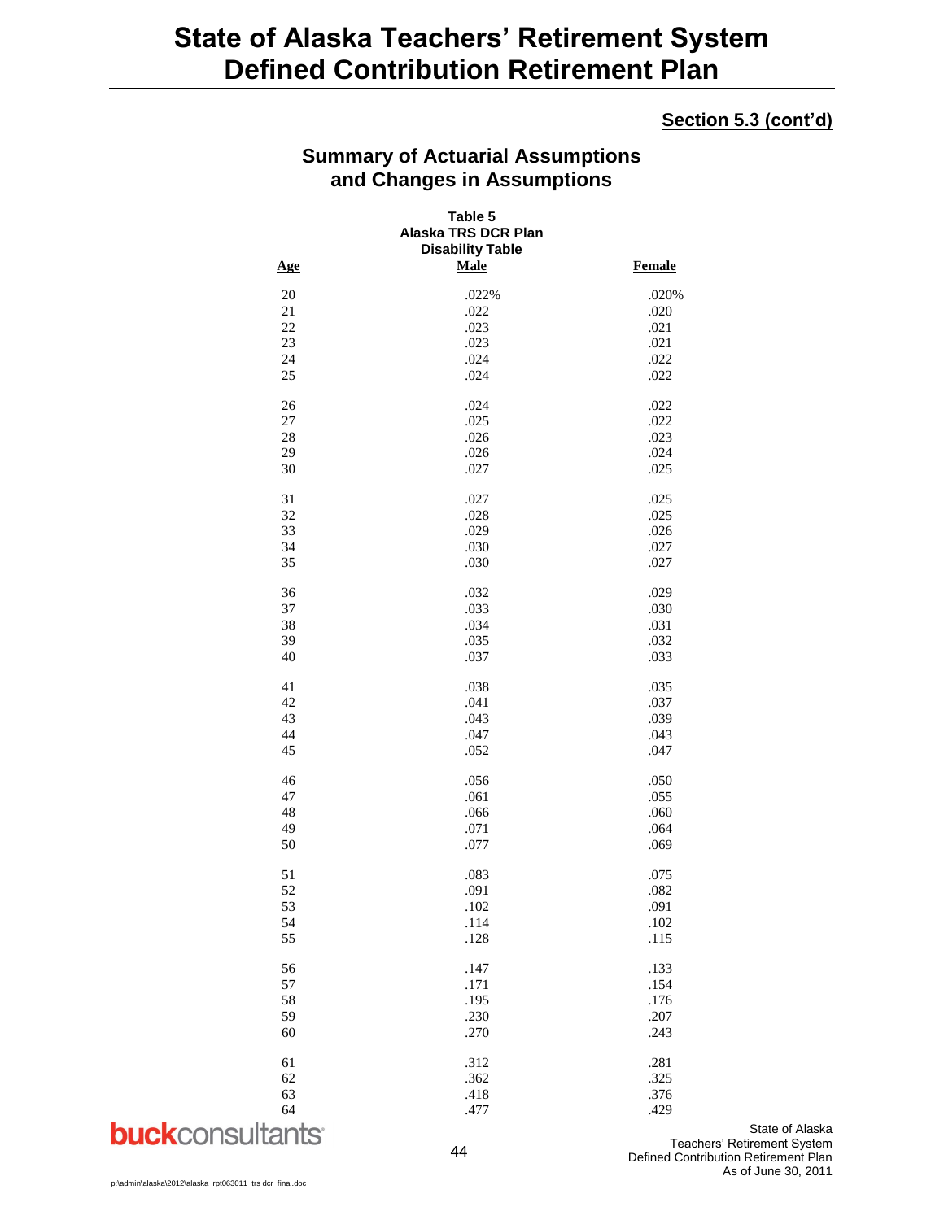# State of Alaska Teachers' Retirement System
# Defined Contribution Retirement Plan

**Section 5.3 (cont'd)**

## Summary of Actuarial Assumptions and Changes in Assumptions

**Table 5**
**Alaska TRS DCR Plan**
**Disability Table**

| Age | Male | Female |
|---|---|---|
| 20 | .022% | .020% |
| 21 | .022 | .020 |
| 22 | .023 | .021 |
| 23 | .023 | .021 |
| 24 | .024 | .022 |
| 25 | .024 | .022 |
| 26 | .024 | .022 |
| 27 | .025 | .022 |
| 28 | .026 | .023 |
| 29 | .026 | .024 |
| 30 | .027 | .025 |
| 31 | .027 | .025 |
| 32 | .028 | .025 |
| 33 | .029 | .026 |
| 34 | .030 | .027 |
| 35 | .030 | .027 |
| 36 | .032 | .029 |
| 37 | .033 | .030 |
| 38 | .034 | .031 |
| 39 | .035 | .032 |
| 40 | .037 | .033 |
| 41 | .038 | .035 |
| 42 | .041 | .037 |
| 43 | .043 | .039 |
| 44 | .047 | .043 |
| 45 | .052 | .047 |
| 46 | .056 | .050 |
| 47 | .061 | .055 |
| 48 | .066 | .060 |
| 49 | .071 | .064 |
| 50 | .077 | .069 |
| 51 | .083 | .075 |
| 52 | .091 | .082 |
| 53 | .102 | .091 |
| 54 | .114 | .102 |
| 55 | .128 | .115 |
| 56 | .147 | .133 |
| 57 | .171 | .154 |
| 58 | .195 | .176 |
| 59 | .230 | .207 |
| 60 | .270 | .243 |
| 61 | .312 | .281 |
| 62 | .362 | .325 |
| 63 | .418 | .376 |
| 64 | .477 | .429 |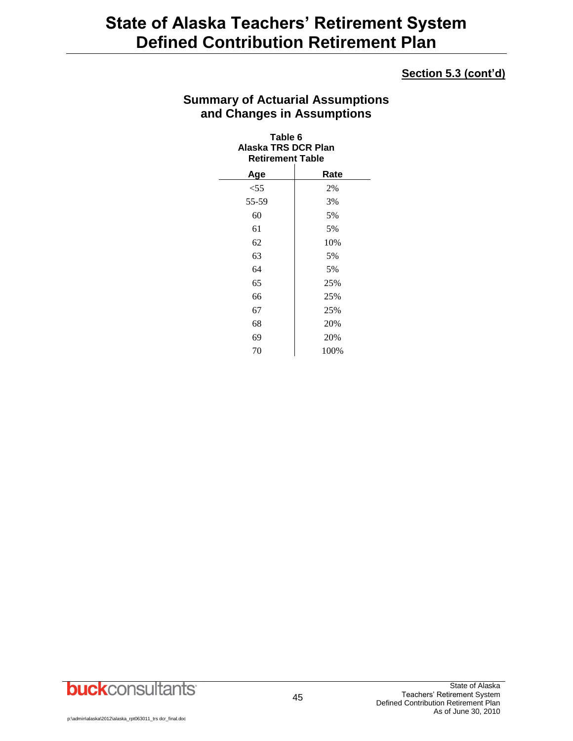**Section 5.3 (cont'd)**

## Summary of Actuarial Assumptions and Changes in Assumptions

**Table 6**
**Alaska TRS DCR Plan**
**Retirement Table**

| Age | Rate |
|---|---|
| <55 | 2% |
| 55-59 | 3% |
| 60 | 5% |
| 61 | 5% |
| 62 | 10% |
| 63 | 5% |
| 64 | 5% |
| 65 | 25% |
| 66 | 25% |
| 67 | 25% |
| 68 | 20% |
| 69 | 20% |
| 70 | 100% |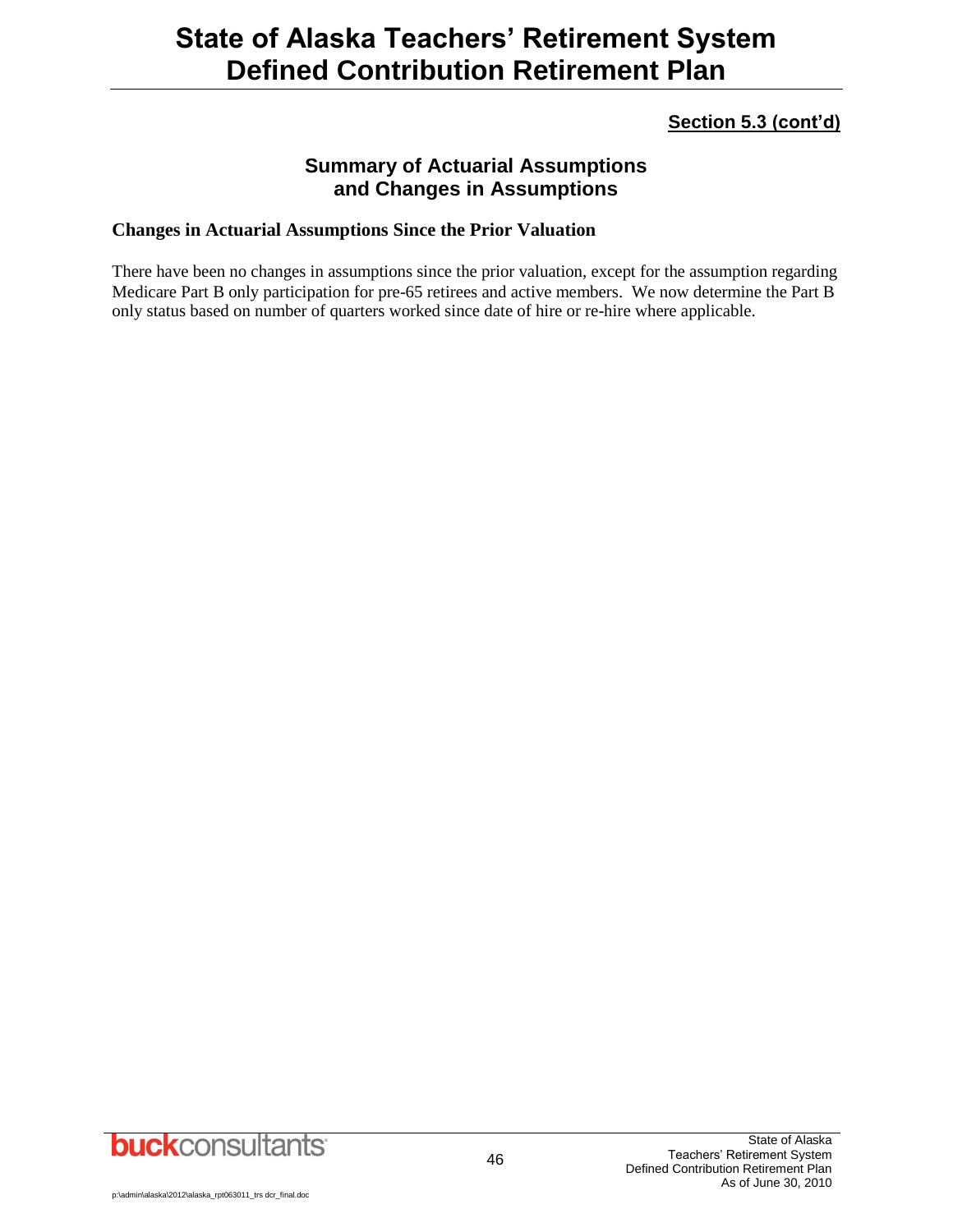**Section 5.3 (cont'd)**

## Summary of Actuarial Assumptions and Changes in Assumptions

### Changes in Actuarial Assumptions Since the Prior Valuation

There have been no changes in assumptions since the prior valuation, except for the assumption regarding Medicare Part B only participation for pre-65 retirees and active members. We now determine the Part B only status based on number of quarters worked since date of hire or re-hire where applicable.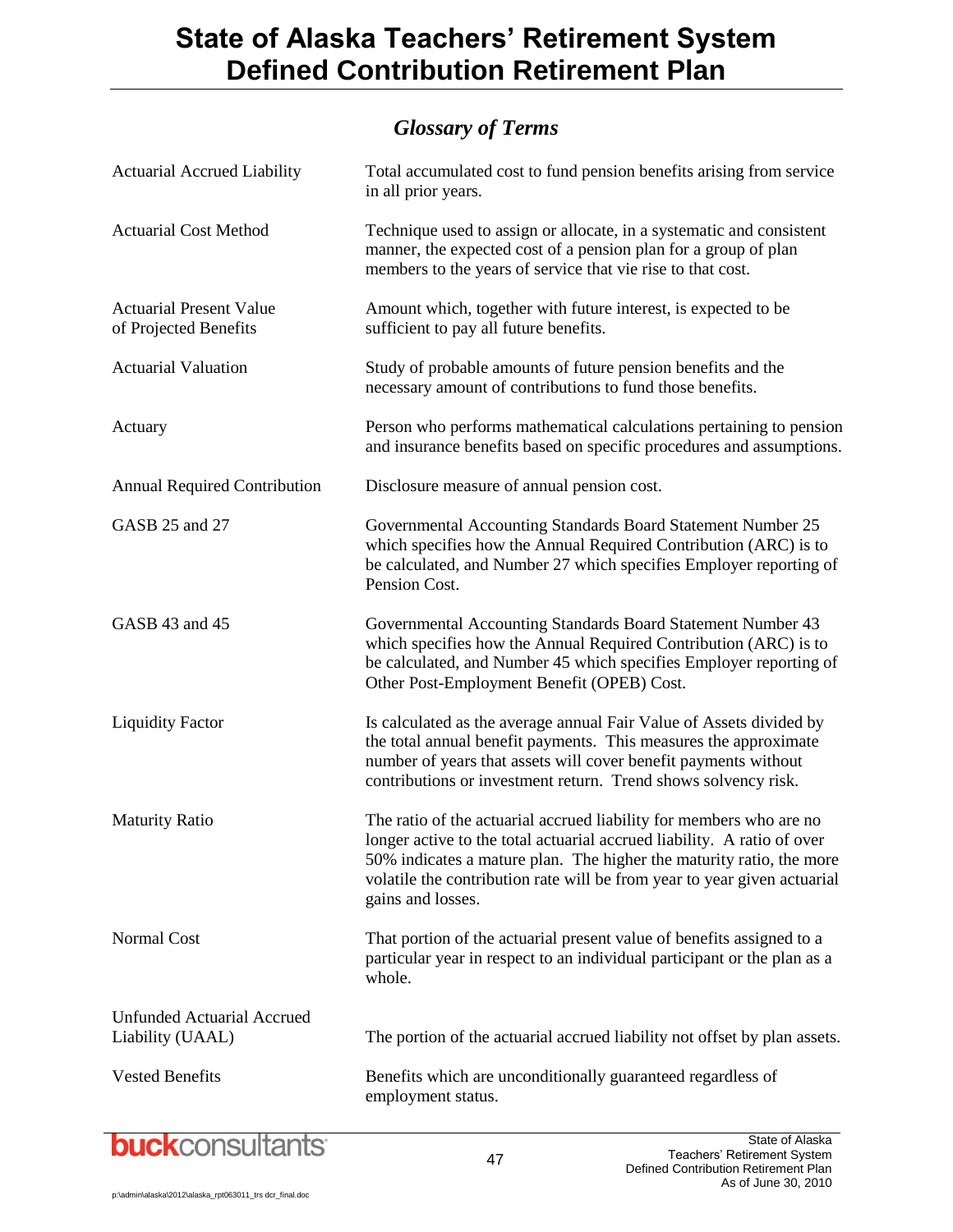## Glossary of Terms

| | |
|---|---|
| Actuarial Accrued Liability | Total accumulated cost to fund pension benefits arising from service in all prior years. |
| Actuarial Cost Method | Technique used to assign or allocate, in a systematic and consistent manner, the expected cost of a pension plan for a group of plan members to the years of service that vie rise to that cost. |
| Actuarial Present Value of Projected Benefits | Amount which, together with future interest, is expected to be sufficient to pay all future benefits. |
| Actuarial Valuation | Study of probable amounts of future pension benefits and the necessary amount of contributions to fund those benefits. |
| Actuary | Person who performs mathematical calculations pertaining to pension and insurance benefits based on specific procedures and assumptions. |
| Annual Required Contribution | Disclosure measure of annual pension cost. |
| GASB 25 and 27 | Governmental Accounting Standards Board Statement Number 25 which specifies how the Annual Required Contribution (ARC) is to be calculated, and Number 27 which specifies Employer reporting of Pension Cost. |
| GASB 43 and 45 | Governmental Accounting Standards Board Statement Number 43 which specifies how the Annual Required Contribution (ARC) is to be calculated, and Number 45 which specifies Employer reporting of Other Post-Employment Benefit (OPEB) Cost. |
| Liquidity Factor | Is calculated as the average annual Fair Value of Assets divided by the total annual benefit payments. This measures the approximate number of years that assets will cover benefit payments without contributions or investment return. Trend shows solvency risk. |
| Maturity Ratio | The ratio of the actuarial accrued liability for members who are no longer active to the total actuarial accrued liability. A ratio of over 50% indicates a mature plan. The higher the maturity ratio, the more volatile the contribution rate will be from year to year given actuarial gains and losses. |
| Normal Cost | That portion of the actuarial present value of benefits assigned to a particular year in respect to an individual participant or the plan as a whole. |
| Unfunded Actuarial Accrued Liability (UAAL) | The portion of the actuarial accrued liability not offset by plan assets. |
| Vested Benefits | Benefits which are unconditionally guaranteed regardless of employment status. |